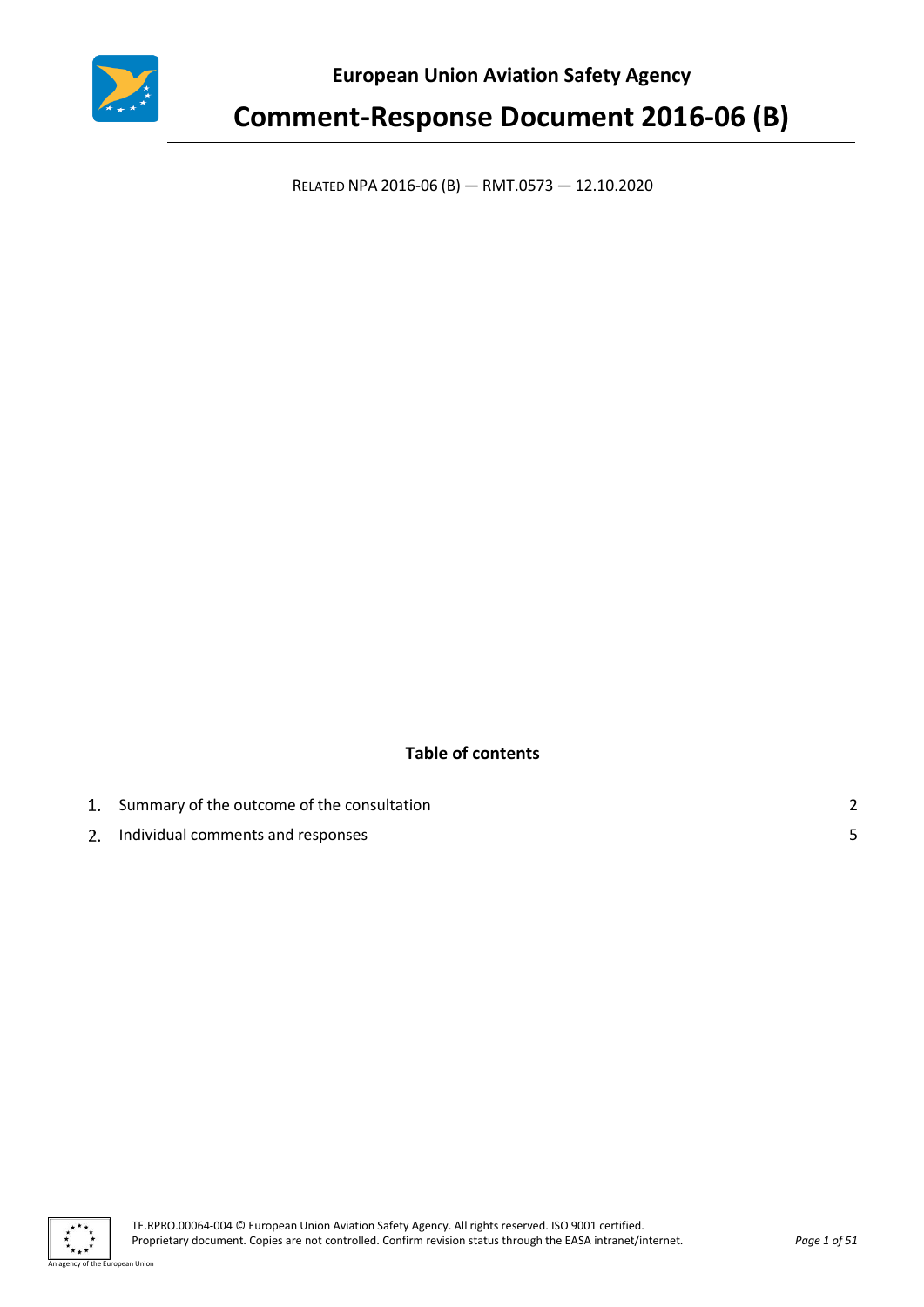**European Union Aviation Safety Agency**

# Comment-Response Document 2016-06 (B)

RELATED NPA 2016-06 (B) — RMT.0573 — 12.10.2020

**Table of contents**

1. Summary of the outcome of the consultation 2
2. Individual comments and responses 5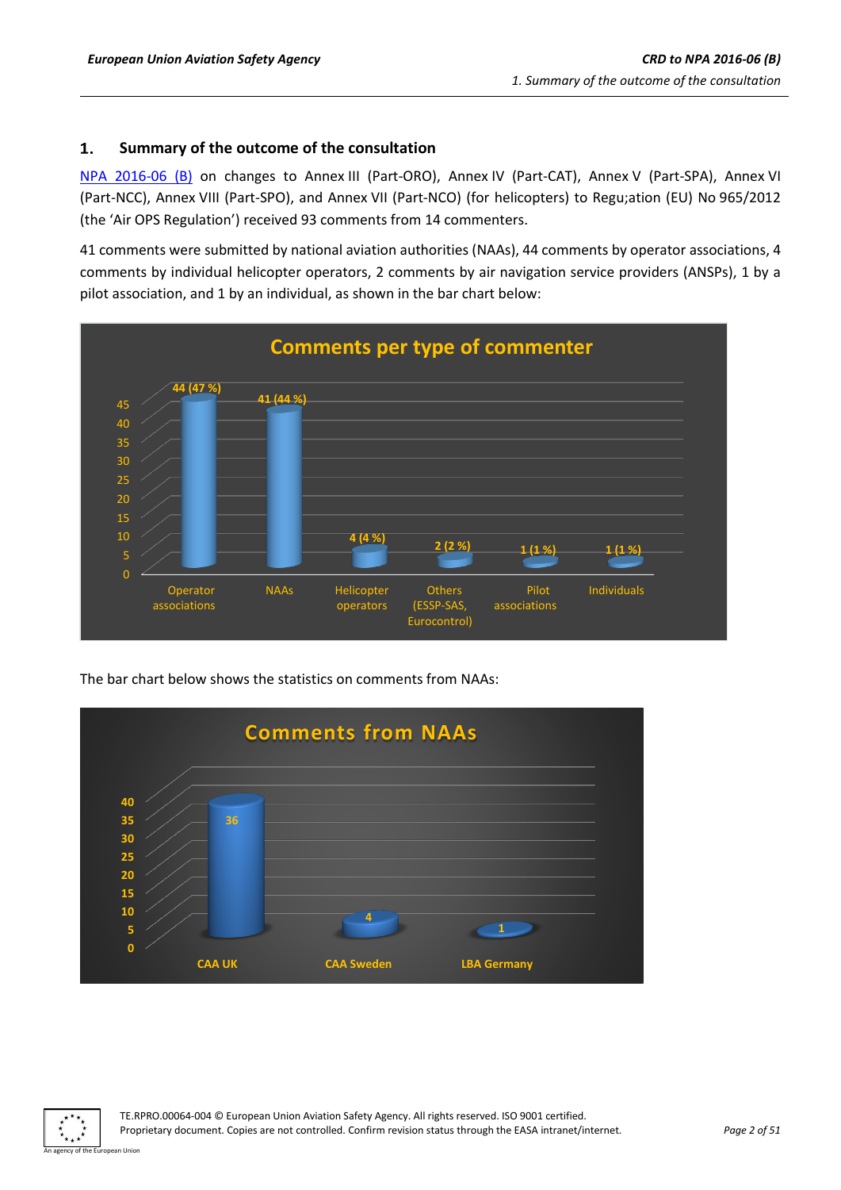## 1. Summary of the outcome of the consultation

NPA 2016-06 (B) on changes to Annex III (Part-ORO), Annex IV (Part-CAT), Annex V (Part-SPA), Annex VI (Part-NCC), Annex VIII (Part-SPO), and Annex VII (Part-NCO) (for helicopters) to Regu;ation (EU) No 965/2012 (the 'Air OPS Regulation') received 93 comments from 14 commenters.

41 comments were submitted by national aviation authorities (NAAs), 44 comments by operator associations, 4 comments by individual helicopter operators, 2 comments by air navigation service providers (ANSPs), 1 by a pilot association, and 1 by an individual, as shown in the bar chart below:

**Comments per type of commenter**

| Type of commenter | Comments |
|---|---|
| Operator associations | 44 (47 %) |
| NAAs | 41 (44 %) |
| Helicopter operators | 4 (4 %) |
| Others (ESSP-SAS, Eurocontrol) | 2 (2 %) |
| Pilot associations | 1 (1 %) |
| Individuals | 1 (1 %) |

The bar chart below shows the statistics on comments from NAAs:

**Comments from NAAs**

| NAA | Comments |
|---|---|
| CAA UK | 36 |
| CAA Sweden | 4 |
| LBA Germany | 1 |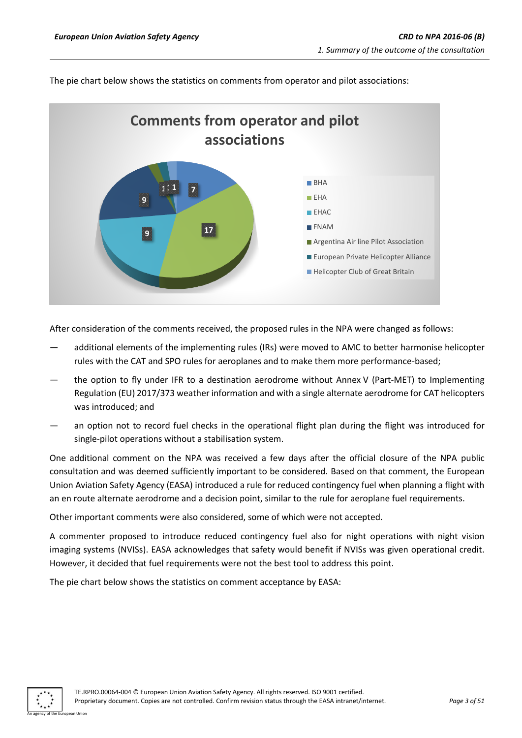The pie chart below shows the statistics on comments from operator and pilot associations:

After consideration of the comments received, the proposed rules in the NPA were changed as follows:

— additional elements of the implementing rules (IRs) were moved to AMC to better harmonise helicopter rules with the CAT and SPO rules for aeroplanes and to make them more performance-based;

— the option to fly under IFR to a destination aerodrome without Annex V (Part-MET) to Implementing Regulation (EU) 2017/373 weather information and with a single alternate aerodrome for CAT helicopters was introduced; and

— an option not to record fuel checks in the operational flight plan during the flight was introduced for single-pilot operations without a stabilisation system.

One additional comment on the NPA was received a few days after the official closure of the NPA public consultation and was deemed sufficiently important to be considered. Based on that comment, the European Union Aviation Safety Agency (EASA) introduced a rule for reduced contingency fuel when planning a flight with an en route alternate aerodrome and a decision point, similar to the rule for aeroplane fuel requirements.

Other important comments were also considered, some of which were not accepted.

A commenter proposed to introduce reduced contingency fuel also for night operations with night vision imaging systems (NVISs). EASA acknowledges that safety would benefit if NVISs was given operational credit. However, it decided that fuel requirements were not the best tool to address this point.

The pie chart below shows the statistics on comment acceptance by EASA: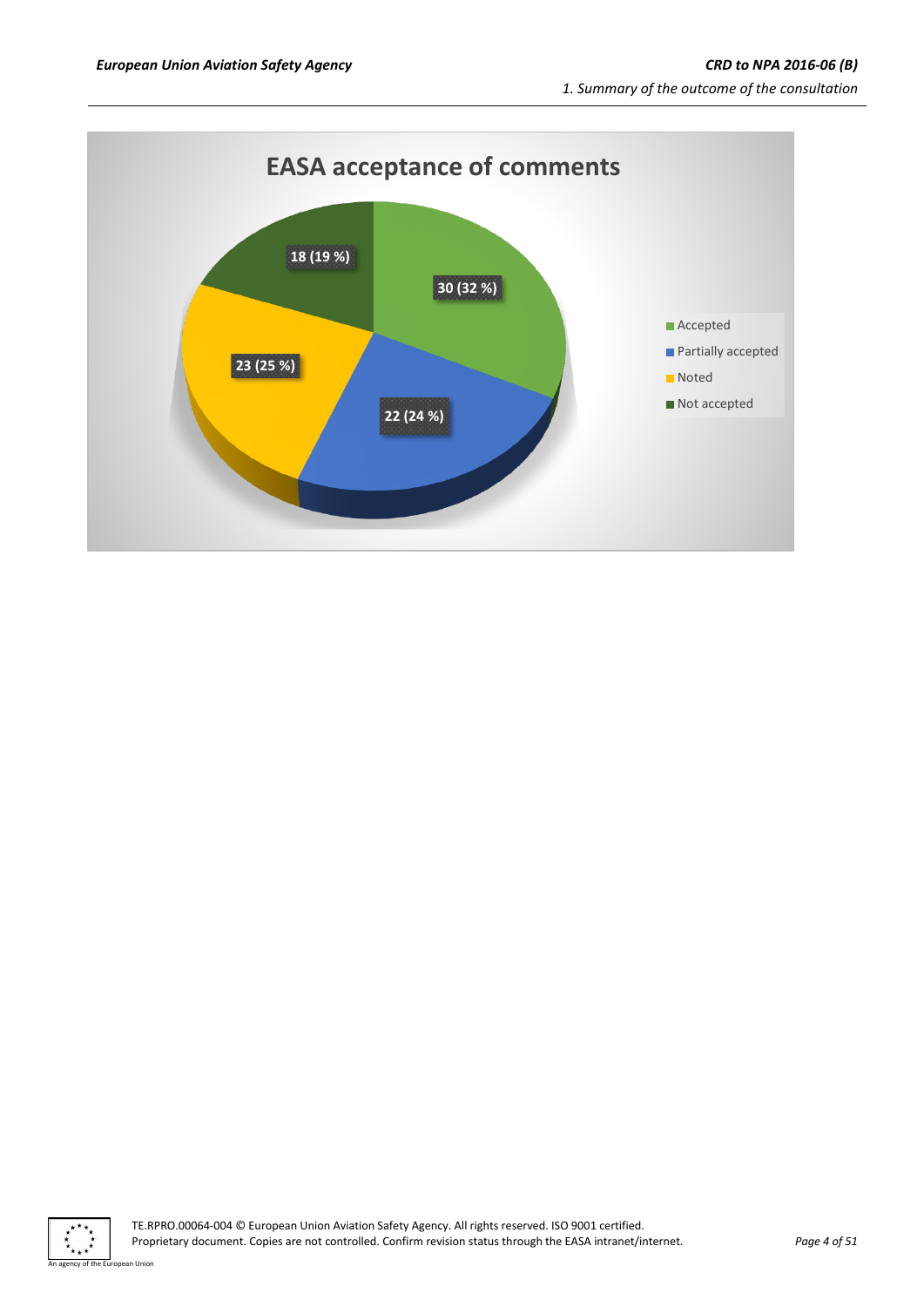**EASA acceptance of comments**

| Category | Number (%) |
| --- | --- |
| Accepted | 30 (32 %) |
| Partially accepted | 22 (24 %) |
| Noted | 23 (25 %) |
| Not accepted | 18 (19 %) |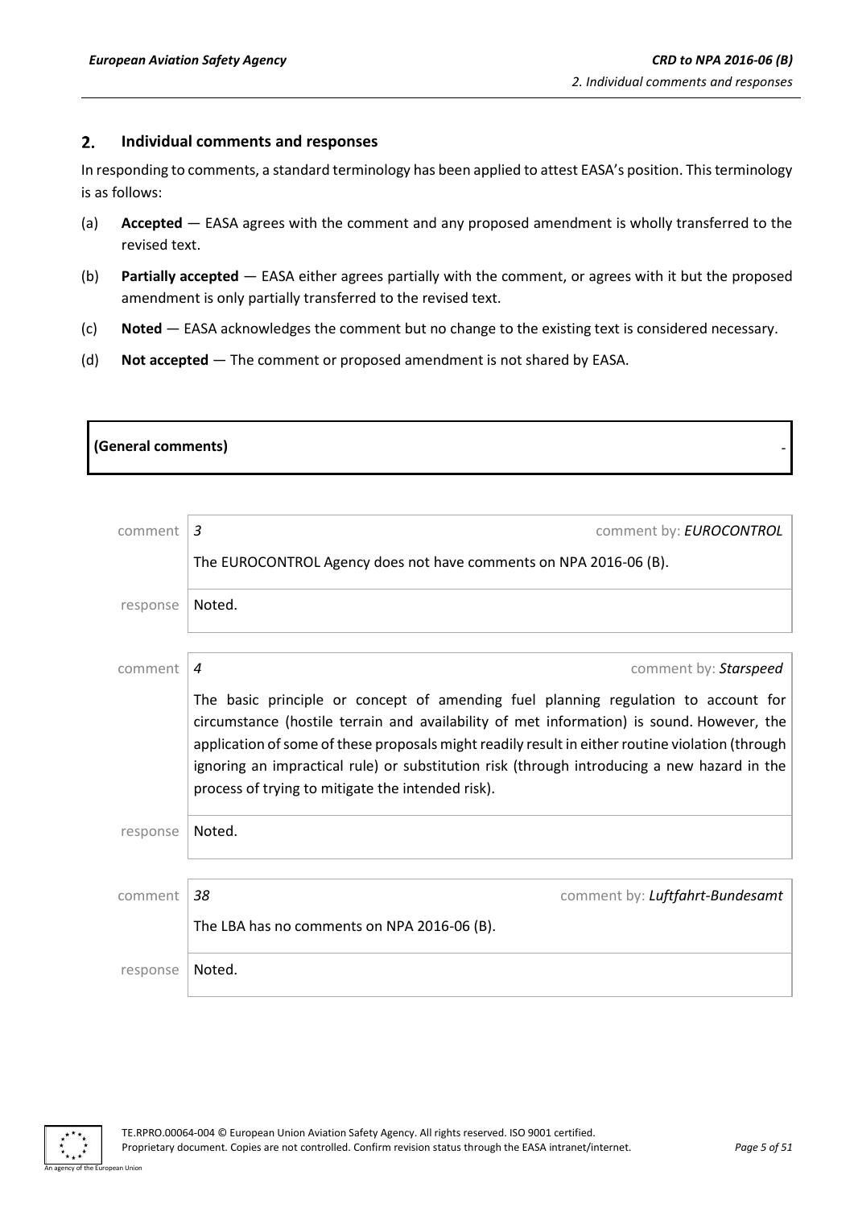## 2. Individual comments and responses

In responding to comments, a standard terminology has been applied to attest EASA's position. This terminology is as follows:

(a) **Accepted** — EASA agrees with the comment and any proposed amendment is wholly transferred to the revised text.

(b) **Partially accepted** — EASA either agrees partially with the comment, or agrees with it but the proposed amendment is only partially transferred to the revised text.

(c) **Noted** — EASA acknowledges the comment but no change to the existing text is considered necessary.

(d) **Not accepted** — The comment or proposed amendment is not shared by EASA.

**(General comments)** -

| comment | *3* comment by: ***EUROCONTROL*** |
|---|---|
| | The EUROCONTROL Agency does not have comments on NPA 2016-06 (B). |
| response | Noted. |

| comment | *4* comment by: ***Starspeed*** |
|---|---|
| | The basic principle or concept of amending fuel planning regulation to account for circumstance (hostile terrain and availability of met information) is sound. However, the application of some of these proposals might readily result in either routine violation (through ignoring an impractical rule) or substitution risk (through introducing a new hazard in the process of trying to mitigate the intended risk). |
| response | Noted. |

| comment | *38* comment by: ***Luftfahrt-Bundesamt*** |
|---|---|
| | The LBA has no comments on NPA 2016-06 (B). |
| response | Noted. |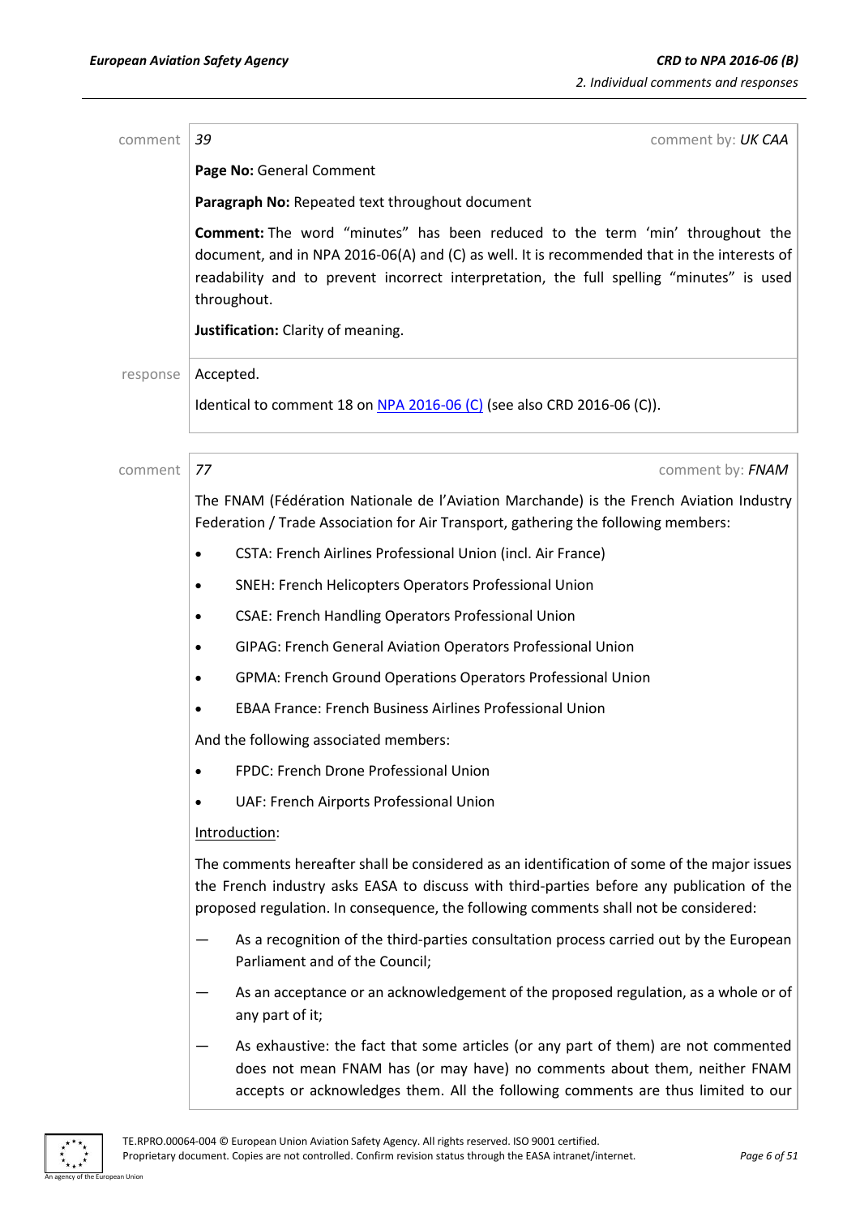comment | *39* | comment by: *UK CAA*

**Page No:** General Comment

**Paragraph No:** Repeated text throughout document

**Comment:** The word "minutes" has been reduced to the term 'min' throughout the document, and in NPA 2016-06(A) and (C) as well. It is recommended that in the interests of readability and to prevent incorrect interpretation, the full spelling "minutes" is used throughout.

**Justification:** Clarity of meaning.

response | Accepted.

Identical to comment 18 on NPA 2016-06 (C) (see also CRD 2016-06 (C)).

comment | *77* | comment by: *FNAM*

The FNAM (Fédération Nationale de l'Aviation Marchande) is the French Aviation Industry Federation / Trade Association for Air Transport, gathering the following members:

- CSTA: French Airlines Professional Union (incl. Air France)
- SNEH: French Helicopters Operators Professional Union
- CSAE: French Handling Operators Professional Union
- GIPAG: French General Aviation Operators Professional Union
- GPMA: French Ground Operations Operators Professional Union
- EBAA France: French Business Airlines Professional Union

And the following associated members:

- FPDC: French Drone Professional Union
- UAF: French Airports Professional Union

Introduction:

The comments hereafter shall be considered as an identification of some of the major issues the French industry asks EASA to discuss with third-parties before any publication of the proposed regulation. In consequence, the following comments shall not be considered:

— As a recognition of the third-parties consultation process carried out by the European Parliament and of the Council;

— As an acceptance or an acknowledgement of the proposed regulation, as a whole or of any part of it;

— As exhaustive: the fact that some articles (or any part of them) are not commented does not mean FNAM has (or may have) no comments about them, neither FNAM accepts or acknowledges them. All the following comments are thus limited to our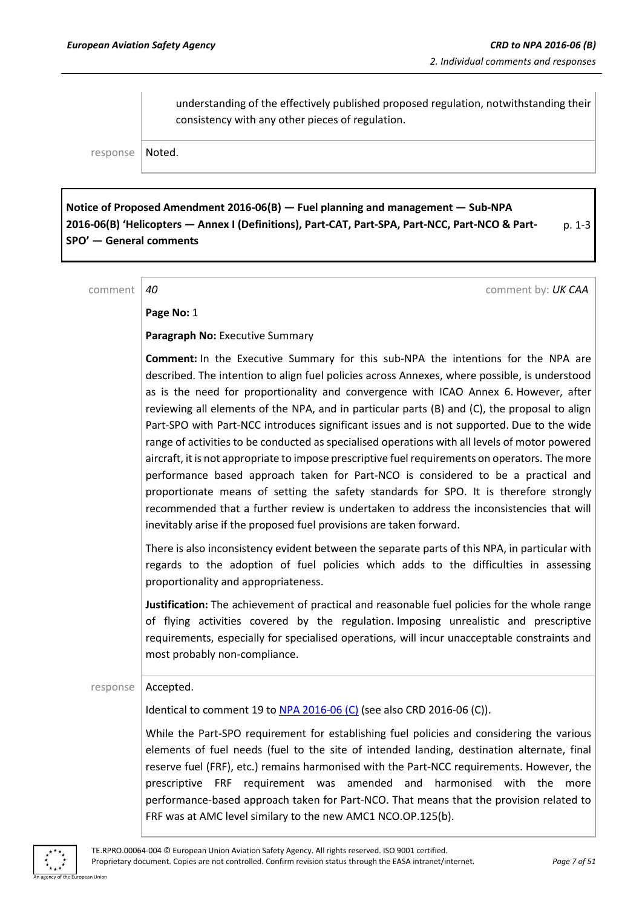understanding of the effectively published proposed regulation, notwithstanding their consistency with any other pieces of regulation.

response Noted.

**Notice of Proposed Amendment 2016-06(B) — Fuel planning and management — Sub-NPA 2016-06(B) 'Helicopters — Annex I (Definitions), Part-CAT, Part-SPA, Part-NCC, Part-NCO & Part-SPO' — General comments** p. 1-3

comment *40* comment by: *UK CAA*

**Page No:** 1

**Paragraph No:** Executive Summary

**Comment:** In the Executive Summary for this sub-NPA the intentions for the NPA are described. The intention to align fuel policies across Annexes, where possible, is understood as is the need for proportionality and convergence with ICAO Annex 6. However, after reviewing all elements of the NPA, and in particular parts (B) and (C), the proposal to align Part-SPO with Part-NCC introduces significant issues and is not supported. Due to the wide range of activities to be conducted as specialised operations with all levels of motor powered aircraft, it is not appropriate to impose prescriptive fuel requirements on operators. The more performance based approach taken for Part-NCO is considered to be a practical and proportionate means of setting the safety standards for SPO. It is therefore strongly recommended that a further review is undertaken to address the inconsistencies that will inevitably arise if the proposed fuel provisions are taken forward.

There is also inconsistency evident between the separate parts of this NPA, in particular with regards to the adoption of fuel policies which adds to the difficulties in assessing proportionality and appropriateness.

**Justification:** The achievement of practical and reasonable fuel policies for the whole range of flying activities covered by the regulation. Imposing unrealistic and prescriptive requirements, especially for specialised operations, will incur unacceptable constraints and most probably non-compliance.

response Accepted.

Identical to comment 19 to NPA 2016-06 (C) (see also CRD 2016-06 (C)).

While the Part-SPO requirement for establishing fuel policies and considering the various elements of fuel needs (fuel to the site of intended landing, destination alternate, final reserve fuel (FRF), etc.) remains harmonised with the Part-NCC requirements. However, the prescriptive FRF requirement was amended and harmonised with the more performance-based approach taken for Part-NCO. That means that the provision related to FRF was at AMC level similary to the new AMC1 NCO.OP.125(b).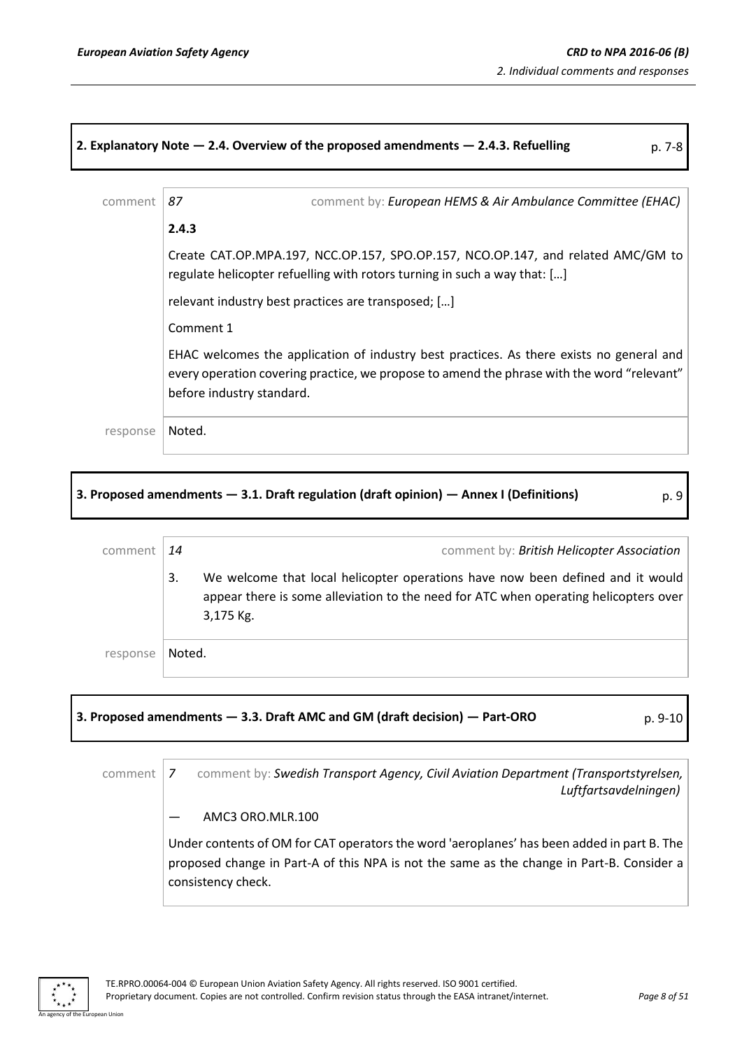**2. Explanatory Note — 2.4. Overview of the proposed amendments — 2.4.3. Refuelling** p. 7-8

comment 87 comment by: *European HEMS & Air Ambulance Committee (EHAC)*

**2.4.3**

Create CAT.OP.MPA.197, NCC.OP.157, SPO.OP.157, NCO.OP.147, and related AMC/GM to regulate helicopter refuelling with rotors turning in such a way that: […]

relevant industry best practices are transposed; […]

Comment 1

EHAC welcomes the application of industry best practices. As there exists no general and every operation covering practice, we propose to amend the phrase with the word "relevant" before industry standard.

response Noted.

**3. Proposed amendments — 3.1. Draft regulation (draft opinion) — Annex I (Definitions)** p. 9

comment 14 comment by: *British Helicopter Association*

3. We welcome that local helicopter operations have now been defined and it would appear there is some alleviation to the need for ATC when operating helicopters over 3,175 Kg.

response Noted.

**3. Proposed amendments — 3.3. Draft AMC and GM (draft decision) — Part-ORO** p. 9-10

comment 7 comment by: *Swedish Transport Agency, Civil Aviation Department (Transportstyrelsen, Luftfartsavdelningen)*

— AMC3 ORO.MLR.100

Under contents of OM for CAT operators the word 'aeroplanes' has been added in part B. The proposed change in Part-A of this NPA is not the same as the change in Part-B. Consider a consistency check.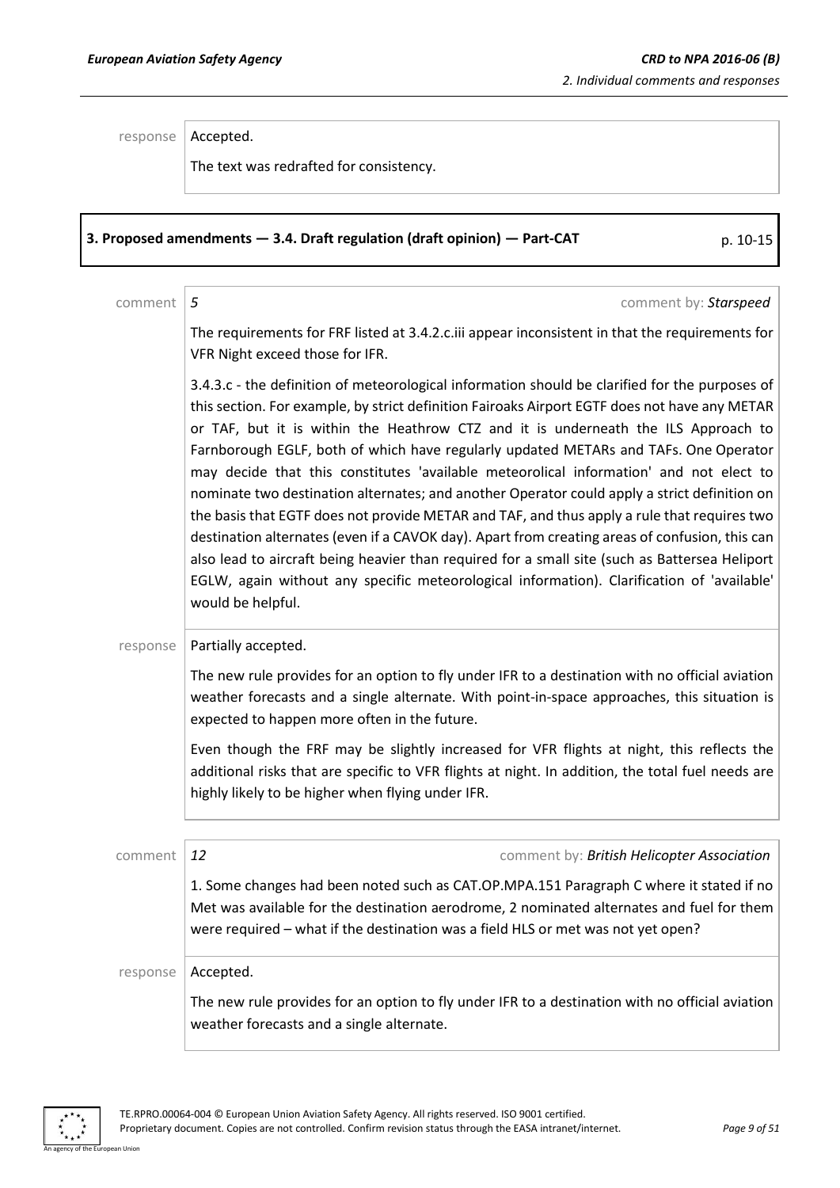response | Accepted.

The text was redrafted for consistency.

**3. Proposed amendments — 3.4. Draft regulation (draft opinion) — Part-CAT** p. 10-15

comment | *5* comment by: ***Starspeed***

The requirements for FRF listed at 3.4.2.c.iii appear inconsistent in that the requirements for VFR Night exceed those for IFR.

3.4.3.c - the definition of meteorological information should be clarified for the purposes of this section. For example, by strict definition Fairoaks Airport EGTF does not have any METAR or TAF, but it is within the Heathrow CTZ and it is underneath the ILS Approach to Farnborough EGLF, both of which have regularly updated METARs and TAFs. One Operator may decide that this constitutes 'available meteorolical information' and not elect to nominate two destination alternates; and another Operator could apply a strict definition on the basis that EGTF does not provide METAR and TAF, and thus apply a rule that requires two destination alternates (even if a CAVOK day). Apart from creating areas of confusion, this can also lead to aircraft being heavier than required for a small site (such as Battersea Heliport EGLW, again without any specific meteorological information). Clarification of 'available' would be helpful.

response | Partially accepted.

The new rule provides for an option to fly under IFR to a destination with no official aviation weather forecasts and a single alternate. With point-in-space approaches, this situation is expected to happen more often in the future.

Even though the FRF may be slightly increased for VFR flights at night, this reflects the additional risks that are specific to VFR flights at night. In addition, the total fuel needs are highly likely to be higher when flying under IFR.

comment | *12* comment by: ***British Helicopter Association***

1. Some changes had been noted such as CAT.OP.MPA.151 Paragraph C where it stated if no Met was available for the destination aerodrome, 2 nominated alternates and fuel for them were required – what if the destination was a field HLS or met was not yet open?

response | Accepted.

The new rule provides for an option to fly under IFR to a destination with no official aviation weather forecasts and a single alternate.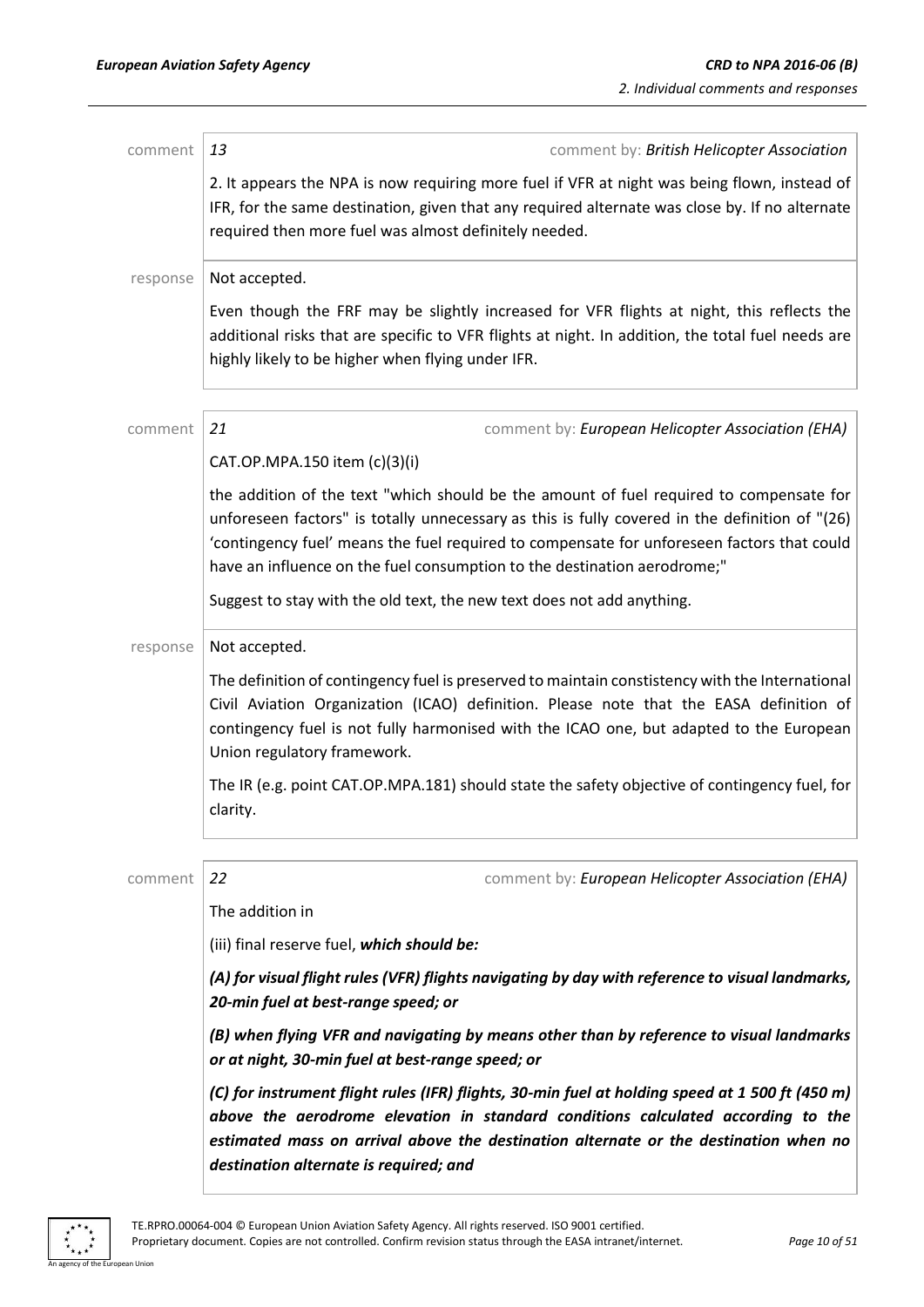comment | *13* comment by: *British Helicopter Association*

2. It appears the NPA is now requiring more fuel if VFR at night was being flown, instead of IFR, for the same destination, given that any required alternate was close by. If no alternate required then more fuel was almost definitely needed.

response | Not accepted.

Even though the FRF may be slightly increased for VFR flights at night, this reflects the additional risks that are specific to VFR flights at night. In addition, the total fuel needs are highly likely to be higher when flying under IFR.

comment | *21* comment by: *European Helicopter Association (EHA)*

CAT.OP.MPA.150 item (c)(3)(i)

the addition of the text "which should be the amount of fuel required to compensate for unforeseen factors" is totally unnecessary as this is fully covered in the definition of "(26) 'contingency fuel' means the fuel required to compensate for unforeseen factors that could have an influence on the fuel consumption to the destination aerodrome;"

Suggest to stay with the old text, the new text does not add anything.

response | Not accepted.

The definition of contingency fuel is preserved to maintain constistency with the International Civil Aviation Organization (ICAO) definition. Please note that the EASA definition of contingency fuel is not fully harmonised with the ICAO one, but adapted to the European Union regulatory framework.

The IR (e.g. point CAT.OP.MPA.181) should state the safety objective of contingency fuel, for clarity.

comment | *22* comment by: *European Helicopter Association (EHA)*

The addition in

(iii) final reserve fuel, ***which should be:***

***(A) for visual flight rules (VFR) flights navigating by day with reference to visual landmarks, 20-min fuel at best-range speed; or***

***(B) when flying VFR and navigating by means other than by reference to visual landmarks or at night, 30-min fuel at best-range speed; or***

***(C) for instrument flight rules (IFR) flights, 30-min fuel at holding speed at 1 500 ft (450 m) above the aerodrome elevation in standard conditions calculated according to the estimated mass on arrival above the destination alternate or the destination when no destination alternate is required; and***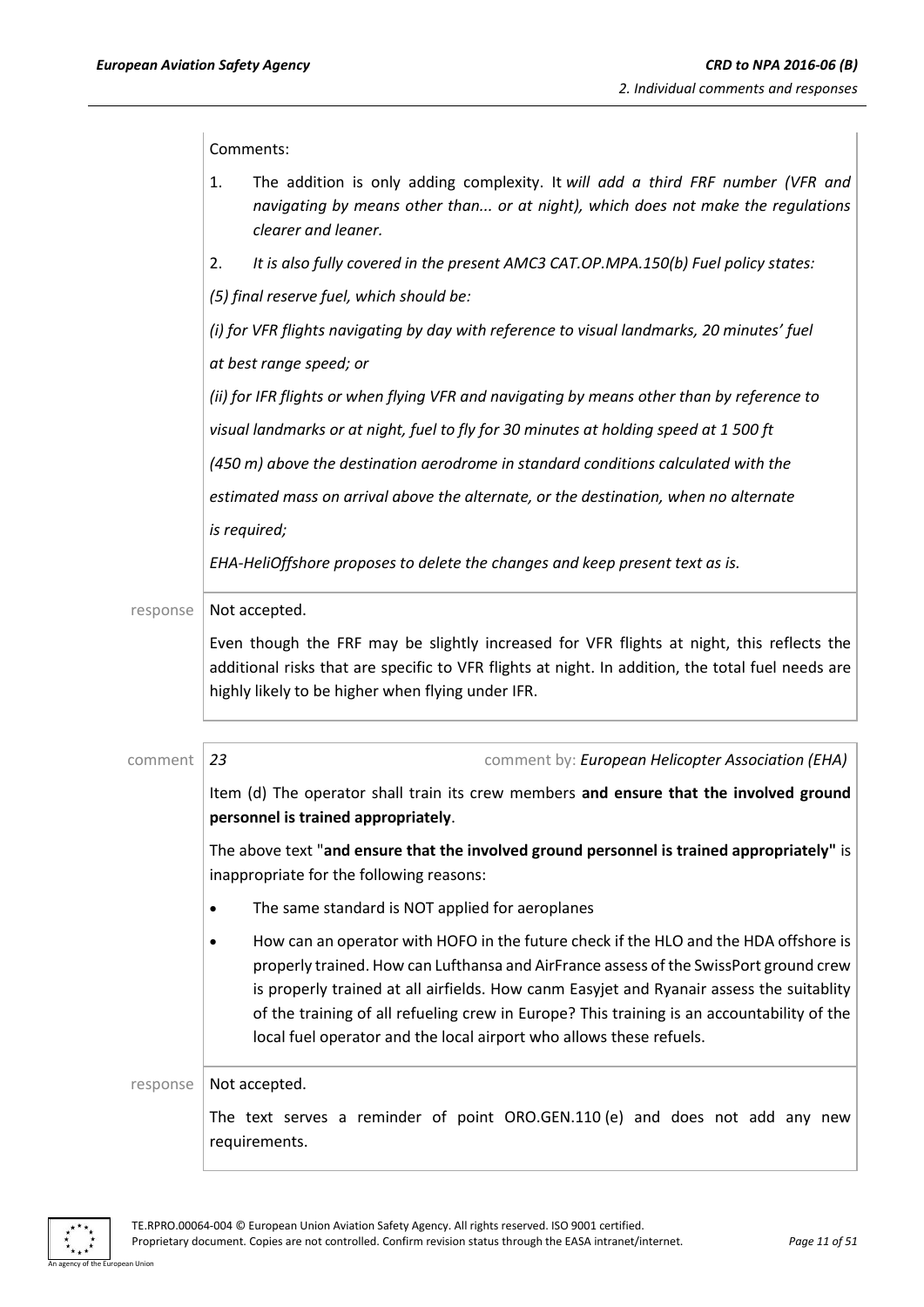Comments:

1. The addition is only adding complexity. It *will add a third FRF number (VFR and navigating by means other than... or at night), which does not make the regulations clearer and leaner.*
2. *It is also fully covered in the present AMC3 CAT.OP.MPA.150(b) Fuel policy states:*

*(5) final reserve fuel, which should be:*

*(i) for VFR flights navigating by day with reference to visual landmarks, 20 minutes' fuel at best range speed; or*

*(ii) for IFR flights or when flying VFR and navigating by means other than by reference to visual landmarks or at night, fuel to fly for 30 minutes at holding speed at 1 500 ft (450 m) above the destination aerodrome in standard conditions calculated with the estimated mass on arrival above the alternate, or the destination, when no alternate is required;*

*EHA-HeliOffshore proposes to delete the changes and keep present text as is.*

response | Not accepted.

Even though the FRF may be slightly increased for VFR flights at night, this reflects the additional risks that are specific to VFR flights at night. In addition, the total fuel needs are highly likely to be higher when flying under IFR.

---

comment | *23* | comment by: *European Helicopter Association (EHA)*

Item (d) The operator shall train its crew members **and ensure that the involved ground personnel is trained appropriately**.

The above text "**and ensure that the involved ground personnel is trained appropriately"** is inappropriate for the following reasons:

- The same standard is NOT applied for aeroplanes
- How can an operator with HOFO in the future check if the HLO and the HDA offshore is properly trained. How can Lufthansa and AirFrance assess of the SwissPort ground crew is properly trained at all airfields. How canm Easyjet and Ryanair assess the suitablity of the training of all refueling crew in Europe? This training is an accountability of the local fuel operator and the local airport who allows these refuels.

response | Not accepted.

The text serves a reminder of point ORO.GEN.110 (e) and does not add any new requirements.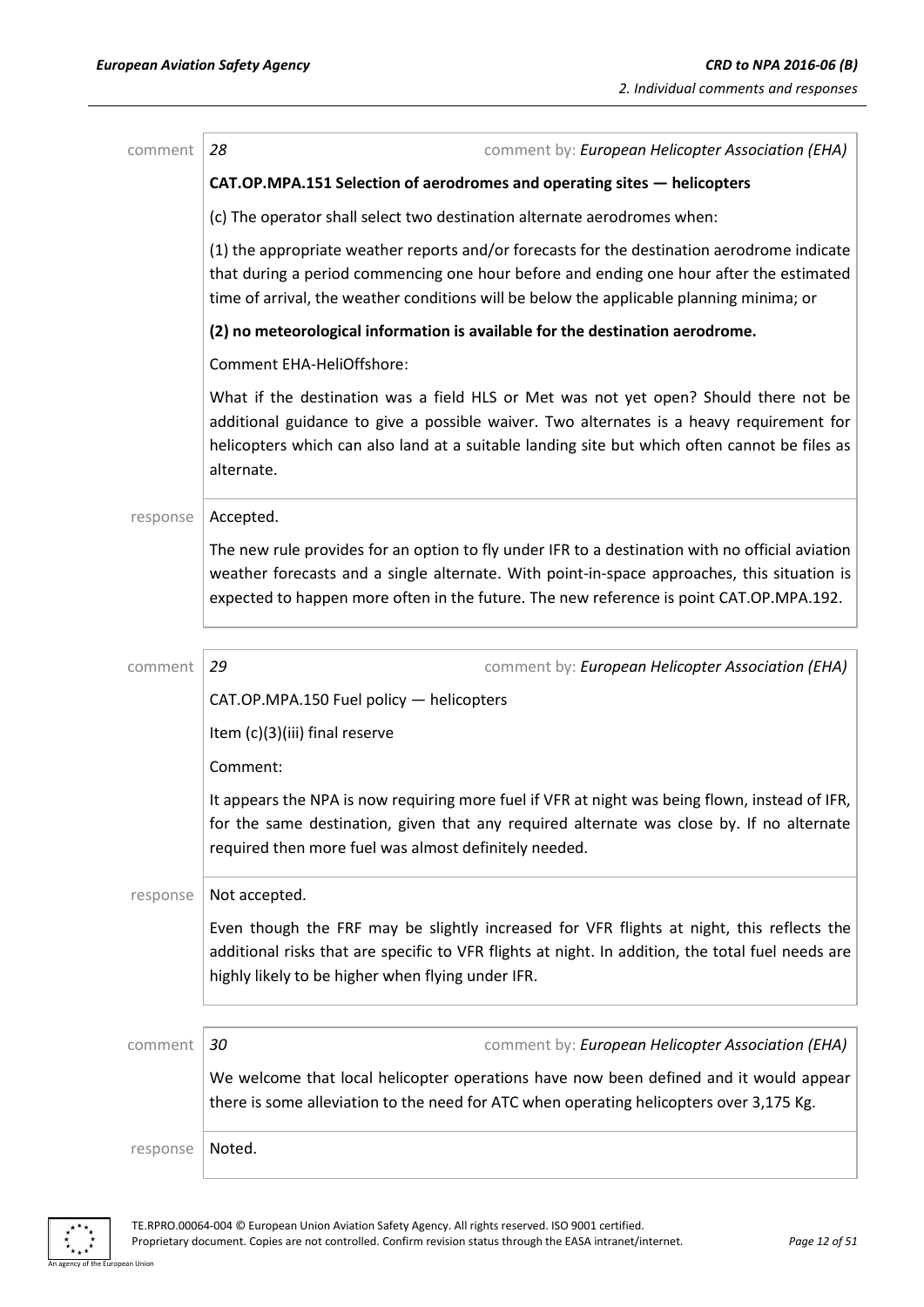comment | *28* comment by: ***European Helicopter Association (EHA)***

**CAT.OP.MPA.151 Selection of aerodromes and operating sites — helicopters**

(c) The operator shall select two destination alternate aerodromes when:

(1) the appropriate weather reports and/or forecasts for the destination aerodrome indicate that during a period commencing one hour before and ending one hour after the estimated time of arrival, the weather conditions will be below the applicable planning minima; or

**(2) no meteorological information is available for the destination aerodrome.**

Comment EHA-HeliOffshore:

What if the destination was a field HLS or Met was not yet open? Should there not be additional guidance to give a possible waiver. Two alternates is a heavy requirement for helicopters which can also land at a suitable landing site but which often cannot be files as alternate.

response | Accepted.

The new rule provides for an option to fly under IFR to a destination with no official aviation weather forecasts and a single alternate. With point-in-space approaches, this situation is expected to happen more often in the future. The new reference is point CAT.OP.MPA.192.

comment | *29* comment by: ***European Helicopter Association (EHA)***

CAT.OP.MPA.150 Fuel policy — helicopters

Item (c)(3)(iii) final reserve

Comment:

It appears the NPA is now requiring more fuel if VFR at night was being flown, instead of IFR, for the same destination, given that any required alternate was close by. If no alternate required then more fuel was almost definitely needed.

response | Not accepted.

Even though the FRF may be slightly increased for VFR flights at night, this reflects the additional risks that are specific to VFR flights at night. In addition, the total fuel needs are highly likely to be higher when flying under IFR.

comment | *30* comment by: ***European Helicopter Association (EHA)***

We welcome that local helicopter operations have now been defined and it would appear there is some alleviation to the need for ATC when operating helicopters over 3,175 Kg.

response | Noted.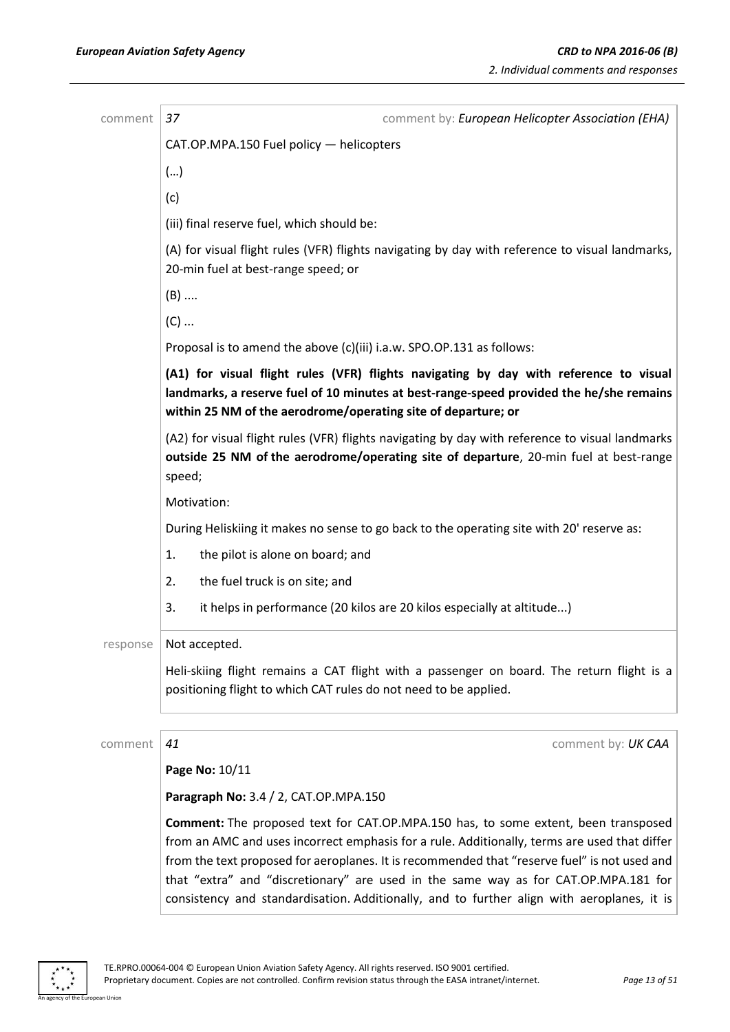comment **37** comment by: *European Helicopter Association (EHA)*

CAT.OP.MPA.150 Fuel policy — helicopters

(…)

(c)

(iii) final reserve fuel, which should be:

(A) for visual flight rules (VFR) flights navigating by day with reference to visual landmarks, 20-min fuel at best-range speed; or

(B) ....

(C) ...

Proposal is to amend the above (c)(iii) i.a.w. SPO.OP.131 as follows:

**(A1) for visual flight rules (VFR) flights navigating by day with reference to visual landmarks, a reserve fuel of 10 minutes at best-range-speed provided the he/she remains within 25 NM of the aerodrome/operating site of departure; or**

(A2) for visual flight rules (VFR) flights navigating by day with reference to visual landmarks **outside 25 NM of the aerodrome/operating site of departure**, 20-min fuel at best-range speed;

Motivation:

During Heliskiing it makes no sense to go back to the operating site with 20' reserve as:

1. the pilot is alone on board; and
2. the fuel truck is on site; and
3. it helps in performance (20 kilos are 20 kilos especially at altitude...)

response Not accepted.

Heli-skiing flight remains a CAT flight with a passenger on board. The return flight is a positioning flight to which CAT rules do not need to be applied.

comment **41** comment by: *UK CAA*

**Page No:** 10/11

**Paragraph No:** 3.4 / 2, CAT.OP.MPA.150

**Comment:** The proposed text for CAT.OP.MPA.150 has, to some extent, been transposed from an AMC and uses incorrect emphasis for a rule. Additionally, terms are used that differ from the text proposed for aeroplanes. It is recommended that "reserve fuel" is not used and that "extra" and "discretionary" are used in the same way as for CAT.OP.MPA.181 for consistency and standardisation. Additionally, and to further align with aeroplanes, it is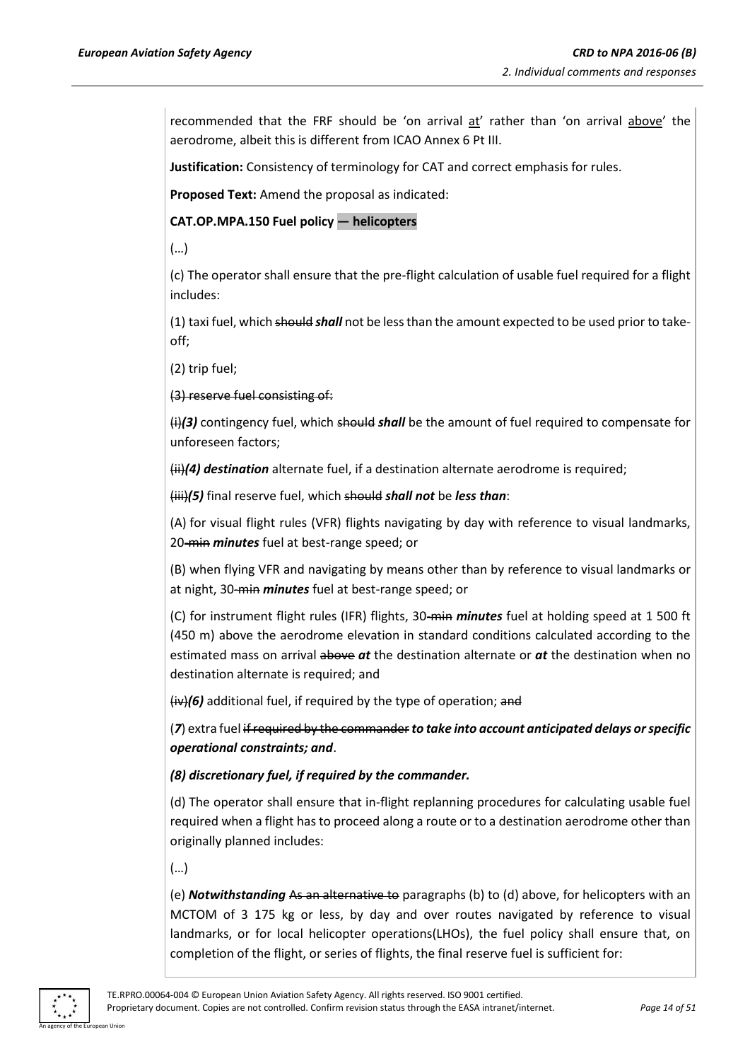recommended that the FRF should be 'on arrival at' rather than 'on arrival above' the aerodrome, albeit this is different from ICAO Annex 6 Pt III.

**Justification:** Consistency of terminology for CAT and correct emphasis for rules.

**Proposed Text:** Amend the proposal as indicated:

**CAT.OP.MPA.150 Fuel policy — helicopters**

(…)

(c) The operator shall ensure that the pre-flight calculation of usable fuel required for a flight includes:

(1) taxi fuel, which ~~should~~ ***shall*** not be less than the amount expected to be used prior to take-off;

(2) trip fuel;

~~(3) reserve fuel consisting of:~~

~~(i)~~***(3)*** contingency fuel, which ~~should~~ ***shall*** be the amount of fuel required to compensate for unforeseen factors;

~~(ii)~~***(4) destination*** alternate fuel, if a destination alternate aerodrome is required;

~~(iii)~~***(5)*** final reserve fuel, which ~~should~~ ***shall not*** be ***less than***:

(A) for visual flight rules (VFR) flights navigating by day with reference to visual landmarks, 20~~-min~~ ***minutes*** fuel at best-range speed; or

(B) when flying VFR and navigating by means other than by reference to visual landmarks or at night, 30~~-min~~ ***minutes*** fuel at best-range speed; or

(C) for instrument flight rules (IFR) flights, 30~~-min~~ ***minutes*** fuel at holding speed at 1 500 ft (450 m) above the aerodrome elevation in standard conditions calculated according to the estimated mass on arrival ~~above~~ ***at*** the destination alternate or ***at*** the destination when no destination alternate is required; and

~~(iv)~~***(6)*** additional fuel, if required by the type of operation; ~~and~~

(***7***) extra fuel ~~if required by the commander~~ ***to take into account anticipated delays or specific operational constraints; and***.

***(8) discretionary fuel, if required by the commander.***

(d) The operator shall ensure that in-flight replanning procedures for calculating usable fuel required when a flight has to proceed along a route or to a destination aerodrome other than originally planned includes:

(…)

(e) ***Notwithstanding*** ~~As an alternative to~~ paragraphs (b) to (d) above, for helicopters with an MCTOM of 3 175 kg or less, by day and over routes navigated by reference to visual landmarks, or for local helicopter operations(LHOs), the fuel policy shall ensure that, on completion of the flight, or series of flights, the final reserve fuel is sufficient for: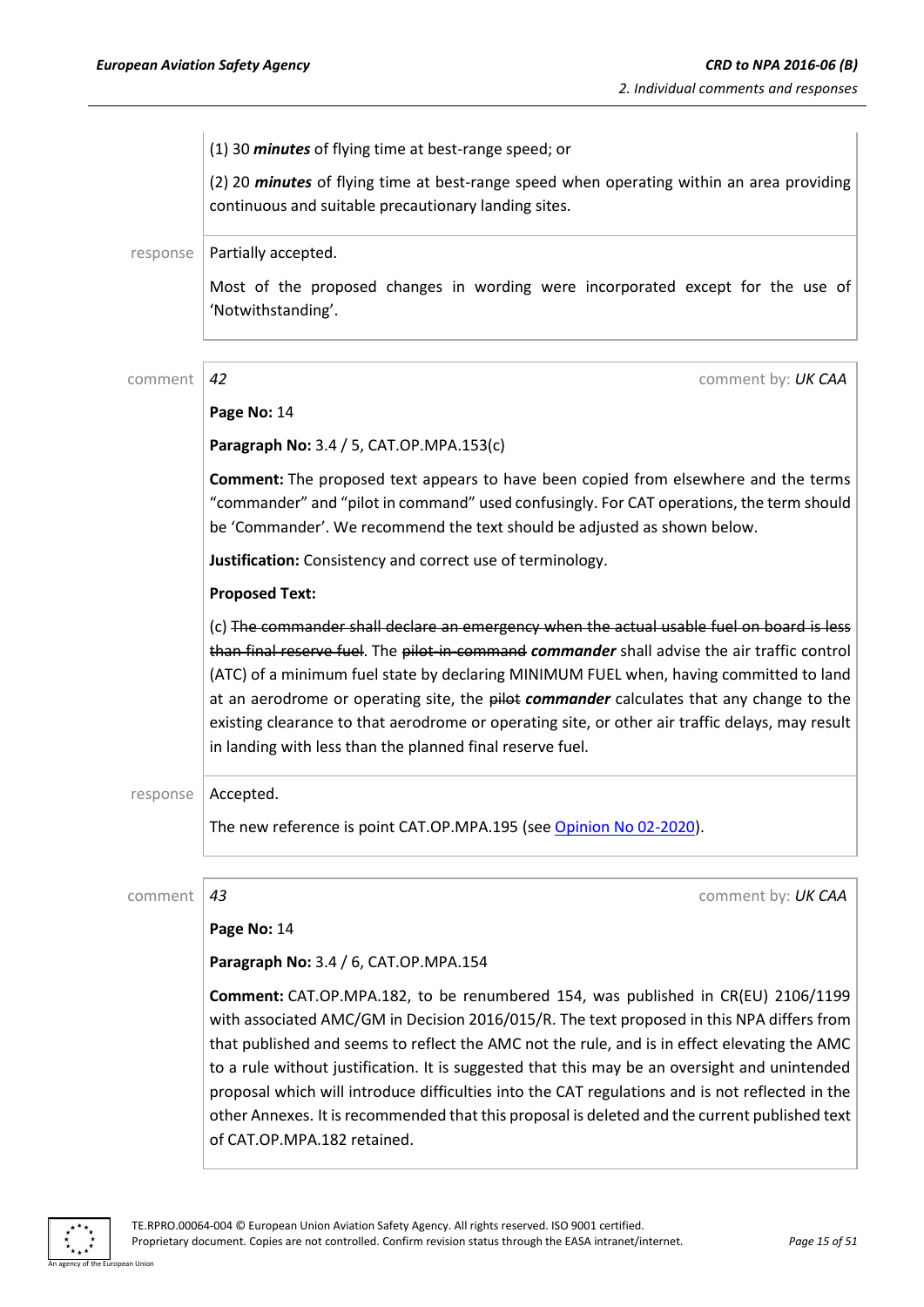(1) 30 ***minutes*** of flying time at best-range speed; or

(2) 20 ***minutes*** of flying time at best-range speed when operating within an area providing continuous and suitable precautionary landing sites.

response

Partially accepted.

Most of the proposed changes in wording were incorporated except for the use of 'Notwithstanding'.

---

comment *42* comment by: *UK CAA*

**Page No:** 14

**Paragraph No:** 3.4 / 5, CAT.OP.MPA.153(c)

**Comment:** The proposed text appears to have been copied from elsewhere and the terms "commander" and "pilot in command" used confusingly. For CAT operations, the term should be 'Commander'. We recommend the text should be adjusted as shown below.

**Justification:** Consistency and correct use of terminology.

**Proposed Text:**

(c) ~~The commander shall declare an emergency when the actual usable fuel on board is less than final reserve fuel~~. The ~~pilot-in-command~~ ***commander*** shall advise the air traffic control (ATC) of a minimum fuel state by declaring MINIMUM FUEL when, having committed to land at an aerodrome or operating site, the ~~pilot~~ ***commander*** calculates that any change to the existing clearance to that aerodrome or operating site, or other air traffic delays, may result in landing with less than the planned final reserve fuel.

response

Accepted.

The new reference is point CAT.OP.MPA.195 (see Opinion No 02-2020).

---

comment *43* comment by: *UK CAA*

**Page No:** 14

**Paragraph No:** 3.4 / 6, CAT.OP.MPA.154

**Comment:** CAT.OP.MPA.182, to be renumbered 154, was published in CR(EU) 2106/1199 with associated AMC/GM in Decision 2016/015/R. The text proposed in this NPA differs from that published and seems to reflect the AMC not the rule, and is in effect elevating the AMC to a rule without justification. It is suggested that this may be an oversight and unintended proposal which will introduce difficulties into the CAT regulations and is not reflected in the other Annexes. It is recommended that this proposal is deleted and the current published text of CAT.OP.MPA.182 retained.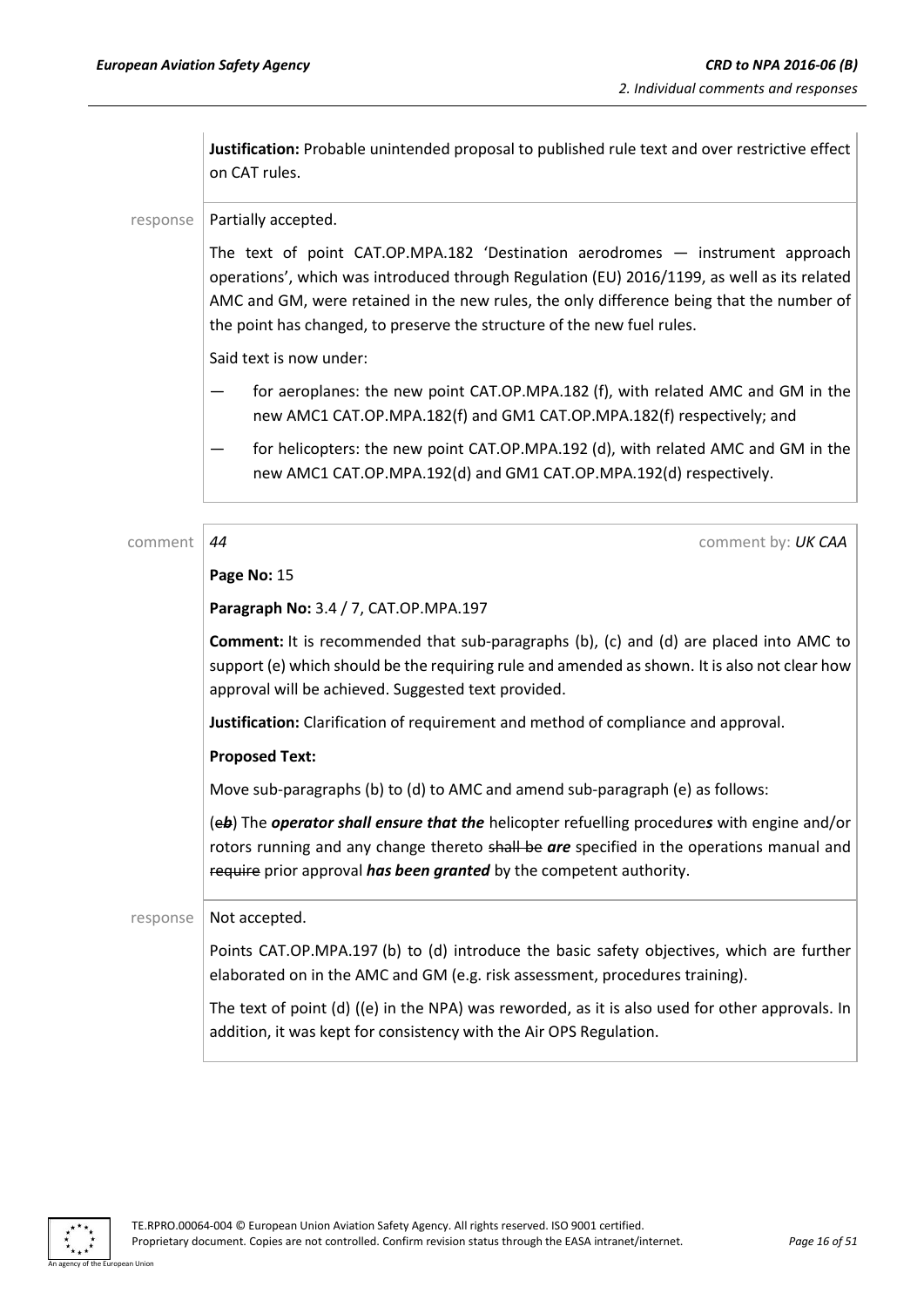**Justification:** Probable unintended proposal to published rule text and over restrictive effect on CAT rules.

response

Partially accepted.

The text of point CAT.OP.MPA.182 'Destination aerodromes — instrument approach operations', which was introduced through Regulation (EU) 2016/1199, as well as its related AMC and GM, were retained in the new rules, the only difference being that the number of the point has changed, to preserve the structure of the new fuel rules.

Said text is now under:

— for aeroplanes: the new point CAT.OP.MPA.182 (f), with related AMC and GM in the new AMC1 CAT.OP.MPA.182(f) and GM1 CAT.OP.MPA.182(f) respectively; and

— for helicopters: the new point CAT.OP.MPA.192 (d), with related AMC and GM in the new AMC1 CAT.OP.MPA.192(d) and GM1 CAT.OP.MPA.192(d) respectively.

comment

*44* comment by: *UK CAA*

**Page No:** 15

**Paragraph No:** 3.4 / 7, CAT.OP.MPA.197

**Comment:** It is recommended that sub-paragraphs (b), (c) and (d) are placed into AMC to support (e) which should be the requiring rule and amended as shown. It is also not clear how approval will be achieved. Suggested text provided.

**Justification:** Clarification of requirement and method of compliance and approval.

**Proposed Text:**

Move sub-paragraphs (b) to (d) to AMC and amend sub-paragraph (e) as follows:

(~~e~~***b***) The ***operator shall ensure that the*** helicopter refuelling procedure***s*** with engine and/or rotors running and any change thereto ~~shall be~~ ***are*** specified in the operations manual and ~~require~~ prior approval ***has been granted*** by the competent authority.

response

Not accepted.

Points CAT.OP.MPA.197 (b) to (d) introduce the basic safety objectives, which are further elaborated on in the AMC and GM (e.g. risk assessment, procedures training).

The text of point (d) ((e) in the NPA) was reworded, as it is also used for other approvals. In addition, it was kept for consistency with the Air OPS Regulation.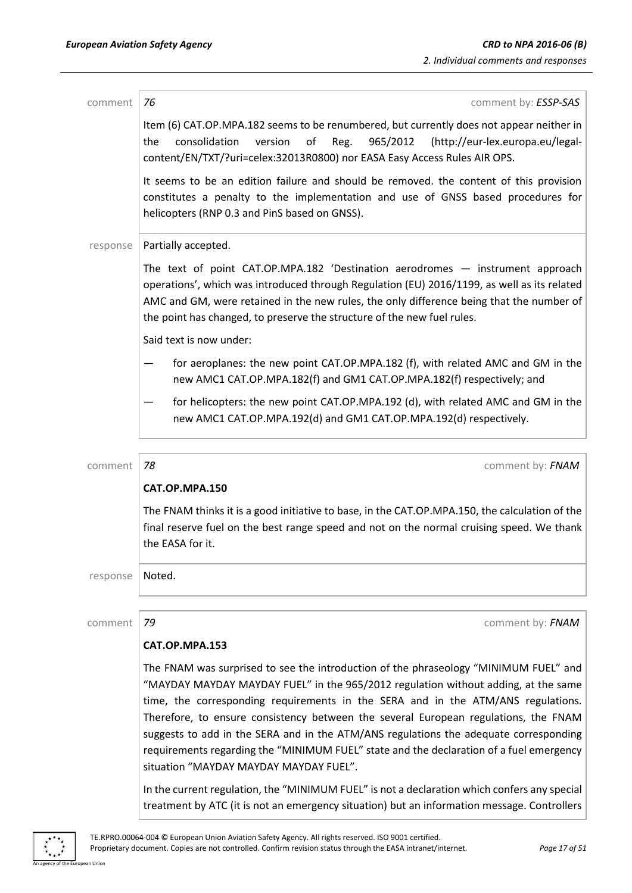comment 76 comment by: *ESSP-SAS*

Item (6) CAT.OP.MPA.182 seems to be renumbered, but currently does not appear neither in the consolidation version of Reg. 965/2012 (http://eur-lex.europa.eu/legal-content/EN/TXT/?uri=celex:32013R0800) nor EASA Easy Access Rules AIR OPS.

It seems to be an edition failure and should be removed. the content of this provision constitutes a penalty to the implementation and use of GNSS based procedures for helicopters (RNP 0.3 and PinS based on GNSS).

response Partially accepted.

The text of point CAT.OP.MPA.182 'Destination aerodromes — instrument approach operations', which was introduced through Regulation (EU) 2016/1199, as well as its related AMC and GM, were retained in the new rules, the only difference being that the number of the point has changed, to preserve the structure of the new fuel rules.

Said text is now under:

— for aeroplanes: the new point CAT.OP.MPA.182 (f), with related AMC and GM in the new AMC1 CAT.OP.MPA.182(f) and GM1 CAT.OP.MPA.182(f) respectively; and

— for helicopters: the new point CAT.OP.MPA.192 (d), with related AMC and GM in the new AMC1 CAT.OP.MPA.192(d) and GM1 CAT.OP.MPA.192(d) respectively.

comment 78 comment by: *FNAM*

**CAT.OP.MPA.150**

The FNAM thinks it is a good initiative to base, in the CAT.OP.MPA.150, the calculation of the final reserve fuel on the best range speed and not on the normal cruising speed. We thank the EASA for it.

response Noted.

comment 79 comment by: *FNAM*

**CAT.OP.MPA.153**

The FNAM was surprised to see the introduction of the phraseology "MINIMUM FUEL" and "MAYDAY MAYDAY MAYDAY FUEL" in the 965/2012 regulation without adding, at the same time, the corresponding requirements in the SERA and in the ATM/ANS regulations. Therefore, to ensure consistency between the several European regulations, the FNAM suggests to add in the SERA and in the ATM/ANS regulations the adequate corresponding requirements regarding the "MINIMUM FUEL" state and the declaration of a fuel emergency situation "MAYDAY MAYDAY MAYDAY FUEL".

In the current regulation, the "MINIMUM FUEL" is not a declaration which confers any special treatment by ATC (it is not an emergency situation) but an information message. Controllers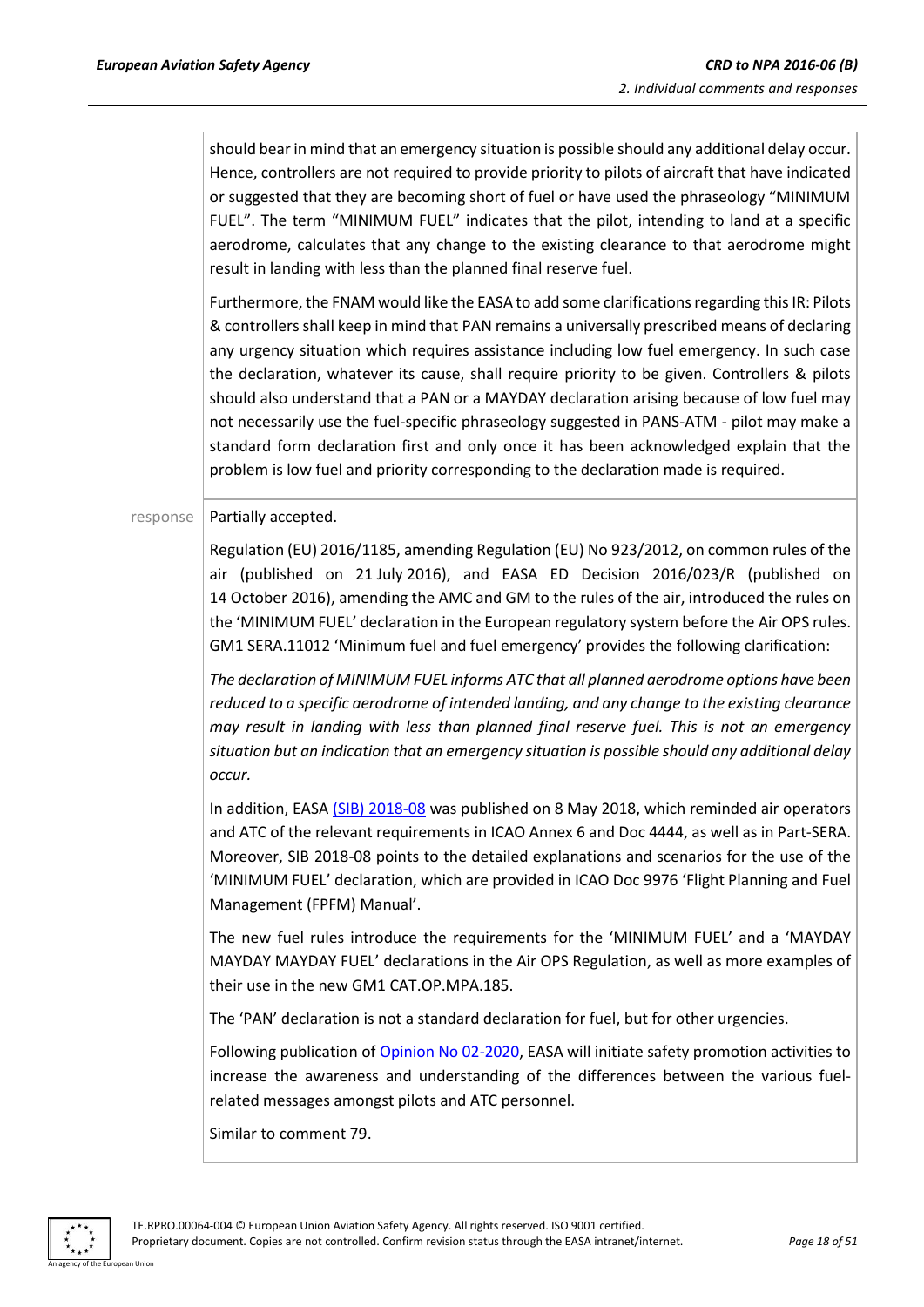should bear in mind that an emergency situation is possible should any additional delay occur. Hence, controllers are not required to provide priority to pilots of aircraft that have indicated or suggested that they are becoming short of fuel or have used the phraseology "MINIMUM FUEL". The term "MINIMUM FUEL" indicates that the pilot, intending to land at a specific aerodrome, calculates that any change to the existing clearance to that aerodrome might result in landing with less than the planned final reserve fuel.

Furthermore, the FNAM would like the EASA to add some clarifications regarding this IR: Pilots & controllers shall keep in mind that PAN remains a universally prescribed means of declaring any urgency situation which requires assistance including low fuel emergency. In such case the declaration, whatever its cause, shall require priority to be given. Controllers & pilots should also understand that a PAN or a MAYDAY declaration arising because of low fuel may not necessarily use the fuel-specific phraseology suggested in PANS-ATM - pilot may make a standard form declaration first and only once it has been acknowledged explain that the problem is low fuel and priority corresponding to the declaration made is required.

response Partially accepted.

Regulation (EU) 2016/1185, amending Regulation (EU) No 923/2012, on common rules of the air (published on 21 July 2016), and EASA ED Decision 2016/023/R (published on 14 October 2016), amending the AMC and GM to the rules of the air, introduced the rules on the 'MINIMUM FUEL' declaration in the European regulatory system before the Air OPS rules. GM1 SERA.11012 'Minimum fuel and fuel emergency' provides the following clarification:

*The declaration of MINIMUM FUEL informs ATC that all planned aerodrome options have been reduced to a specific aerodrome of intended landing, and any change to the existing clearance may result in landing with less than planned final reserve fuel. This is not an emergency situation but an indication that an emergency situation is possible should any additional delay occur.*

In addition, EASA (SIB) 2018-08 was published on 8 May 2018, which reminded air operators and ATC of the relevant requirements in ICAO Annex 6 and Doc 4444, as well as in Part-SERA. Moreover, SIB 2018-08 points to the detailed explanations and scenarios for the use of the 'MINIMUM FUEL' declaration, which are provided in ICAO Doc 9976 'Flight Planning and Fuel Management (FPFM) Manual'.

The new fuel rules introduce the requirements for the 'MINIMUM FUEL' and a 'MAYDAY MAYDAY MAYDAY FUEL' declarations in the Air OPS Regulation, as well as more examples of their use in the new GM1 CAT.OP.MPA.185.

The 'PAN' declaration is not a standard declaration for fuel, but for other urgencies.

Following publication of Opinion No 02-2020, EASA will initiate safety promotion activities to increase the awareness and understanding of the differences between the various fuel-related messages amongst pilots and ATC personnel.

Similar to comment 79.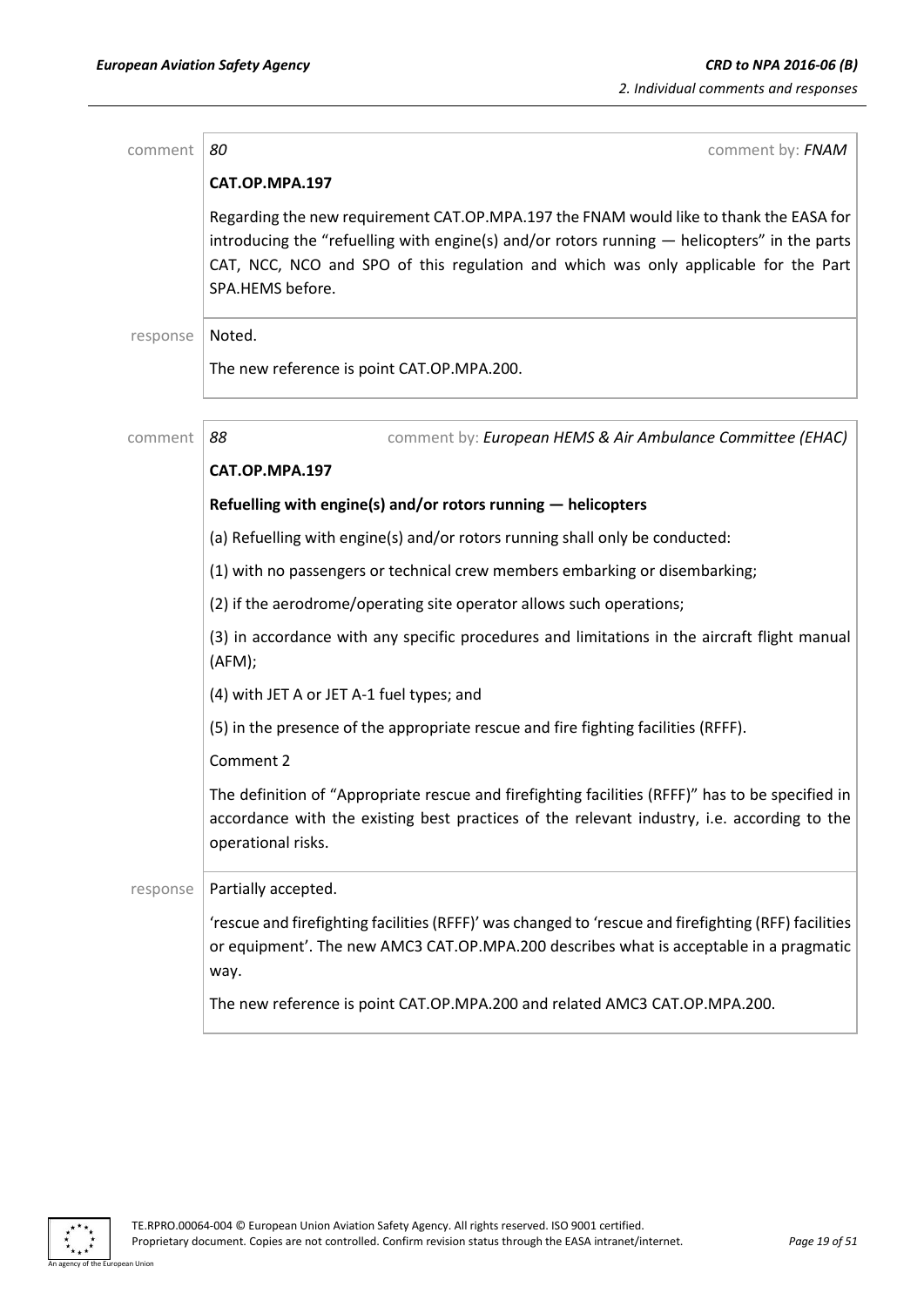comment | *80* | comment by: ***FNAM***

**CAT.OP.MPA.197**

Regarding the new requirement CAT.OP.MPA.197 the FNAM would like to thank the EASA for introducing the "refuelling with engine(s) and/or rotors running — helicopters" in the parts CAT, NCC, NCO and SPO of this regulation and which was only applicable for the Part SPA.HEMS before.

response | Noted.

The new reference is point CAT.OP.MPA.200.

---

comment | *88* | comment by: ***European HEMS & Air Ambulance Committee (EHAC)***

**CAT.OP.MPA.197**

**Refuelling with engine(s) and/or rotors running — helicopters**

(a) Refuelling with engine(s) and/or rotors running shall only be conducted:

(1) with no passengers or technical crew members embarking or disembarking;

(2) if the aerodrome/operating site operator allows such operations;

(3) in accordance with any specific procedures and limitations in the aircraft flight manual (AFM);

(4) with JET A or JET A-1 fuel types; and

(5) in the presence of the appropriate rescue and fire fighting facilities (RFFF).

Comment 2

The definition of "Appropriate rescue and firefighting facilities (RFFF)" has to be specified in accordance with the existing best practices of the relevant industry, i.e. according to the operational risks.

response | Partially accepted.

'rescue and firefighting facilities (RFFF)' was changed to 'rescue and firefighting (RFF) facilities or equipment'. The new AMC3 CAT.OP.MPA.200 describes what is acceptable in a pragmatic way.

The new reference is point CAT.OP.MPA.200 and related AMC3 CAT.OP.MPA.200.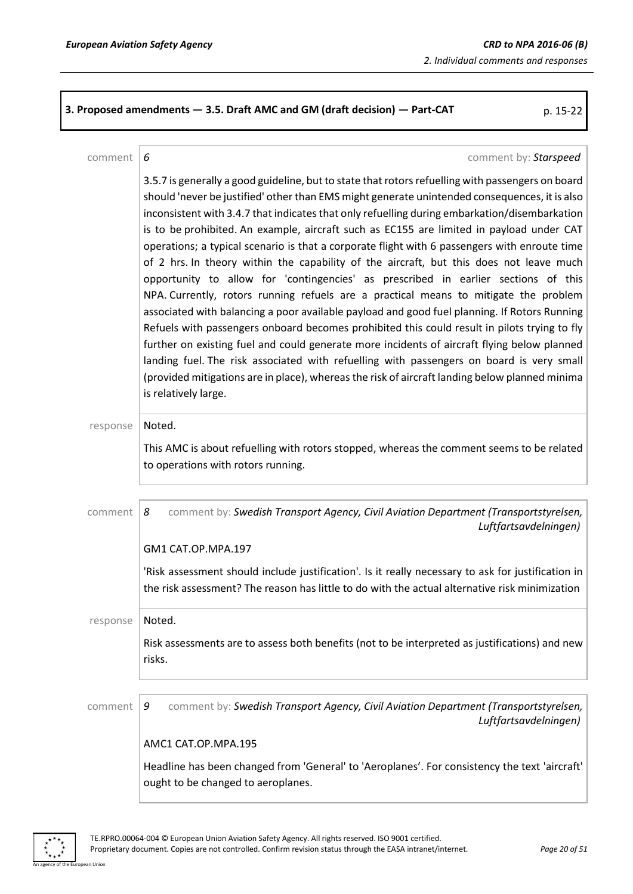**3. Proposed amendments — 3.5. Draft AMC and GM (draft decision) — Part-CAT** p. 15-22

comment 6 comment by: *Starspeed*

3.5.7 is generally a good guideline, but to state that rotors refuelling with passengers on board should 'never be justified' other than EMS might generate unintended consequences, it is also inconsistent with 3.4.7 that indicates that only refuelling during embarkation/disembarkation is to be prohibited. An example, aircraft such as EC155 are limited in payload under CAT operations; a typical scenario is that a corporate flight with 6 passengers with enroute time of 2 hrs. In theory within the capability of the aircraft, but this does not leave much opportunity to allow for 'contingencies' as prescribed in earlier sections of this NPA. Currently, rotors running refuels are a practical means to mitigate the problem associated with balancing a poor available payload and good fuel planning. If Rotors Running Refuels with passengers onboard becomes prohibited this could result in pilots trying to fly further on existing fuel and could generate more incidents of aircraft flying below planned landing fuel. The risk associated with refuelling with passengers on board is very small (provided mitigations are in place), whereas the risk of aircraft landing below planned minima is relatively large.

response Noted.

This AMC is about refuelling with rotors stopped, whereas the comment seems to be related to operations with rotors running.

comment 8 comment by: *Swedish Transport Agency, Civil Aviation Department (Transportstyrelsen, Luftfartsavdelningen)*

GM1 CAT.OP.MPA.197

'Risk assessment should include justification'. Is it really necessary to ask for justification in the risk assessment? The reason has little to do with the actual alternative risk minimization

response Noted.

Risk assessments are to assess both benefits (not to be interpreted as justifications) and new risks.

comment 9 comment by: *Swedish Transport Agency, Civil Aviation Department (Transportstyrelsen, Luftfartsavdelningen)*

AMC1 CAT.OP.MPA.195

Headline has been changed from 'General' to 'Aeroplanes'. For consistency the text 'aircraft' ought to be changed to aeroplanes.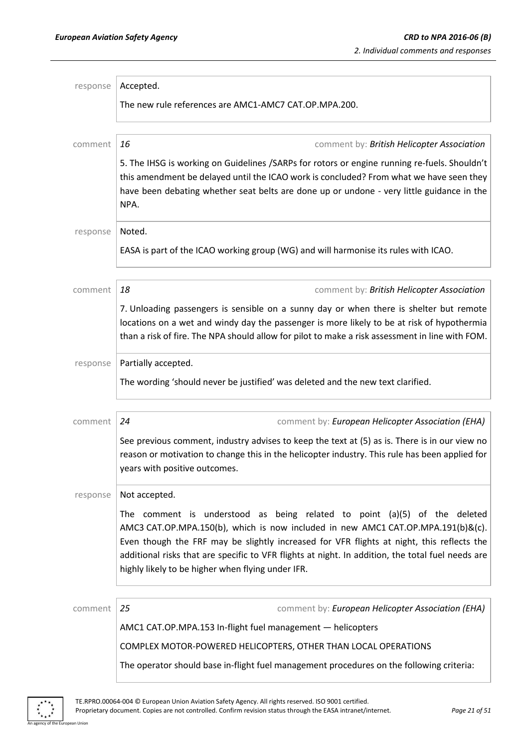response | Accepted.

The new rule references are AMC1-AMC7 CAT.OP.MPA.200.

comment | *16* — comment by: ***British Helicopter Association***

5. The IHSG is working on Guidelines /SARPs for rotors or engine running re-fuels. Shouldn't this amendment be delayed until the ICAO work is concluded? From what we have seen they have been debating whether seat belts are done up or undone - very little guidance in the NPA.

response | Noted.

EASA is part of the ICAO working group (WG) and will harmonise its rules with ICAO.

comment | *18* — comment by: ***British Helicopter Association***

7. Unloading passengers is sensible on a sunny day or when there is shelter but remote locations on a wet and windy day the passenger is more likely to be at risk of hypothermia than a risk of fire. The NPA should allow for pilot to make a risk assessment in line with FOM.

response | Partially accepted.

The wording 'should never be justified' was deleted and the new text clarified.

comment | *24* — comment by: ***European Helicopter Association (EHA)***

See previous comment, industry advises to keep the text at (5) as is. There is in our view no reason or motivation to change this in the helicopter industry. This rule has been applied for years with positive outcomes.

response | Not accepted.

The comment is understood as being related to point (a)(5) of the deleted AMC3 CAT.OP.MPA.150(b), which is now included in new AMC1 CAT.OP.MPA.191(b)&(c). Even though the FRF may be slightly increased for VFR flights at night, this reflects the additional risks that are specific to VFR flights at night. In addition, the total fuel needs are highly likely to be higher when flying under IFR.

comment | *25* — comment by: ***European Helicopter Association (EHA)***

AMC1 CAT.OP.MPA.153 In-flight fuel management — helicopters

COMPLEX MOTOR-POWERED HELICOPTERS, OTHER THAN LOCAL OPERATIONS

The operator should base in-flight fuel management procedures on the following criteria: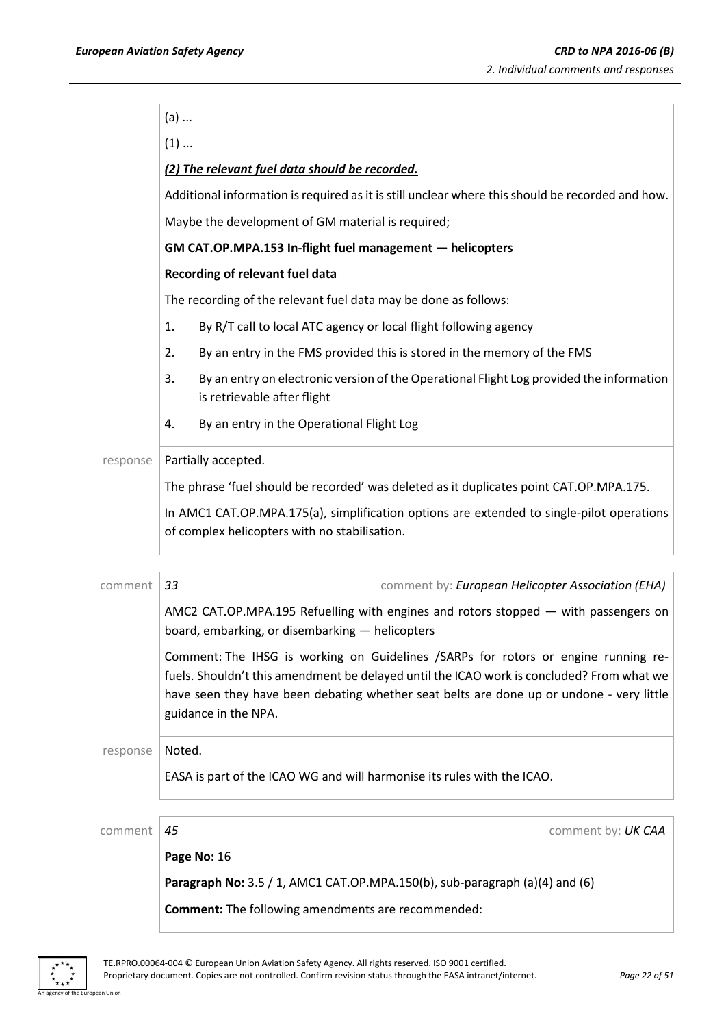(a) ...

(1) ...

***(2) The relevant fuel data should be recorded.***

Additional information is required as it is still unclear where this should be recorded and how.

Maybe the development of GM material is required;

**GM CAT.OP.MPA.153 In-flight fuel management — helicopters**

**Recording of relevant fuel data**

The recording of the relevant fuel data may be done as follows:

1. By R/T call to local ATC agency or local flight following agency
2. By an entry in the FMS provided this is stored in the memory of the FMS
3. By an entry on electronic version of the Operational Flight Log provided the information is retrievable after flight
4. By an entry in the Operational Flight Log

response

Partially accepted.

The phrase 'fuel should be recorded' was deleted as it duplicates point CAT.OP.MPA.175.

In AMC1 CAT.OP.MPA.175(a), simplification options are extended to single-pilot operations of complex helicopters with no stabilisation.

comment

*33* comment by: *European Helicopter Association (EHA)*

AMC2 CAT.OP.MPA.195 Refuelling with engines and rotors stopped — with passengers on board, embarking, or disembarking — helicopters

Comment: The IHSG is working on Guidelines /SARPs for rotors or engine running re-fuels. Shouldn't this amendment be delayed until the ICAO work is concluded? From what we have seen they have been debating whether seat belts are done up or undone - very little guidance in the NPA.

response

Noted.

EASA is part of the ICAO WG and will harmonise its rules with the ICAO.

comment

*45* comment by: *UK CAA*

**Page No:** 16

**Paragraph No:** 3.5 / 1, AMC1 CAT.OP.MPA.150(b), sub-paragraph (a)(4) and (6)

**Comment:** The following amendments are recommended: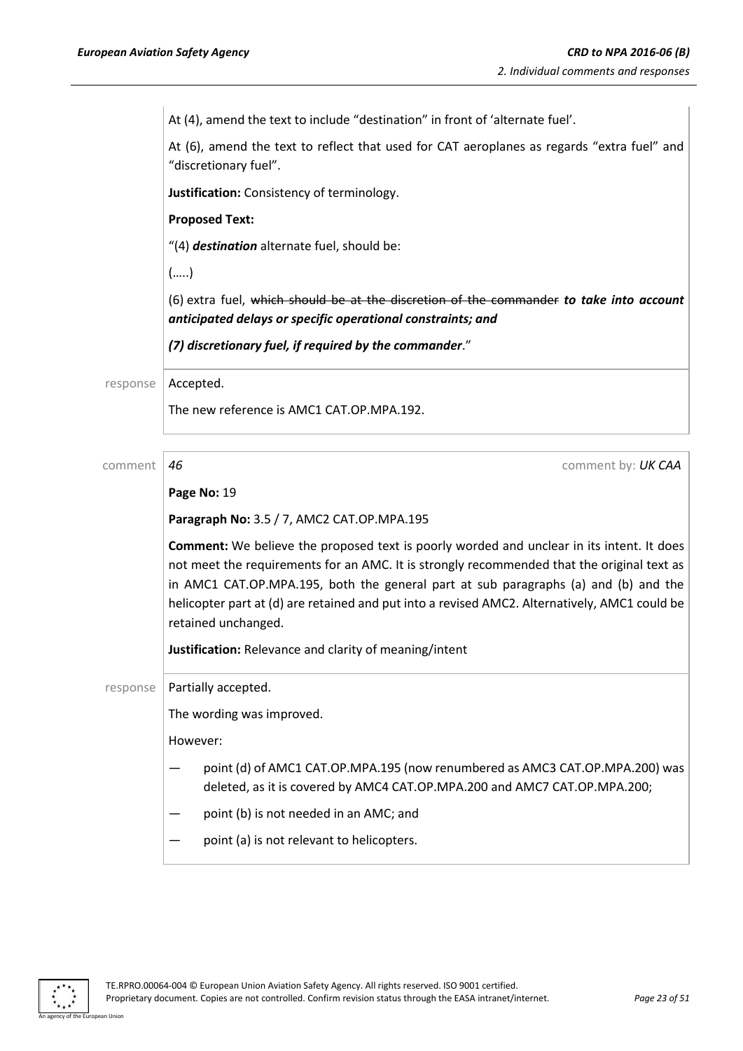At (4), amend the text to include "destination" in front of 'alternate fuel'.

At (6), amend the text to reflect that used for CAT aeroplanes as regards "extra fuel" and "discretionary fuel".

**Justification:** Consistency of terminology.

**Proposed Text:**

"(4) ***destination*** alternate fuel, should be:

(…..)

(6) extra fuel, ~~which should be at the discretion of the commander~~ ***to take into account anticipated delays or specific operational constraints; and***

***(7) discretionary fuel, if required by the commander***."

response: Accepted.

The new reference is AMC1 CAT.OP.MPA.192.

---

comment *46* — comment by: *UK CAA*

**Page No:** 19

**Paragraph No:** 3.5 / 7, AMC2 CAT.OP.MPA.195

**Comment:** We believe the proposed text is poorly worded and unclear in its intent. It does not meet the requirements for an AMC. It is strongly recommended that the original text as in AMC1 CAT.OP.MPA.195, both the general part at sub paragraphs (a) and (b) and the helicopter part at (d) are retained and put into a revised AMC2. Alternatively, AMC1 could be retained unchanged.

**Justification:** Relevance and clarity of meaning/intent

response: Partially accepted.

The wording was improved.

However:

- point (d) of AMC1 CAT.OP.MPA.195 (now renumbered as AMC3 CAT.OP.MPA.200) was deleted, as it is covered by AMC4 CAT.OP.MPA.200 and AMC7 CAT.OP.MPA.200;
- point (b) is not needed in an AMC; and
- point (a) is not relevant to helicopters.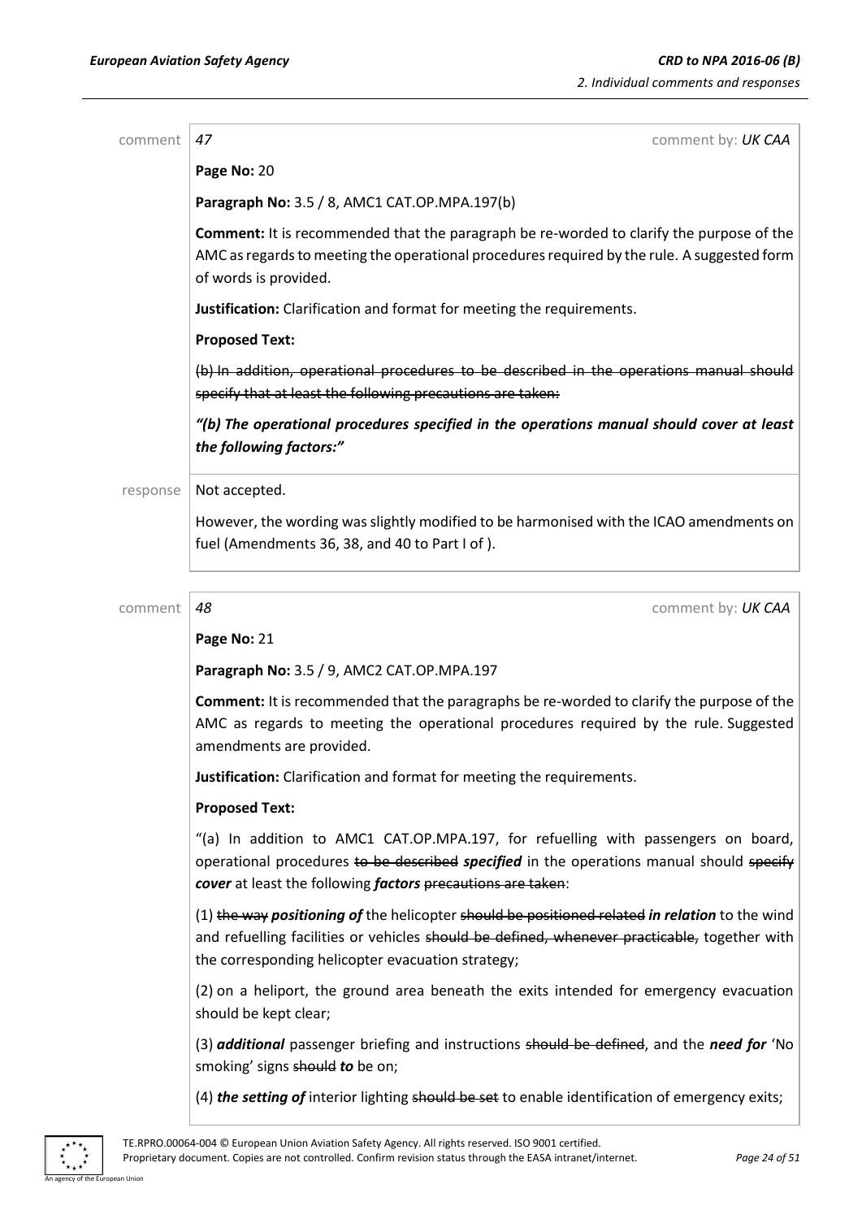comment | *47* | comment by: *UK CAA*

**Page No:** 20

**Paragraph No:** 3.5 / 8, AMC1 CAT.OP.MPA.197(b)

**Comment:** It is recommended that the paragraph be re-worded to clarify the purpose of the AMC as regards to meeting the operational procedures required by the rule. A suggested form of words is provided.

**Justification:** Clarification and format for meeting the requirements.

**Proposed Text:**

~~(b) In addition, operational procedures to be described in the operations manual should specify that at least the following precautions are taken:~~

***"(b) The operational procedures specified in the operations manual should cover at least the following factors:"***

response | Not accepted.

However, the wording was slightly modified to be harmonised with the ICAO amendments on fuel (Amendments 36, 38, and 40 to Part I of ).

---

comment | *48* | comment by: *UK CAA*

**Page No:** 21

**Paragraph No:** 3.5 / 9, AMC2 CAT.OP.MPA.197

**Comment:** It is recommended that the paragraphs be re-worded to clarify the purpose of the AMC as regards to meeting the operational procedures required by the rule. Suggested amendments are provided.

**Justification:** Clarification and format for meeting the requirements.

**Proposed Text:**

"(a) In addition to AMC1 CAT.OP.MPA.197, for refuelling with passengers on board, operational procedures ~~to be described~~ ***specified*** in the operations manual should ~~specify~~ ***cover*** at least the following ***factors*** ~~precautions are taken~~:

(1) ~~the way~~ ***positioning of*** the helicopter ~~should be positioned related~~ ***in relation*** to the wind and refuelling facilities or vehicles ~~should be defined, whenever practicable,~~ together with the corresponding helicopter evacuation strategy;

(2) on a heliport, the ground area beneath the exits intended for emergency evacuation should be kept clear;

(3) ***additional*** passenger briefing and instructions ~~should be defined~~, and the ***need for*** 'No smoking' signs ~~should~~ ***to*** be on;

(4) ***the setting of*** interior lighting ~~should be set~~ to enable identification of emergency exits;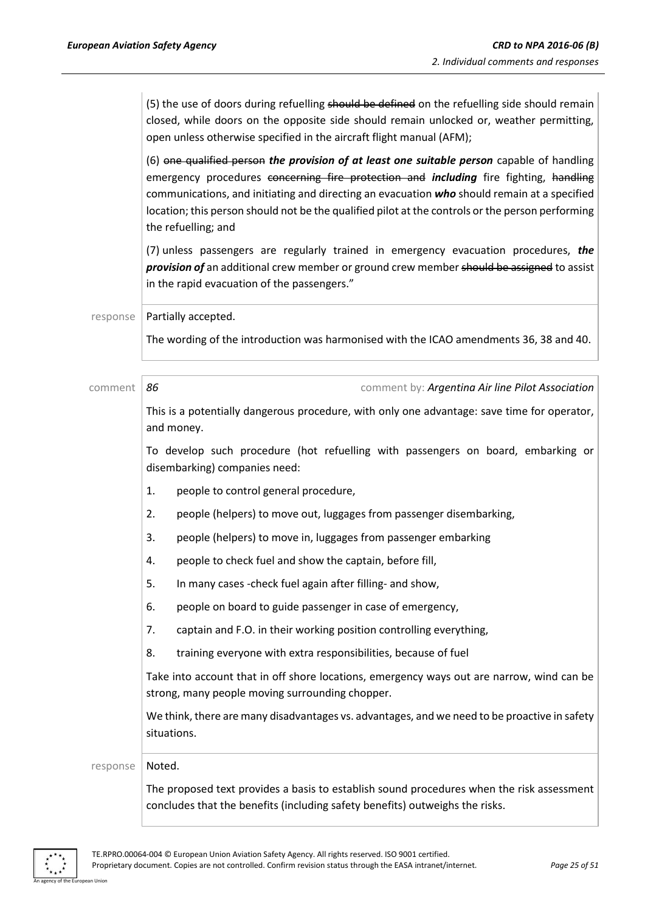(5) the use of doors during refuelling ~~should be defined~~ on the refuelling side should remain closed, while doors on the opposite side should remain unlocked or, weather permitting, open unless otherwise specified in the aircraft flight manual (AFM);

(6) ~~one qualified person~~ ***the provision of at least one suitable person*** capable of handling emergency procedures ~~concerning fire protection and~~ ***including*** fire fighting, ~~handling~~ communications, and initiating and directing an evacuation ***who*** should remain at a specified location; this person should not be the qualified pilot at the controls or the person performing the refuelling; and

(7) unless passengers are regularly trained in emergency evacuation procedures, ***the provision of*** an additional crew member or ground crew member ~~should be assigned~~ to assist in the rapid evacuation of the passengers."

response | Partially accepted.

The wording of the introduction was harmonised with the ICAO amendments 36, 38 and 40.

comment | *86* | comment by: *Argentina Air line Pilot Association*

This is a potentially dangerous procedure, with only one advantage: save time for operator, and money.

To develop such procedure (hot refuelling with passengers on board, embarking or disembarking) companies need:

1. people to control general procedure,
2. people (helpers) to move out, luggages from passenger disembarking,
3. people (helpers) to move in, luggages from passenger embarking
4. people to check fuel and show the captain, before fill,
5. In many cases -check fuel again after filling- and show,
6. people on board to guide passenger in case of emergency,
7. captain and F.O. in their working position controlling everything,
8. training everyone with extra responsibilities, because of fuel

Take into account that in off shore locations, emergency ways out are narrow, wind can be strong, many people moving surrounding chopper.

We think, there are many disadvantages vs. advantages, and we need to be proactive in safety situations.

response | Noted.

The proposed text provides a basis to establish sound procedures when the risk assessment concludes that the benefits (including safety benefits) outweighs the risks.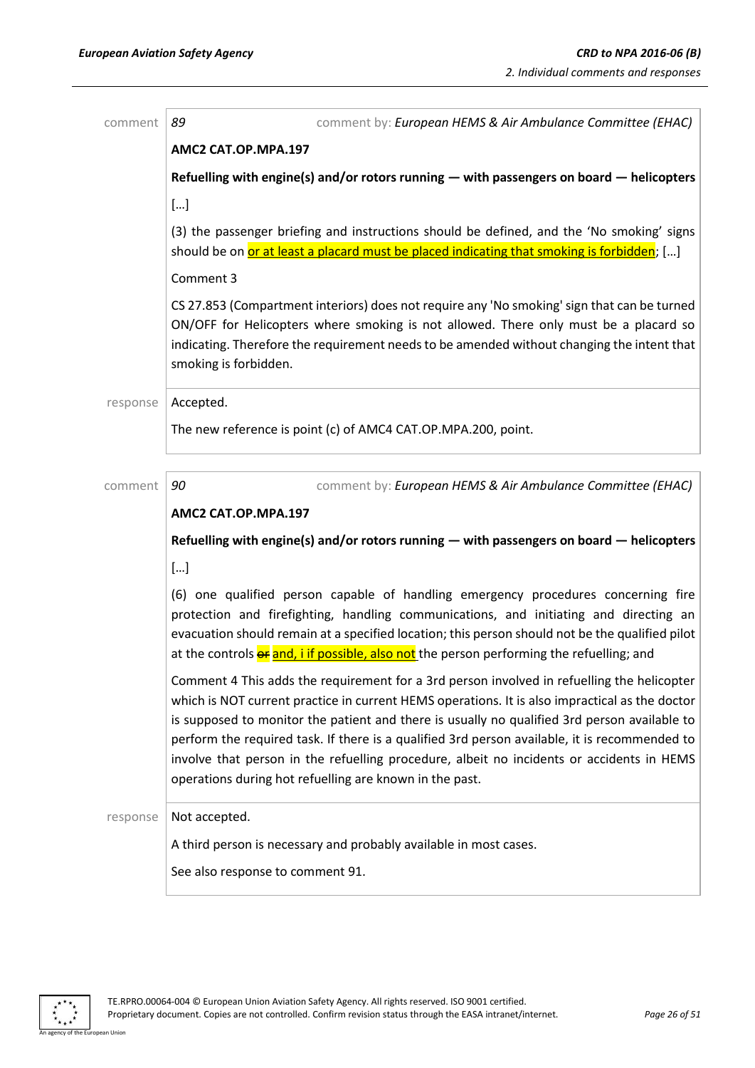comment 89 comment by: *European HEMS & Air Ambulance Committee (EHAC)*

**AMC2 CAT.OP.MPA.197**

**Refuelling with engine(s) and/or rotors running — with passengers on board — helicopters**

[…]

(3) the passenger briefing and instructions should be defined, and the 'No smoking' signs should be on or at least a placard must be placed indicating that smoking is forbidden; […]

Comment 3

CS 27.853 (Compartment interiors) does not require any 'No smoking' sign that can be turned ON/OFF for Helicopters where smoking is not allowed. There only must be a placard so indicating. Therefore the requirement needs to be amended without changing the intent that smoking is forbidden.

response Accepted.

The new reference is point (c) of AMC4 CAT.OP.MPA.200, point.

comment 90 comment by: *European HEMS & Air Ambulance Committee (EHAC)*

**AMC2 CAT.OP.MPA.197**

**Refuelling with engine(s) and/or rotors running — with passengers on board — helicopters**

[…]

(6) one qualified person capable of handling emergency procedures concerning fire protection and firefighting, handling communications, and initiating and directing an evacuation should remain at a specified location; this person should not be the qualified pilot at the controls ~~or~~ and, i if possible, also not the person performing the refuelling; and

Comment 4 This adds the requirement for a 3rd person involved in refuelling the helicopter which is NOT current practice in current HEMS operations. It is also impractical as the doctor is supposed to monitor the patient and there is usually no qualified 3rd person available to perform the required task. If there is a qualified 3rd person available, it is recommended to involve that person in the refuelling procedure, albeit no incidents or accidents in HEMS operations during hot refuelling are known in the past.

response Not accepted.

A third person is necessary and probably available in most cases.

See also response to comment 91.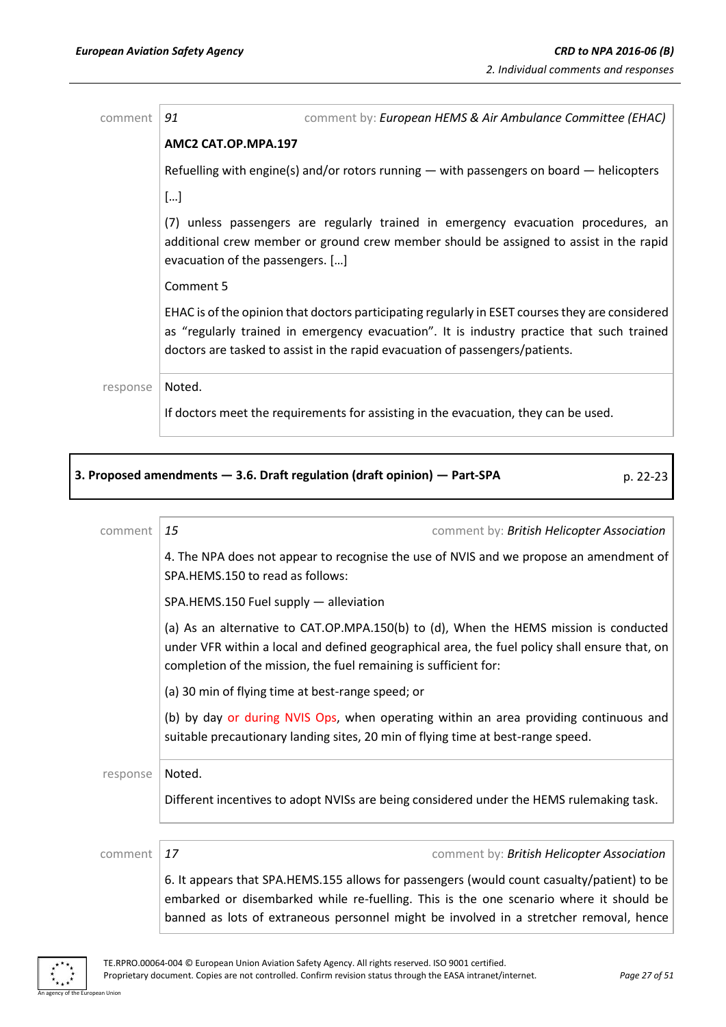comment | 91 | comment by: *European HEMS & Air Ambulance Committee (EHAC)*

**AMC2 CAT.OP.MPA.197**

Refuelling with engine(s) and/or rotors running — with passengers on board — helicopters

[…]

(7) unless passengers are regularly trained in emergency evacuation procedures, an additional crew member or ground crew member should be assigned to assist in the rapid evacuation of the passengers. […]

Comment 5

EHAC is of the opinion that doctors participating regularly in ESET courses they are considered as "regularly trained in emergency evacuation". It is industry practice that such trained doctors are tasked to assist in the rapid evacuation of passengers/patients.

response | Noted.

If doctors meet the requirements for assisting in the evacuation, they can be used.

**3. Proposed amendments — 3.6. Draft regulation (draft opinion) — Part-SPA** p. 22-23

comment | 15 | comment by: *British Helicopter Association*

4. The NPA does not appear to recognise the use of NVIS and we propose an amendment of SPA.HEMS.150 to read as follows:

SPA.HEMS.150 Fuel supply — alleviation

(a) As an alternative to CAT.OP.MPA.150(b) to (d), When the HEMS mission is conducted under VFR within a local and defined geographical area, the fuel policy shall ensure that, on completion of the mission, the fuel remaining is sufficient for:

(a) 30 min of flying time at best-range speed; or

(b) by day or during NVIS Ops, when operating within an area providing continuous and suitable precautionary landing sites, 20 min of flying time at best-range speed.

response | Noted.

Different incentives to adopt NVISs are being considered under the HEMS rulemaking task.

comment | 17 | comment by: *British Helicopter Association*

6. It appears that SPA.HEMS.155 allows for passengers (would count casualty/patient) to be embarked or disembarked while re-fuelling. This is the one scenario where it should be banned as lots of extraneous personnel might be involved in a stretcher removal, hence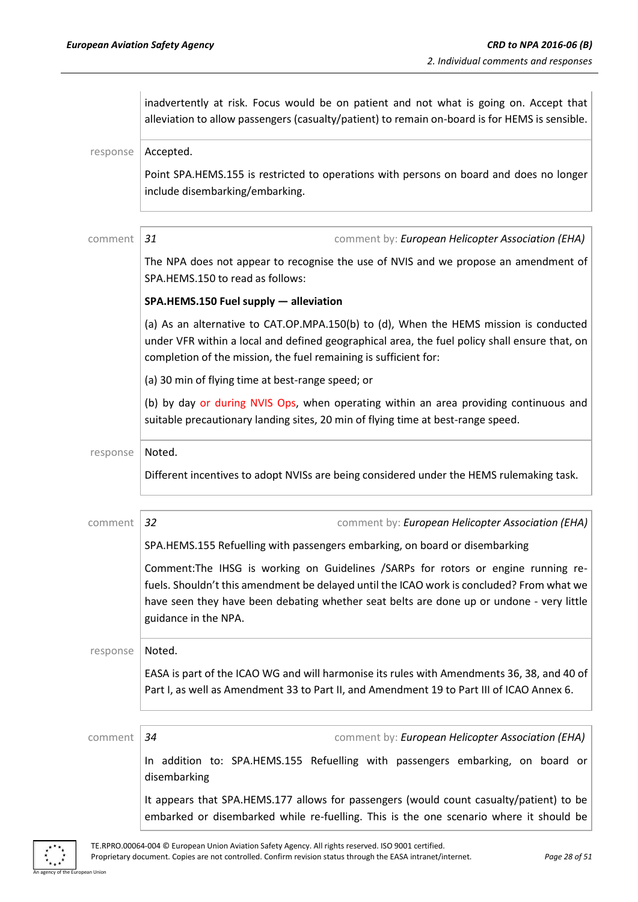inadvertently at risk. Focus would be on patient and not what is going on. Accept that alleviation to allow passengers (casualty/patient) to remain on-board is for HEMS is sensible.

response Accepted.

Point SPA.HEMS.155 is restricted to operations with persons on board and does no longer include disembarking/embarking.

comment *31* comment by: *European Helicopter Association (EHA)*

The NPA does not appear to recognise the use of NVIS and we propose an amendment of SPA.HEMS.150 to read as follows:

**SPA.HEMS.150 Fuel supply — alleviation**

(a) As an alternative to CAT.OP.MPA.150(b) to (d), When the HEMS mission is conducted under VFR within a local and defined geographical area, the fuel policy shall ensure that, on completion of the mission, the fuel remaining is sufficient for:

(a) 30 min of flying time at best-range speed; or

(b) by day or during NVIS Ops, when operating within an area providing continuous and suitable precautionary landing sites, 20 min of flying time at best-range speed.

response Noted.

Different incentives to adopt NVISs are being considered under the HEMS rulemaking task.

comment *32* comment by: *European Helicopter Association (EHA)*

SPA.HEMS.155 Refuelling with passengers embarking, on board or disembarking

Comment:The IHSG is working on Guidelines /SARPs for rotors or engine running re-fuels. Shouldn't this amendment be delayed until the ICAO work is concluded? From what we have seen they have been debating whether seat belts are done up or undone - very little guidance in the NPA.

response Noted.

EASA is part of the ICAO WG and will harmonise its rules with Amendments 36, 38, and 40 of Part I, as well as Amendment 33 to Part II, and Amendment 19 to Part III of ICAO Annex 6.

comment *34* comment by: *European Helicopter Association (EHA)*

In addition to: SPA.HEMS.155 Refuelling with passengers embarking, on board or disembarking

It appears that SPA.HEMS.177 allows for passengers (would count casualty/patient) to be embarked or disembarked while re-fuelling. This is the one scenario where it should be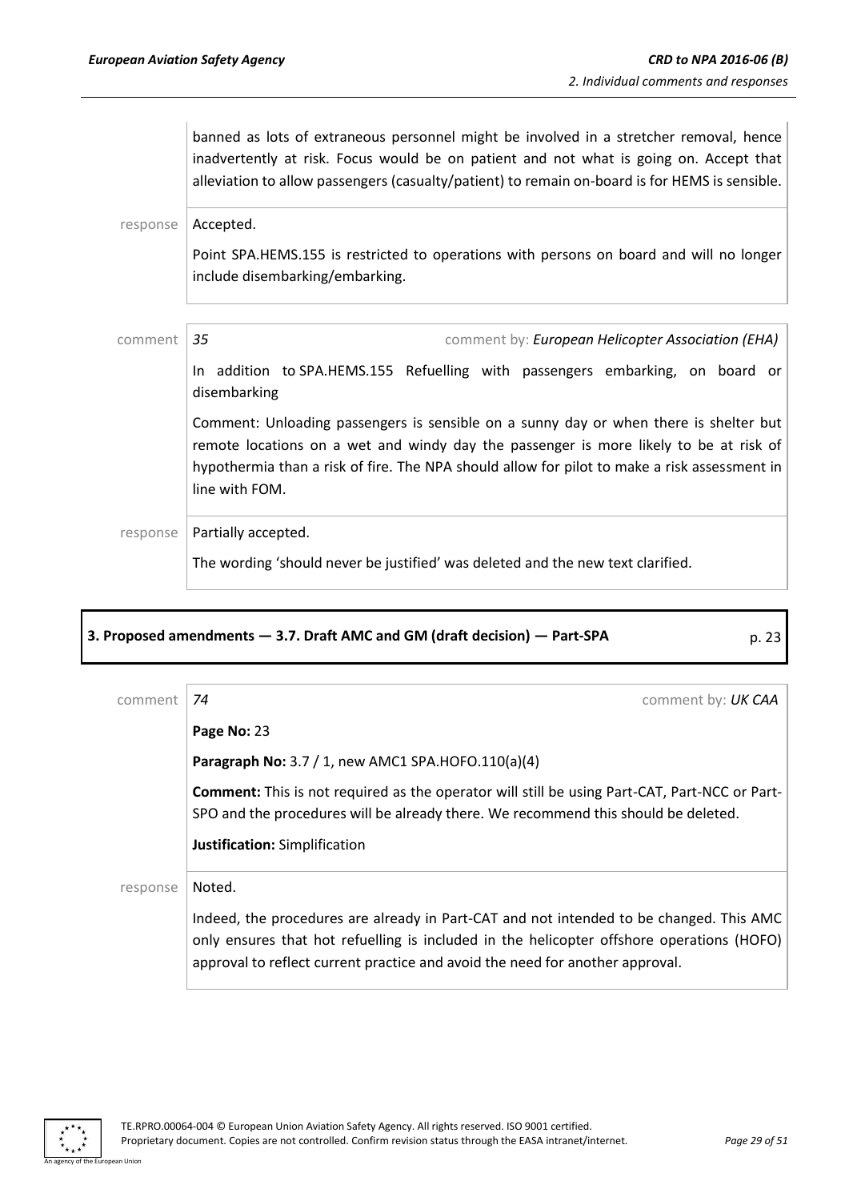banned as lots of extraneous personnel might be involved in a stretcher removal, hence inadvertently at risk. Focus would be on patient and not what is going on. Accept that alleviation to allow passengers (casualty/patient) to remain on-board is for HEMS is sensible.

response | Accepted.

Point SPA.HEMS.155 is restricted to operations with persons on board and will no longer include disembarking/embarking.

---

comment | *35* comment by: ***European Helicopter Association (EHA)***

In addition to SPA.HEMS.155 Refuelling with passengers embarking, on board or disembarking

Comment: Unloading passengers is sensible on a sunny day or when there is shelter but remote locations on a wet and windy day the passenger is more likely to be at risk of hypothermia than a risk of fire. The NPA should allow for pilot to make a risk assessment in line with FOM.

response | Partially accepted.

The wording 'should never be justified' was deleted and the new text clarified.

---

**3. Proposed amendments — 3.7. Draft AMC and GM (draft decision) — Part-SPA** p. 23

---

comment | *74* comment by: ***UK CAA***

**Page No:** 23

**Paragraph No:** 3.7 / 1, new AMC1 SPA.HOFO.110(a)(4)

**Comment:** This is not required as the operator will still be using Part-CAT, Part-NCC or Part-SPO and the procedures will be already there. We recommend this should be deleted.

**Justification:** Simplification

response | Noted.

Indeed, the procedures are already in Part-CAT and not intended to be changed. This AMC only ensures that hot refuelling is included in the helicopter offshore operations (HOFO) approval to reflect current practice and avoid the need for another approval.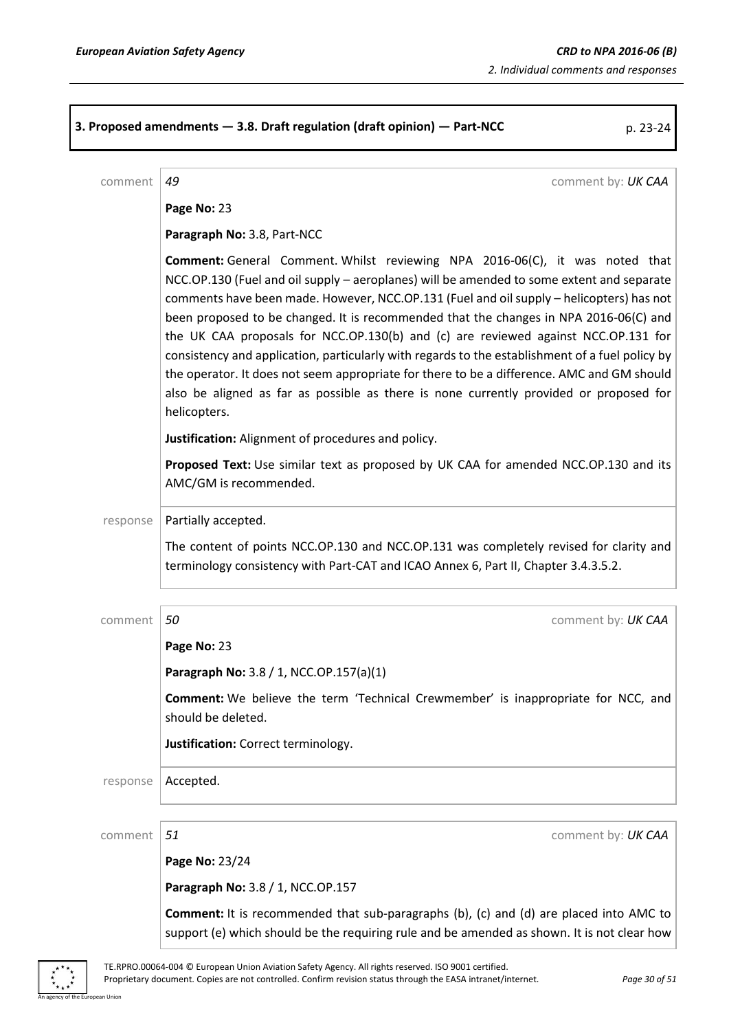**3. Proposed amendments — 3.8. Draft regulation (draft opinion) — Part-NCC** p. 23-24

comment *49* comment by: *UK CAA*

**Page No:** 23

**Paragraph No:** 3.8, Part-NCC

**Comment:** General Comment. Whilst reviewing NPA 2016-06(C), it was noted that NCC.OP.130 (Fuel and oil supply – aeroplanes) will be amended to some extent and separate comments have been made. However, NCC.OP.131 (Fuel and oil supply – helicopters) has not been proposed to be changed. It is recommended that the changes in NPA 2016-06(C) and the UK CAA proposals for NCC.OP.130(b) and (c) are reviewed against NCC.OP.131 for consistency and application, particularly with regards to the establishment of a fuel policy by the operator. It does not seem appropriate for there to be a difference. AMC and GM should also be aligned as far as possible as there is none currently provided or proposed for helicopters.

**Justification:** Alignment of procedures and policy.

**Proposed Text:** Use similar text as proposed by UK CAA for amended NCC.OP.130 and its AMC/GM is recommended.

response Partially accepted.

The content of points NCC.OP.130 and NCC.OP.131 was completely revised for clarity and terminology consistency with Part-CAT and ICAO Annex 6, Part II, Chapter 3.4.3.5.2.

comment *50* comment by: *UK CAA*

**Page No:** 23

**Paragraph No:** 3.8 / 1, NCC.OP.157(a)(1)

**Comment:** We believe the term 'Technical Crewmember' is inappropriate for NCC, and should be deleted.

**Justification:** Correct terminology.

response Accepted.

comment *51* comment by: *UK CAA*

**Page No:** 23/24

**Paragraph No:** 3.8 / 1, NCC.OP.157

**Comment:** It is recommended that sub-paragraphs (b), (c) and (d) are placed into AMC to support (e) which should be the requiring rule and be amended as shown. It is not clear how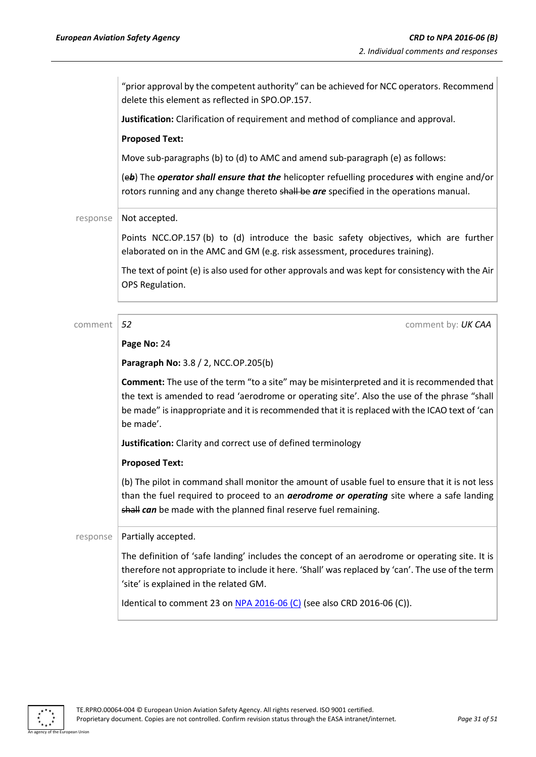"prior approval by the competent authority" can be achieved for NCC operators. Recommend delete this element as reflected in SPO.OP.157.

**Justification:** Clarification of requirement and method of compliance and approval.

**Proposed Text:**

Move sub-paragraphs (b) to (d) to AMC and amend sub-paragraph (e) as follows:

(~~e~~***b***) The ***operator shall ensure that the*** helicopter refuelling procedure***s*** with engine and/or rotors running and any change thereto ~~shall be~~ ***are*** specified in the operations manual.

response | Not accepted.

Points NCC.OP.157 (b) to (d) introduce the basic safety objectives, which are further elaborated on in the AMC and GM (e.g. risk assessment, procedures training).

The text of point (e) is also used for other approvals and was kept for consistency with the Air OPS Regulation.

---

comment | *52* | comment by: *UK CAA*

**Page No:** 24

**Paragraph No:** 3.8 / 2, NCC.OP.205(b)

**Comment:** The use of the term "to a site" may be misinterpreted and it is recommended that the text is amended to read 'aerodrome or operating site'. Also the use of the phrase "shall be made" is inappropriate and it is recommended that it is replaced with the ICAO text of 'can be made'.

**Justification:** Clarity and correct use of defined terminology

**Proposed Text:**

(b) The pilot in command shall monitor the amount of usable fuel to ensure that it is not less than the fuel required to proceed to an ***aerodrome or operating*** site where a safe landing ~~shall~~ ***can*** be made with the planned final reserve fuel remaining.

response | Partially accepted.

The definition of 'safe landing' includes the concept of an aerodrome or operating site. It is therefore not appropriate to include it here. 'Shall' was replaced by 'can'. The use of the term 'site' is explained in the related GM.

Identical to comment 23 on NPA 2016-06 (C) (see also CRD 2016-06 (C)).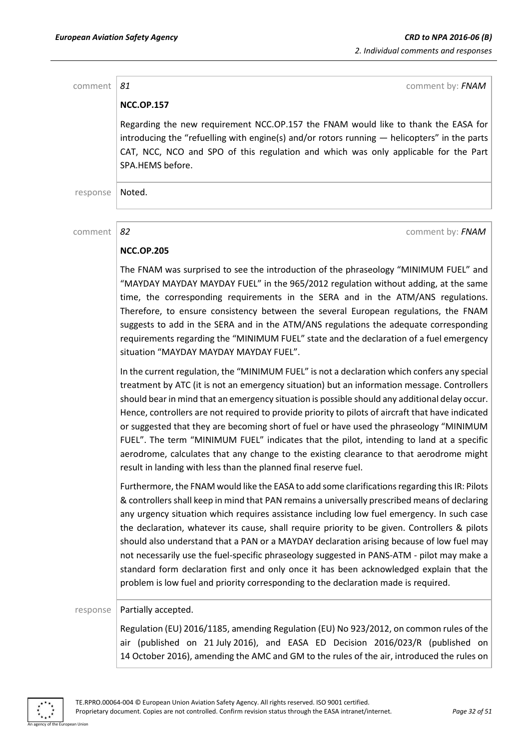comment | *81* | comment by: *FNAM*

**NCC.OP.157**

Regarding the new requirement NCC.OP.157 the FNAM would like to thank the EASA for introducing the "refuelling with engine(s) and/or rotors running — helicopters" in the parts CAT, NCC, NCO and SPO of this regulation and which was only applicable for the Part SPA.HEMS before.

response | Noted.

comment | *82* | comment by: *FNAM*

**NCC.OP.205**

The FNAM was surprised to see the introduction of the phraseology "MINIMUM FUEL" and "MAYDAY MAYDAY MAYDAY FUEL" in the 965/2012 regulation without adding, at the same time, the corresponding requirements in the SERA and in the ATM/ANS regulations. Therefore, to ensure consistency between the several European regulations, the FNAM suggests to add in the SERA and in the ATM/ANS regulations the adequate corresponding requirements regarding the "MINIMUM FUEL" state and the declaration of a fuel emergency situation "MAYDAY MAYDAY MAYDAY FUEL".

In the current regulation, the "MINIMUM FUEL" is not a declaration which confers any special treatment by ATC (it is not an emergency situation) but an information message. Controllers should bear in mind that an emergency situation is possible should any additional delay occur. Hence, controllers are not required to provide priority to pilots of aircraft that have indicated or suggested that they are becoming short of fuel or have used the phraseology "MINIMUM FUEL". The term "MINIMUM FUEL" indicates that the pilot, intending to land at a specific aerodrome, calculates that any change to the existing clearance to that aerodrome might result in landing with less than the planned final reserve fuel.

Furthermore, the FNAM would like the EASA to add some clarifications regarding this IR: Pilots & controllers shall keep in mind that PAN remains a universally prescribed means of declaring any urgency situation which requires assistance including low fuel emergency. In such case the declaration, whatever its cause, shall require priority to be given. Controllers & pilots should also understand that a PAN or a MAYDAY declaration arising because of low fuel may not necessarily use the fuel-specific phraseology suggested in PANS-ATM - pilot may make a standard form declaration first and only once it has been acknowledged explain that the problem is low fuel and priority corresponding to the declaration made is required.

response | Partially accepted.

Regulation (EU) 2016/1185, amending Regulation (EU) No 923/2012, on common rules of the air (published on 21 July 2016), and EASA ED Decision 2016/023/R (published on 14 October 2016), amending the AMC and GM to the rules of the air, introduced the rules on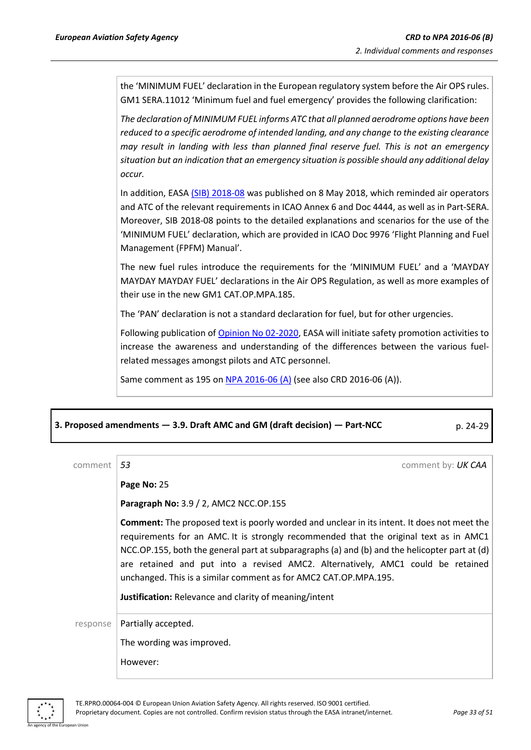the 'MINIMUM FUEL' declaration in the European regulatory system before the Air OPS rules. GM1 SERA.11012 'Minimum fuel and fuel emergency' provides the following clarification:

*The declaration of MINIMUM FUEL informs ATC that all planned aerodrome options have been reduced to a specific aerodrome of intended landing, and any change to the existing clearance may result in landing with less than planned final reserve fuel. This is not an emergency situation but an indication that an emergency situation is possible should any additional delay occur.*

In addition, EASA (SIB) 2018-08 was published on 8 May 2018, which reminded air operators and ATC of the relevant requirements in ICAO Annex 6 and Doc 4444, as well as in Part-SERA. Moreover, SIB 2018-08 points to the detailed explanations and scenarios for the use of the 'MINIMUM FUEL' declaration, which are provided in ICAO Doc 9976 'Flight Planning and Fuel Management (FPFM) Manual'.

The new fuel rules introduce the requirements for the 'MINIMUM FUEL' and a 'MAYDAY MAYDAY MAYDAY FUEL' declarations in the Air OPS Regulation, as well as more examples of their use in the new GM1 CAT.OP.MPA.185.

The 'PAN' declaration is not a standard declaration for fuel, but for other urgencies.

Following publication of Opinion No 02-2020, EASA will initiate safety promotion activities to increase the awareness and understanding of the differences between the various fuel-related messages amongst pilots and ATC personnel.

Same comment as 195 on NPA 2016-06 (A) (see also CRD 2016-06 (A)).

**3. Proposed amendments — 3.9. Draft AMC and GM (draft decision) — Part-NCC** p. 24-29

comment *53* comment by: *UK CAA*

**Page No:** 25

**Paragraph No:** 3.9 / 2, AMC2 NCC.OP.155

**Comment:** The proposed text is poorly worded and unclear in its intent. It does not meet the requirements for an AMC. It is strongly recommended that the original text as in AMC1 NCC.OP.155, both the general part at subparagraphs (a) and (b) and the helicopter part at (d) are retained and put into a revised AMC2. Alternatively, AMC1 could be retained unchanged. This is a similar comment as for AMC2 CAT.OP.MPA.195.

**Justification:** Relevance and clarity of meaning/intent

response Partially accepted.

The wording was improved.

However: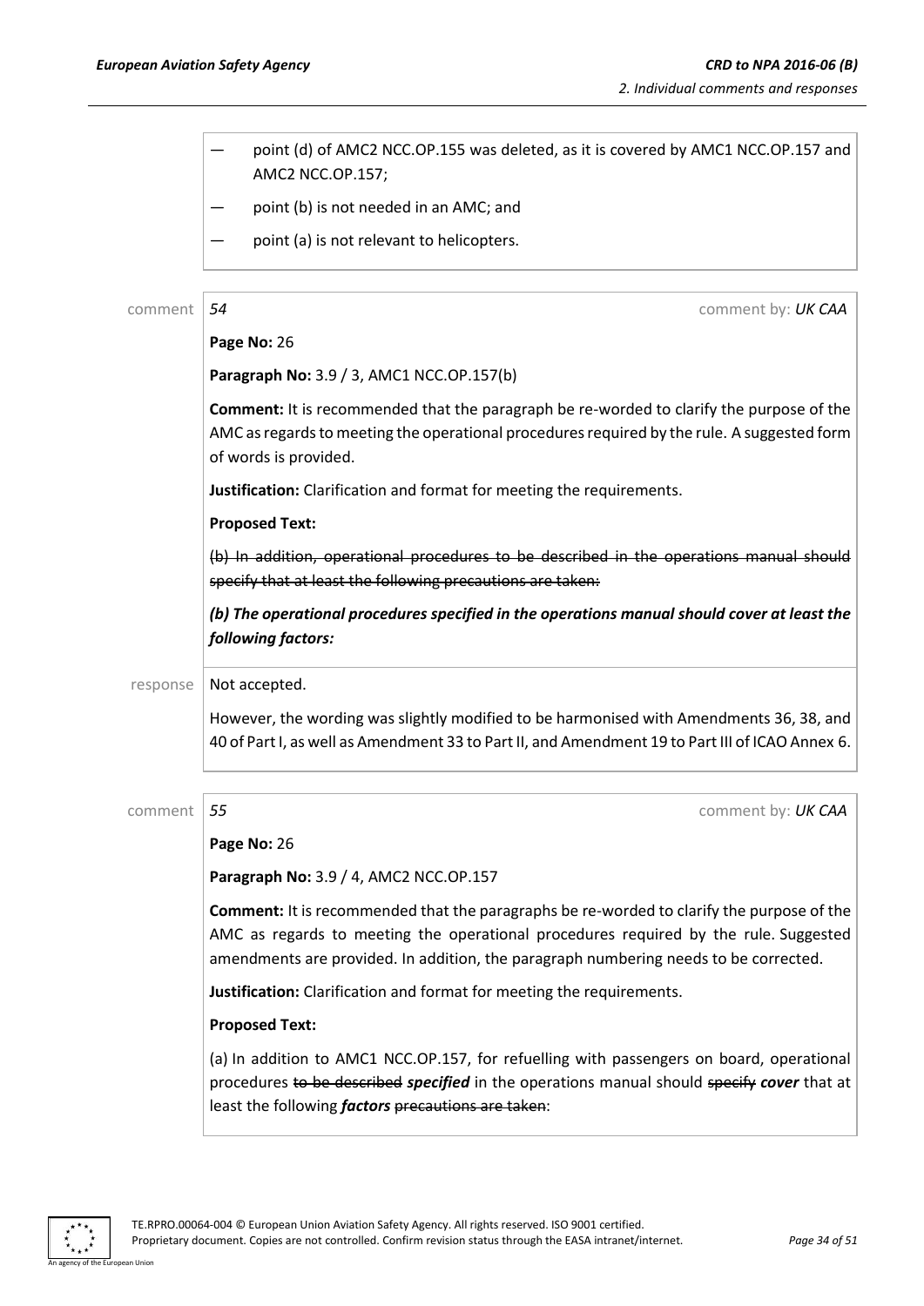— point (d) of AMC2 NCC.OP.155 was deleted, as it is covered by AMC1 NCC.OP.157 and AMC2 NCC.OP.157;

— point (b) is not needed in an AMC; and

— point (a) is not relevant to helicopters.

comment | *54* | comment by: *UK CAA*

**Page No:** 26

**Paragraph No:** 3.9 / 3, AMC1 NCC.OP.157(b)

**Comment:** It is recommended that the paragraph be re-worded to clarify the purpose of the AMC as regards to meeting the operational procedures required by the rule. A suggested form of words is provided.

**Justification:** Clarification and format for meeting the requirements.

**Proposed Text:**

~~(b) In addition, operational procedures to be described in the operations manual should specify that at least the following precautions are taken:~~

***(b) The operational procedures specified in the operations manual should cover at least the following factors:***

response | Not accepted.

However, the wording was slightly modified to be harmonised with Amendments 36, 38, and 40 of Part I, as well as Amendment 33 to Part II, and Amendment 19 to Part III of ICAO Annex 6.

comment | *55* | comment by: *UK CAA*

**Page No:** 26

**Paragraph No:** 3.9 / 4, AMC2 NCC.OP.157

**Comment:** It is recommended that the paragraphs be re-worded to clarify the purpose of the AMC as regards to meeting the operational procedures required by the rule. Suggested amendments are provided. In addition, the paragraph numbering needs to be corrected.

**Justification:** Clarification and format for meeting the requirements.

**Proposed Text:**

(a) In addition to AMC1 NCC.OP.157, for refuelling with passengers on board, operational procedures ~~to be described~~ ***specified*** in the operations manual should ~~specify~~ ***cover*** that at least the following ***factors*** ~~precautions are taken~~: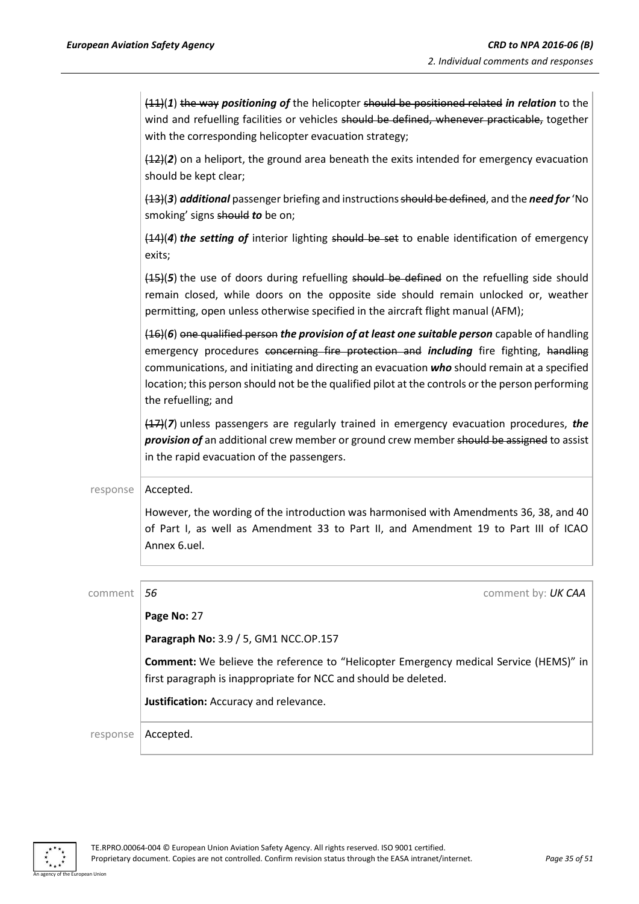| | |
|---|---|
| | ~~(11)~~(***1***) ~~the way~~ ***positioning of*** the helicopter ~~should be positioned related~~ ***in relation*** to the wind and refuelling facilities or vehicles ~~should be defined, whenever practicable,~~ together with the corresponding helicopter evacuation strategy;<br><br>~~(12)~~(***2***) on a heliport, the ground area beneath the exits intended for emergency evacuation should be kept clear;<br><br>~~(13)~~(***3***) ***additional*** passenger briefing and instructions ~~should be defined~~, and the ***need for*** 'No smoking' signs ~~should~~ ***to*** be on;<br><br>~~(14)~~(***4***) ***the setting of*** interior lighting ~~should be set~~ to enable identification of emergency exits;<br><br>~~(15)~~(***5***) the use of doors during refuelling ~~should be defined~~ on the refuelling side should remain closed, while doors on the opposite side should remain unlocked or, weather permitting, open unless otherwise specified in the aircraft flight manual (AFM);<br><br>~~(16)~~(***6***) ~~one qualified person~~ ***the provision of at least one suitable person*** capable of handling emergency procedures ~~concerning fire protection and~~ ***including*** fire fighting, ~~handling~~ communications, and initiating and directing an evacuation ***who*** should remain at a specified location; this person should not be the qualified pilot at the controls or the person performing the refuelling; and<br><br>~~(17)~~(***7***) unless passengers are regularly trained in emergency evacuation procedures, ***the provision of*** an additional crew member or ground crew member ~~should be assigned~~ to assist in the rapid evacuation of the passengers. |
| response | Accepted.<br><br>However, the wording of the introduction was harmonised with Amendments 36, 38, and 40 of Part I, as well as Amendment 33 to Part II, and Amendment 19 to Part III of ICAO Annex 6.uel. |

| | |
|---|---|
| comment | *56* comment by: *UK CAA*<br><br>**Page No:** 27<br><br>**Paragraph No:** 3.9 / 5, GM1 NCC.OP.157<br><br>**Comment:** We believe the reference to "Helicopter Emergency medical Service (HEMS)" in first paragraph is inappropriate for NCC and should be deleted.<br><br>**Justification:** Accuracy and relevance. |
| response | Accepted. |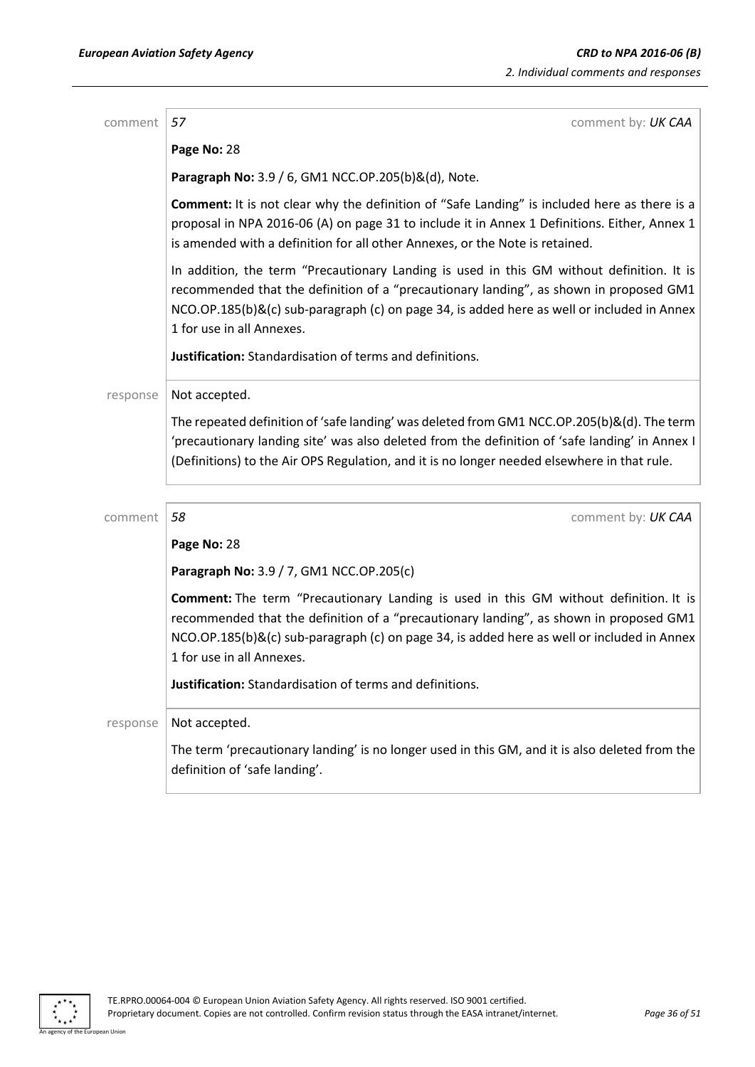| | |
|---|---|
| comment | *57* comment by: *UK CAA*<br><br>**Page No:** 28<br><br>**Paragraph No:** 3.9 / 6, GM1 NCC.OP.205(b)&(d), Note.<br><br>**Comment:** It is not clear why the definition of "Safe Landing" is included here as there is a proposal in NPA 2016-06 (A) on page 31 to include it in Annex 1 Definitions. Either, Annex 1 is amended with a definition for all other Annexes, or the Note is retained.<br><br>In addition, the term "Precautionary Landing is used in this GM without definition. It is recommended that the definition of a "precautionary landing", as shown in proposed GM1 NCO.OP.185(b)&(c) sub-paragraph (c) on page 34, is added here as well or included in Annex 1 for use in all Annexes.<br><br>**Justification:** Standardisation of terms and definitions. |
| response | Not accepted.<br><br>The repeated definition of 'safe landing' was deleted from GM1 NCC.OP.205(b)&(d). The term 'precautionary landing site' was also deleted from the definition of 'safe landing' in Annex I (Definitions) to the Air OPS Regulation, and it is no longer needed elsewhere in that rule. |

| | |
|---|---|
| comment | *58* comment by: *UK CAA*<br><br>**Page No:** 28<br><br>**Paragraph No:** 3.9 / 7, GM1 NCC.OP.205(c)<br><br>**Comment:** The term "Precautionary Landing is used in this GM without definition. It is recommended that the definition of a "precautionary landing", as shown in proposed GM1 NCO.OP.185(b)&(c) sub-paragraph (c) on page 34, is added here as well or included in Annex 1 for use in all Annexes.<br><br>**Justification:** Standardisation of terms and definitions. |
| response | Not accepted.<br><br>The term 'precautionary landing' is no longer used in this GM, and it is also deleted from the definition of 'safe landing'. |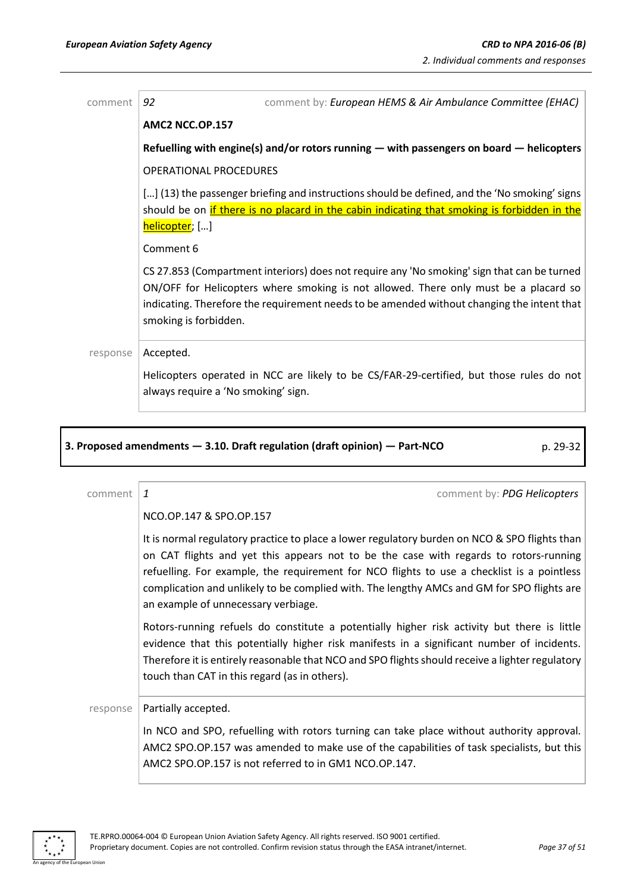comment | *92* comment by: *European HEMS & Air Ambulance Committee (EHAC)*

**AMC2 NCC.OP.157**

**Refuelling with engine(s) and/or rotors running — with passengers on board — helicopters**

OPERATIONAL PROCEDURES

[…] (13) the passenger briefing and instructions should be defined, and the 'No smoking' signs should be on if there is no placard in the cabin indicating that smoking is forbidden in the helicopter; […]

Comment 6

CS 27.853 (Compartment interiors) does not require any 'No smoking' sign that can be turned ON/OFF for Helicopters where smoking is not allowed. There only must be a placard so indicating. Therefore the requirement needs to be amended without changing the intent that smoking is forbidden.

response | Accepted.

Helicopters operated in NCC are likely to be CS/FAR-29-certified, but those rules do not always require a 'No smoking' sign.

**3. Proposed amendments — 3.10. Draft regulation (draft opinion) — Part-NCO** p. 29-32

comment | *1* comment by: *PDG Helicopters*

NCO.OP.147 & SPO.OP.157

It is normal regulatory practice to place a lower regulatory burden on NCO & SPO flights than on CAT flights and yet this appears not to be the case with regards to rotors-running refuelling. For example, the requirement for NCO flights to use a checklist is a pointless complication and unlikely to be complied with. The lengthy AMCs and GM for SPO flights are an example of unnecessary verbiage.

Rotors-running refuels do constitute a potentially higher risk activity but there is little evidence that this potentially higher risk manifests in a significant number of incidents. Therefore it is entirely reasonable that NCO and SPO flights should receive a lighter regulatory touch than CAT in this regard (as in others).

response | Partially accepted.

In NCO and SPO, refuelling with rotors turning can take place without authority approval. AMC2 SPO.OP.157 was amended to make use of the capabilities of task specialists, but this AMC2 SPO.OP.157 is not referred to in GM1 NCO.OP.147.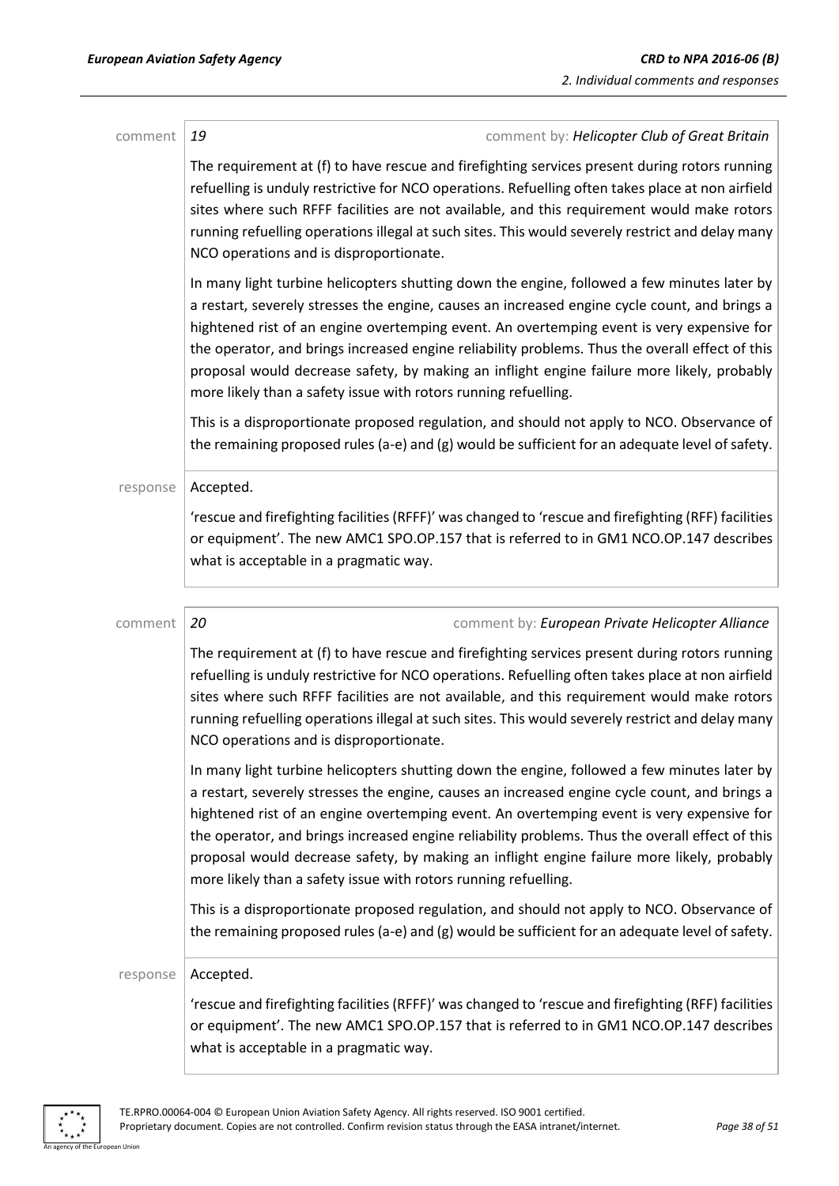comment | *19* | comment by: ***Helicopter Club of Great Britain***

The requirement at (f) to have rescue and firefighting services present during rotors running refuelling is unduly restrictive for NCO operations. Refuelling often takes place at non airfield sites where such RFFF facilities are not available, and this requirement would make rotors running refuelling operations illegal at such sites. This would severely restrict and delay many NCO operations and is disproportionate.

In many light turbine helicopters shutting down the engine, followed a few minutes later by a restart, severely stresses the engine, causes an increased engine cycle count, and brings a hightened rist of an engine overtemping event. An overtemping event is very expensive for the operator, and brings increased engine reliability problems. Thus the overall effect of this proposal would decrease safety, by making an inflight engine failure more likely, probably more likely than a safety issue with rotors running refuelling.

This is a disproportionate proposed regulation, and should not apply to NCO. Observance of the remaining proposed rules (a-e) and (g) would be sufficient for an adequate level of safety.

response | Accepted.

'rescue and firefighting facilities (RFFF)' was changed to 'rescue and firefighting (RFF) facilities or equipment'. The new AMC1 SPO.OP.157 that is referred to in GM1 NCO.OP.147 describes what is acceptable in a pragmatic way.

comment | *20* | comment by: ***European Private Helicopter Alliance***

The requirement at (f) to have rescue and firefighting services present during rotors running refuelling is unduly restrictive for NCO operations. Refuelling often takes place at non airfield sites where such RFFF facilities are not available, and this requirement would make rotors running refuelling operations illegal at such sites. This would severely restrict and delay many NCO operations and is disproportionate.

In many light turbine helicopters shutting down the engine, followed a few minutes later by a restart, severely stresses the engine, causes an increased engine cycle count, and brings a hightened rist of an engine overtemping event. An overtemping event is very expensive for the operator, and brings increased engine reliability problems. Thus the overall effect of this proposal would decrease safety, by making an inflight engine failure more likely, probably more likely than a safety issue with rotors running refuelling.

This is a disproportionate proposed regulation, and should not apply to NCO. Observance of the remaining proposed rules (a-e) and (g) would be sufficient for an adequate level of safety.

response | Accepted.

'rescue and firefighting facilities (RFFF)' was changed to 'rescue and firefighting (RFF) facilities or equipment'. The new AMC1 SPO.OP.157 that is referred to in GM1 NCO.OP.147 describes what is acceptable in a pragmatic way.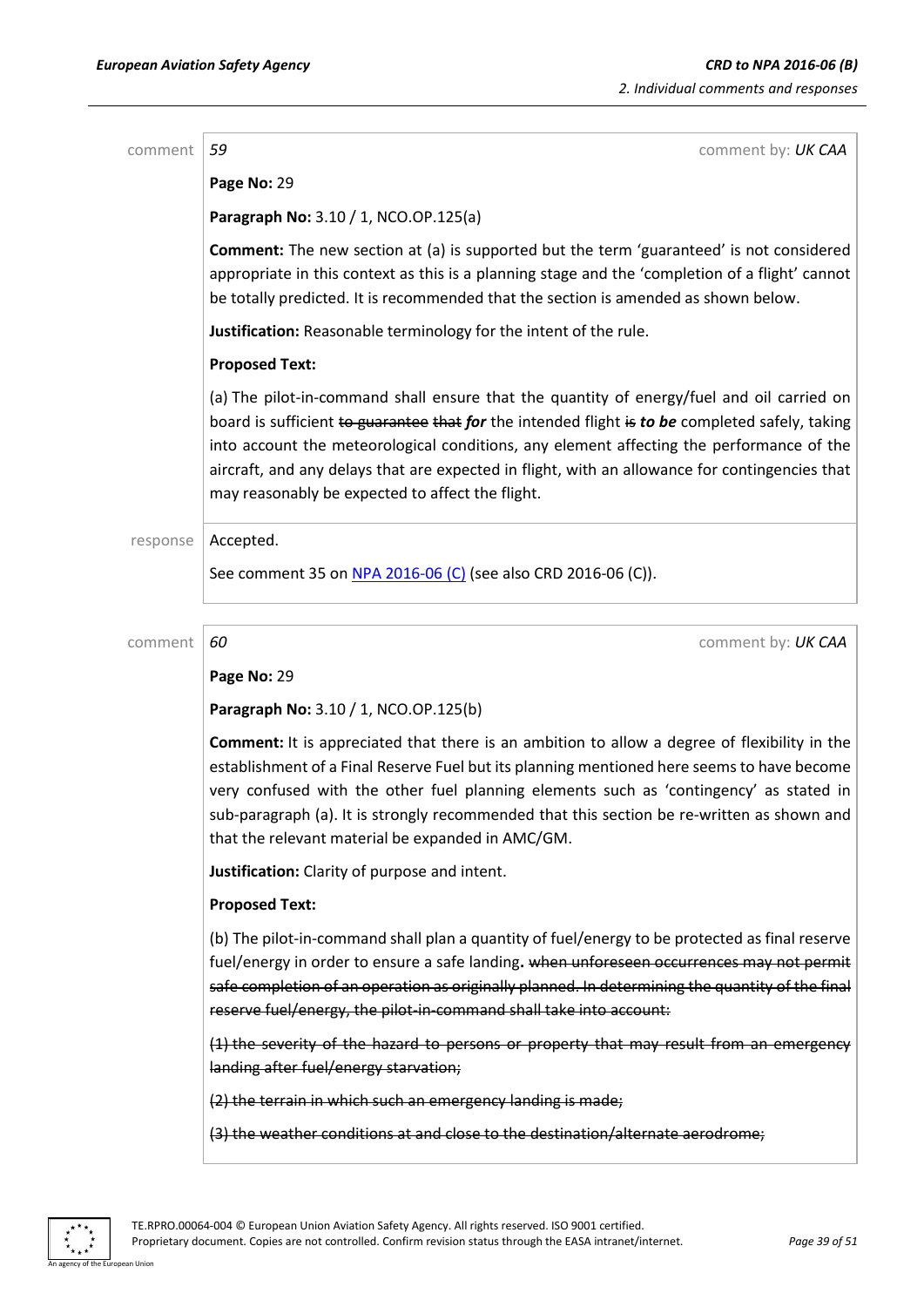comment | *59* | comment by: *UK CAA*

**Page No:** 29

**Paragraph No:** 3.10 / 1, NCO.OP.125(a)

**Comment:** The new section at (a) is supported but the term 'guaranteed' is not considered appropriate in this context as this is a planning stage and the 'completion of a flight' cannot be totally predicted. It is recommended that the section is amended as shown below.

**Justification:** Reasonable terminology for the intent of the rule.

**Proposed Text:**

(a) The pilot-in-command shall ensure that the quantity of energy/fuel and oil carried on board is sufficient ~~to guarantee~~ ~~that~~ ***for*** the intended flight ~~is~~ ***to be*** completed safely, taking into account the meteorological conditions, any element affecting the performance of the aircraft, and any delays that are expected in flight, with an allowance for contingencies that may reasonably be expected to affect the flight.

response | Accepted.

See comment 35 on NPA 2016-06 (C) (see also CRD 2016-06 (C)).

---

comment | *60* | comment by: *UK CAA*

**Page No:** 29

**Paragraph No:** 3.10 / 1, NCO.OP.125(b)

**Comment:** It is appreciated that there is an ambition to allow a degree of flexibility in the establishment of a Final Reserve Fuel but its planning mentioned here seems to have become very confused with the other fuel planning elements such as 'contingency' as stated in sub-paragraph (a). It is strongly recommended that this section be re-written as shown and that the relevant material be expanded in AMC/GM.

**Justification:** Clarity of purpose and intent.

**Proposed Text:**

(b) The pilot-in-command shall plan a quantity of fuel/energy to be protected as final reserve fuel/energy in order to ensure a safe landing**.** ~~when unforeseen occurrences may not permit safe completion of an operation as originally planned. In determining the quantity of the final reserve fuel/energy, the pilot-in-command shall take into account:~~

~~(1) the severity of the hazard to persons or property that may result from an emergency landing after fuel/energy starvation;~~

~~(2) the terrain in which such an emergency landing is made;~~

~~(3) the weather conditions at and close to the destination/alternate aerodrome;~~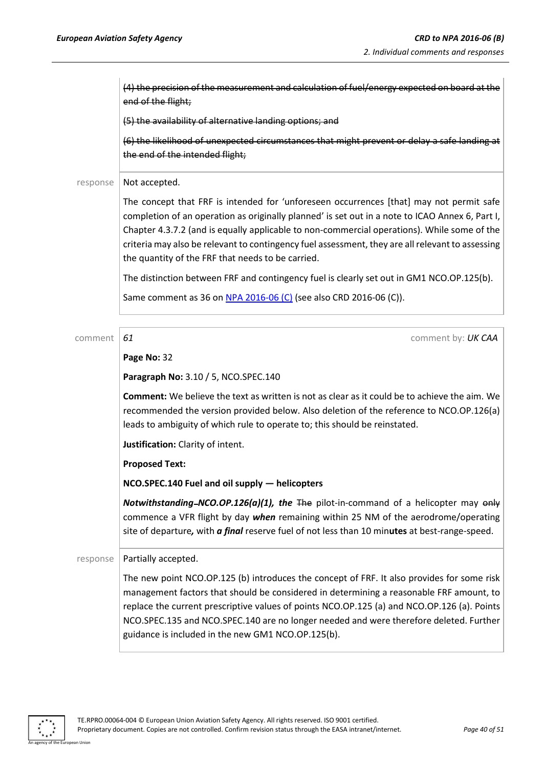~~(4) the precision of the measurement and calculation of fuel/energy expected on board at the end of the flight;~~

~~(5) the availability of alternative landing options; and~~

~~(6) the likelihood of unexpected circumstances that might prevent or delay a safe landing at the end of the intended flight;~~

response

Not accepted.

The concept that FRF is intended for 'unforeseen occurrences [that] may not permit safe completion of an operation as originally planned' is set out in a note to ICAO Annex 6, Part I, Chapter 4.3.7.2 (and is equally applicable to non-commercial operations). While some of the criteria may also be relevant to contingency fuel assessment, they are all relevant to assessing the quantity of the FRF that needs to be carried.

The distinction between FRF and contingency fuel is clearly set out in GM1 NCO.OP.125(b).

Same comment as 36 on [NPA 2016-06 (C)](NPA 2016-06 (C)) (see also CRD 2016-06 (C)).

comment

*61* comment by: *UK CAA*

**Page No:** 32

**Paragraph No:** 3.10 / 5, NCO.SPEC.140

**Comment:** We believe the text as written is not as clear as it could be to achieve the aim. We recommended the version provided below. Also deletion of the reference to NCO.OP.126(a) leads to ambiguity of which rule to operate to; this should be reinstated.

**Justification:** Clarity of intent.

**Proposed Text:**

**NCO.SPEC.140 Fuel and oil supply — helicopters**

***Notwithstanding NCO.OP.126(a)(1), the*** ~~The~~ pilot-in-command of a helicopter may ~~only~~ commence a VFR flight by day ***when*** remaining within 25 NM of the aerodrome/operating site of departure***,*** with ***a final*** reserve fuel of not less than 10 min**utes** at best-range-speed.

response

Partially accepted.

The new point NCO.OP.125 (b) introduces the concept of FRF. It also provides for some risk management factors that should be considered in determining a reasonable FRF amount, to replace the current prescriptive values of points NCO.OP.125 (a) and NCO.OP.126 (a). Points NCO.SPEC.135 and NCO.SPEC.140 are no longer needed and were therefore deleted. Further guidance is included in the new GM1 NCO.OP.125(b).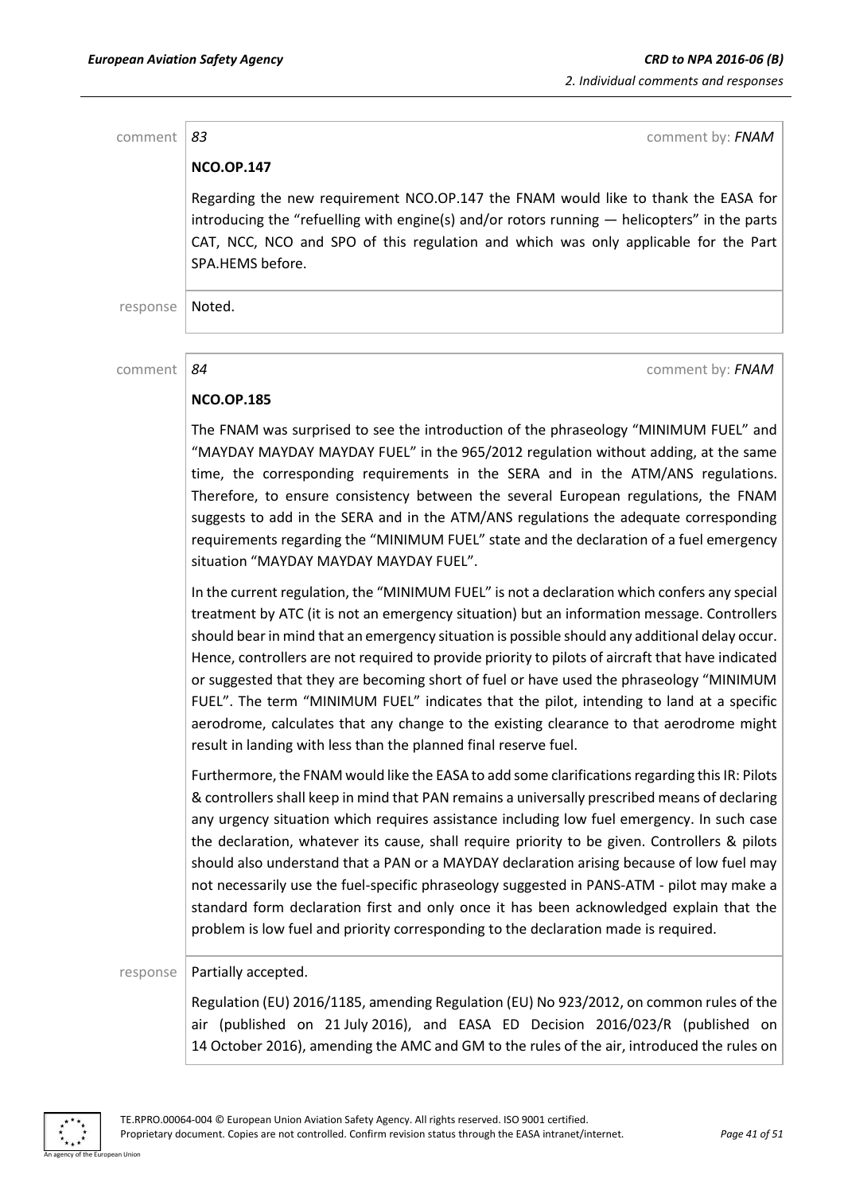comment | *83* | comment by: *FNAM*

**NCO.OP.147**

Regarding the new requirement NCO.OP.147 the FNAM would like to thank the EASA for introducing the "refuelling with engine(s) and/or rotors running — helicopters" in the parts CAT, NCC, NCO and SPO of this regulation and which was only applicable for the Part SPA.HEMS before.

response | Noted.

comment | *84* | comment by: *FNAM*

**NCO.OP.185**

The FNAM was surprised to see the introduction of the phraseology "MINIMUM FUEL" and "MAYDAY MAYDAY MAYDAY FUEL" in the 965/2012 regulation without adding, at the same time, the corresponding requirements in the SERA and in the ATM/ANS regulations. Therefore, to ensure consistency between the several European regulations, the FNAM suggests to add in the SERA and in the ATM/ANS regulations the adequate corresponding requirements regarding the "MINIMUM FUEL" state and the declaration of a fuel emergency situation "MAYDAY MAYDAY MAYDAY FUEL".

In the current regulation, the "MINIMUM FUEL" is not a declaration which confers any special treatment by ATC (it is not an emergency situation) but an information message. Controllers should bear in mind that an emergency situation is possible should any additional delay occur. Hence, controllers are not required to provide priority to pilots of aircraft that have indicated or suggested that they are becoming short of fuel or have used the phraseology "MINIMUM FUEL". The term "MINIMUM FUEL" indicates that the pilot, intending to land at a specific aerodrome, calculates that any change to the existing clearance to that aerodrome might result in landing with less than the planned final reserve fuel.

Furthermore, the FNAM would like the EASA to add some clarifications regarding this IR: Pilots & controllers shall keep in mind that PAN remains a universally prescribed means of declaring any urgency situation which requires assistance including low fuel emergency. In such case the declaration, whatever its cause, shall require priority to be given. Controllers & pilots should also understand that a PAN or a MAYDAY declaration arising because of low fuel may not necessarily use the fuel-specific phraseology suggested in PANS-ATM - pilot may make a standard form declaration first and only once it has been acknowledged explain that the problem is low fuel and priority corresponding to the declaration made is required.

response | Partially accepted.

Regulation (EU) 2016/1185, amending Regulation (EU) No 923/2012, on common rules of the air (published on 21 July 2016), and EASA ED Decision 2016/023/R (published on 14 October 2016), amending the AMC and GM to the rules of the air, introduced the rules on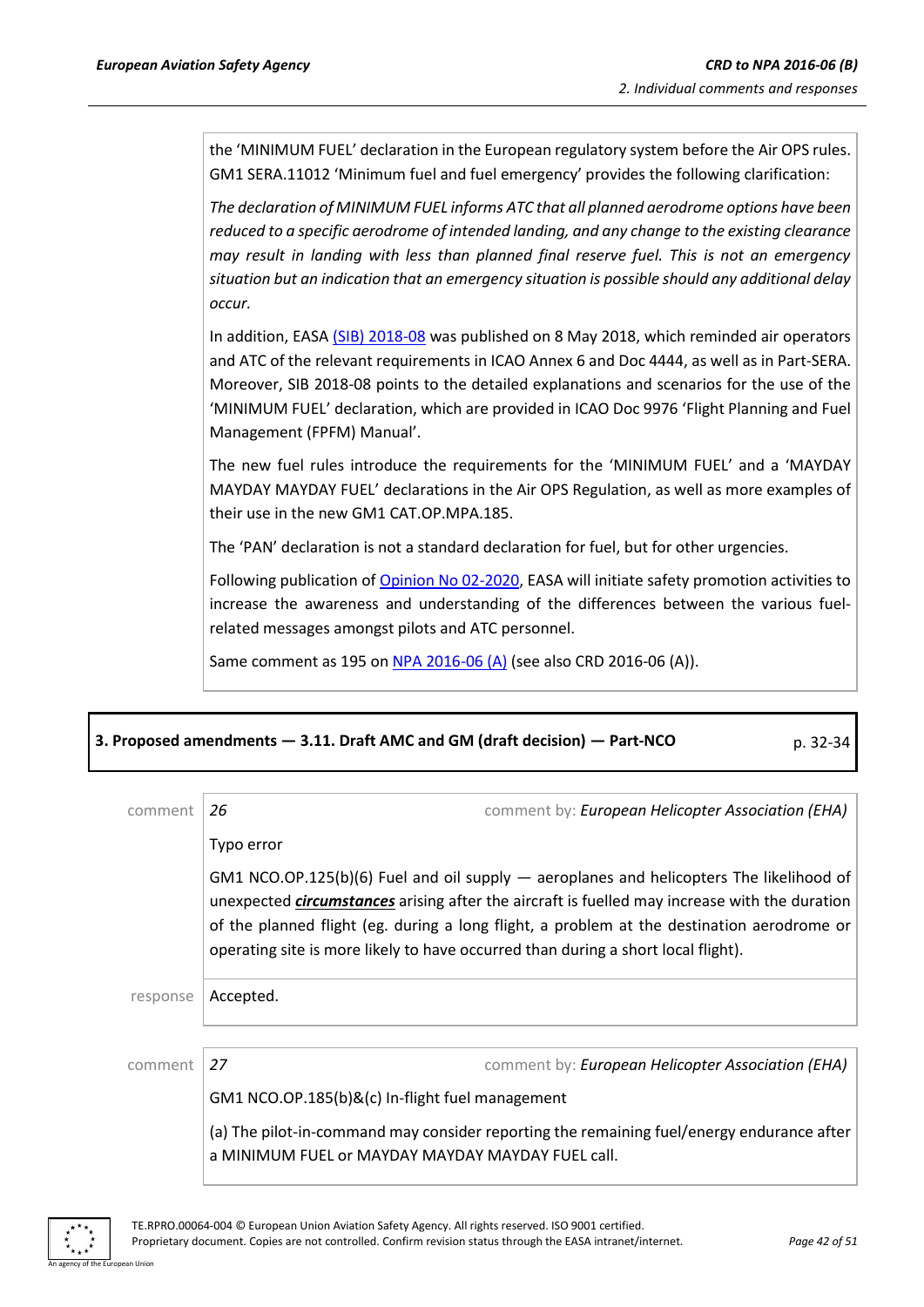the 'MINIMUM FUEL' declaration in the European regulatory system before the Air OPS rules. GM1 SERA.11012 'Minimum fuel and fuel emergency' provides the following clarification:

*The declaration of MINIMUM FUEL informs ATC that all planned aerodrome options have been reduced to a specific aerodrome of intended landing, and any change to the existing clearance may result in landing with less than planned final reserve fuel. This is not an emergency situation but an indication that an emergency situation is possible should any additional delay occur.*

In addition, EASA (SIB) 2018-08 was published on 8 May 2018, which reminded air operators and ATC of the relevant requirements in ICAO Annex 6 and Doc 4444, as well as in Part-SERA. Moreover, SIB 2018-08 points to the detailed explanations and scenarios for the use of the 'MINIMUM FUEL' declaration, which are provided in ICAO Doc 9976 'Flight Planning and Fuel Management (FPFM) Manual'.

The new fuel rules introduce the requirements for the 'MINIMUM FUEL' and a 'MAYDAY MAYDAY MAYDAY FUEL' declarations in the Air OPS Regulation, as well as more examples of their use in the new GM1 CAT.OP.MPA.185.

The 'PAN' declaration is not a standard declaration for fuel, but for other urgencies.

Following publication of Opinion No 02-2020, EASA will initiate safety promotion activities to increase the awareness and understanding of the differences between the various fuel-related messages amongst pilots and ATC personnel.

Same comment as 195 on NPA 2016-06 (A) (see also CRD 2016-06 (A)).

**3. Proposed amendments — 3.11. Draft AMC and GM (draft decision) — Part-NCO** p. 32-34

comment *26* comment by: *European Helicopter Association (EHA)*

Typo error

GM1 NCO.OP.125(b)(6) Fuel and oil supply — aeroplanes and helicopters The likelihood of unexpected ***circumstances*** arising after the aircraft is fuelled may increase with the duration of the planned flight (eg. during a long flight, a problem at the destination aerodrome or operating site is more likely to have occurred than during a short local flight).

response Accepted.

comment *27* comment by: *European Helicopter Association (EHA)*

GM1 NCO.OP.185(b)&(c) In-flight fuel management

(a) The pilot-in-command may consider reporting the remaining fuel/energy endurance after a MINIMUM FUEL or MAYDAY MAYDAY MAYDAY FUEL call.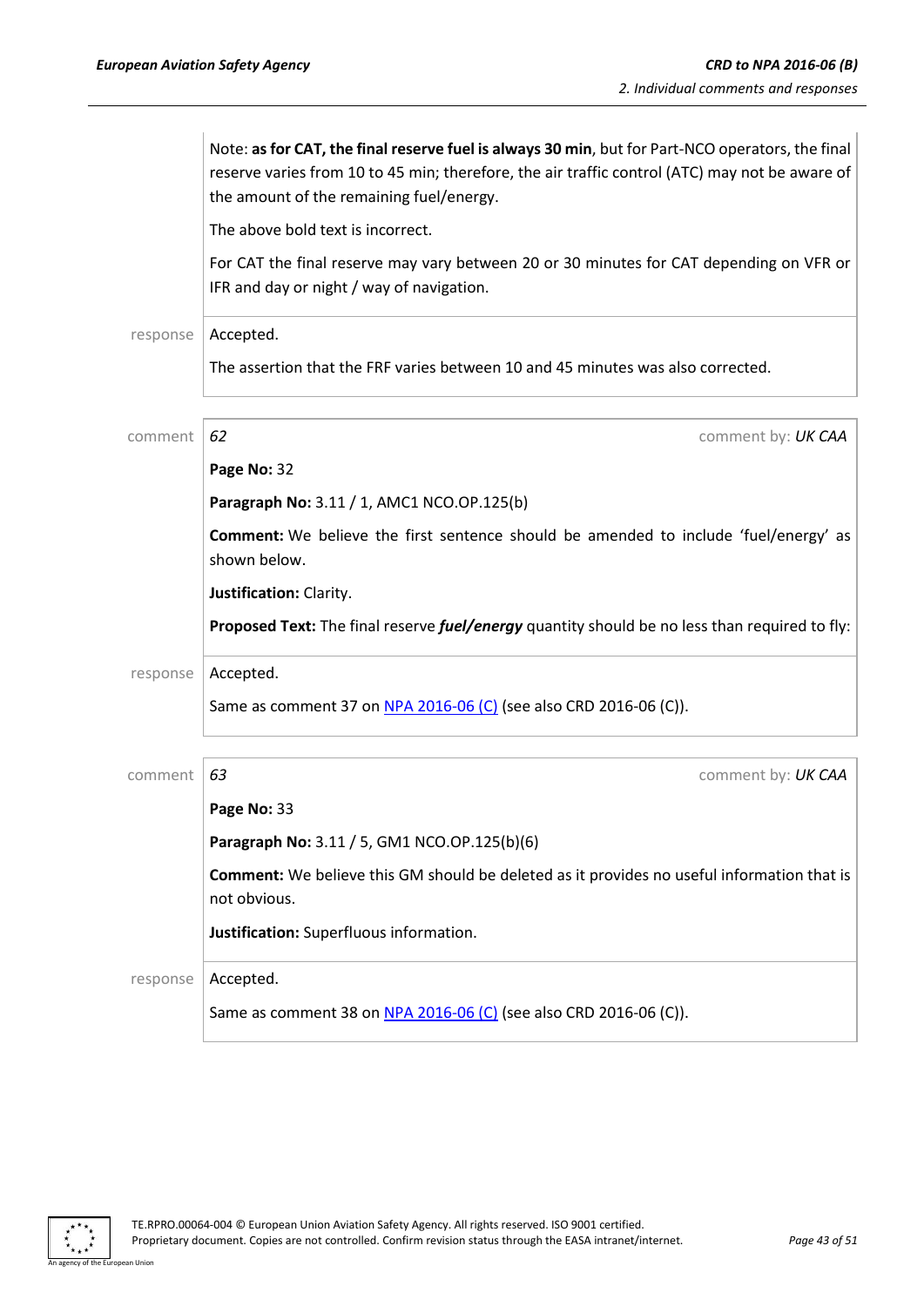Note: **as for CAT, the final reserve fuel is always 30 min**, but for Part-NCO operators, the final reserve varies from 10 to 45 min; therefore, the air traffic control (ATC) may not be aware of the amount of the remaining fuel/energy.

The above bold text is incorrect.

For CAT the final reserve may vary between 20 or 30 minutes for CAT depending on VFR or IFR and day or night / way of navigation.

response

Accepted.

The assertion that the FRF varies between 10 and 45 minutes was also corrected.

---

comment *62* comment by: *UK CAA*

**Page No:** 32

**Paragraph No:** 3.11 / 1, AMC1 NCO.OP.125(b)

**Comment:** We believe the first sentence should be amended to include 'fuel/energy' as shown below.

**Justification:** Clarity.

**Proposed Text:** The final reserve ***fuel/energy*** quantity should be no less than required to fly:

response

Accepted.

Same as comment 37 on NPA 2016-06 (C) (see also CRD 2016-06 (C)).

---

comment *63* comment by: *UK CAA*

**Page No:** 33

**Paragraph No:** 3.11 / 5, GM1 NCO.OP.125(b)(6)

**Comment:** We believe this GM should be deleted as it provides no useful information that is not obvious.

**Justification:** Superfluous information.

response

Accepted.

Same as comment 38 on NPA 2016-06 (C) (see also CRD 2016-06 (C)).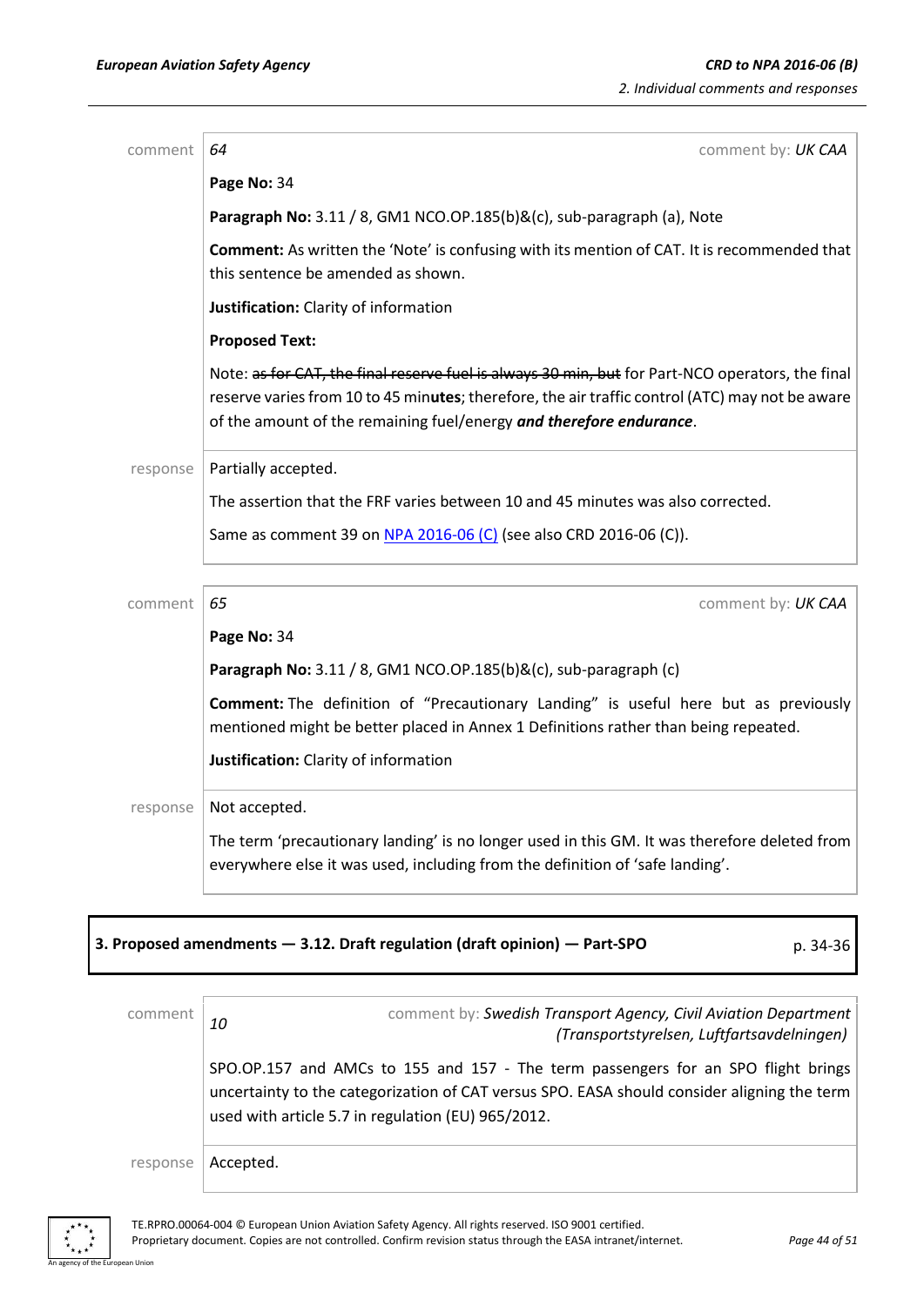comment | *64* | comment by: *UK CAA*

**Page No:** 34

**Paragraph No:** 3.11 / 8, GM1 NCO.OP.185(b)&(c), sub-paragraph (a), Note

**Comment:** As written the 'Note' is confusing with its mention of CAT. It is recommended that this sentence be amended as shown.

**Justification:** Clarity of information

**Proposed Text:**

Note: ~~as for CAT, the final reserve fuel is always 30 min, but~~ for Part-NCO operators, the final reserve varies from 10 to 45 min**utes**; therefore, the air traffic control (ATC) may not be aware of the amount of the remaining fuel/energy ***and therefore endurance***.

response | Partially accepted.

The assertion that the FRF varies between 10 and 45 minutes was also corrected.

Same as comment 39 on [NPA 2016-06 (C)] (see also CRD 2016-06 (C)).

comment | *65* | comment by: *UK CAA*

**Page No:** 34

**Paragraph No:** 3.11 / 8, GM1 NCO.OP.185(b)&(c), sub-paragraph (c)

**Comment:** The definition of "Precautionary Landing" is useful here but as previously mentioned might be better placed in Annex 1 Definitions rather than being repeated.

**Justification:** Clarity of information

response | Not accepted.

The term 'precautionary landing' is no longer used in this GM. It was therefore deleted from everywhere else it was used, including from the definition of 'safe landing'.

**3. Proposed amendments — 3.12. Draft regulation (draft opinion) — Part-SPO** p. 34-36

comment | *10* | comment by: *Swedish Transport Agency, Civil Aviation Department (Transportstyrelsen, Luftfartsavdelningen)*

SPO.OP.157 and AMCs to 155 and 157 - The term passengers for an SPO flight brings uncertainty to the categorization of CAT versus SPO. EASA should consider aligning the term used with article 5.7 in regulation (EU) 965/2012.

response | Accepted.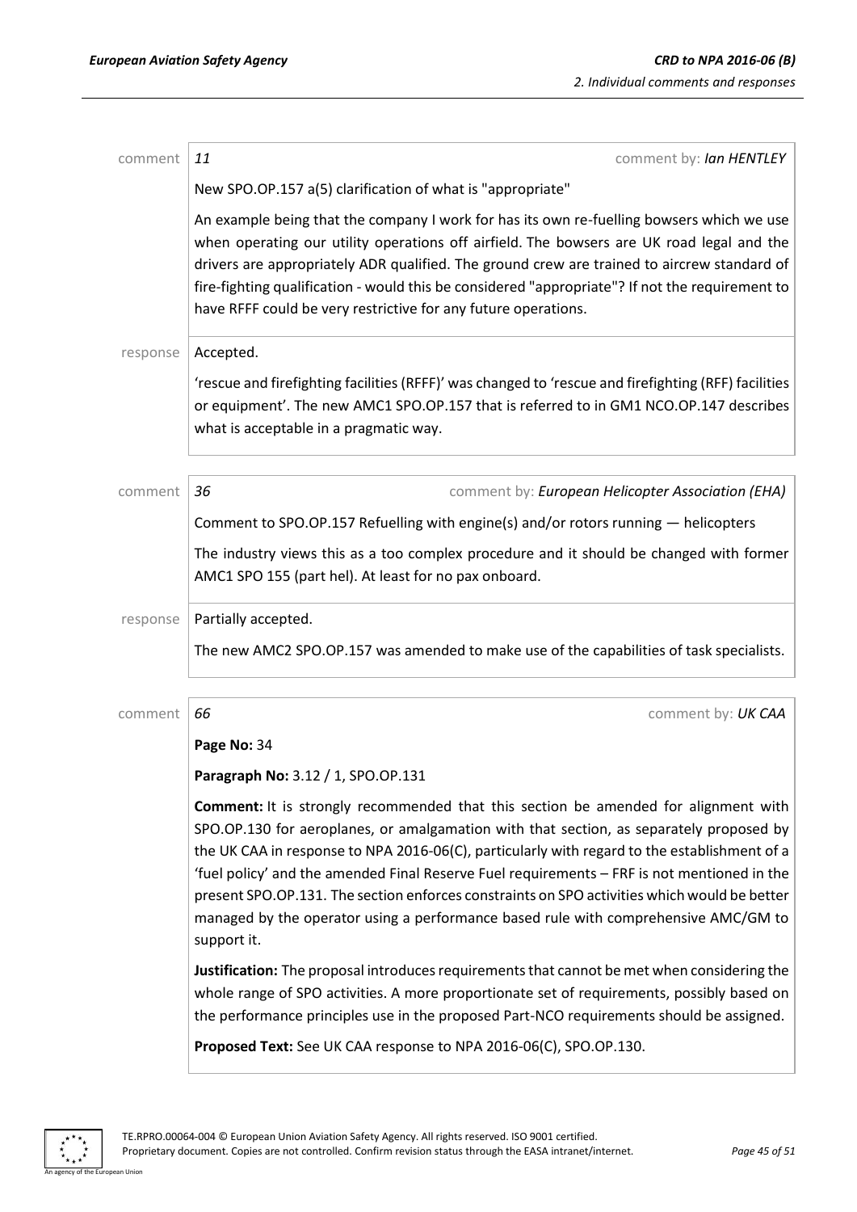comment | *11* | comment by: ***Ian HENTLEY***

New SPO.OP.157 a(5) clarification of what is "appropriate"

An example being that the company I work for has its own re-fuelling bowsers which we use when operating our utility operations off airfield. The bowsers are UK road legal and the drivers are appropriately ADR qualified. The ground crew are trained to aircrew standard of fire-fighting qualification - would this be considered "appropriate"? If not the requirement to have RFFF could be very restrictive for any future operations.

response | Accepted.

'rescue and firefighting facilities (RFFF)' was changed to 'rescue and firefighting (RFF) facilities or equipment'. The new AMC1 SPO.OP.157 that is referred to in GM1 NCO.OP.147 describes what is acceptable in a pragmatic way.

comment | *36* | comment by: ***European Helicopter Association (EHA)***

Comment to SPO.OP.157 Refuelling with engine(s) and/or rotors running — helicopters

The industry views this as a too complex procedure and it should be changed with former AMC1 SPO 155 (part hel). At least for no pax onboard.

response | Partially accepted.

The new AMC2 SPO.OP.157 was amended to make use of the capabilities of task specialists.

comment | *66* | comment by: ***UK CAA***

**Page No:** 34

**Paragraph No:** 3.12 / 1, SPO.OP.131

**Comment:** It is strongly recommended that this section be amended for alignment with SPO.OP.130 for aeroplanes, or amalgamation with that section, as separately proposed by the UK CAA in response to NPA 2016-06(C), particularly with regard to the establishment of a 'fuel policy' and the amended Final Reserve Fuel requirements – FRF is not mentioned in the present SPO.OP.131. The section enforces constraints on SPO activities which would be better managed by the operator using a performance based rule with comprehensive AMC/GM to support it.

**Justification:** The proposal introduces requirements that cannot be met when considering the whole range of SPO activities. A more proportionate set of requirements, possibly based on the performance principles use in the proposed Part-NCO requirements should be assigned.

**Proposed Text:** See UK CAA response to NPA 2016-06(C), SPO.OP.130.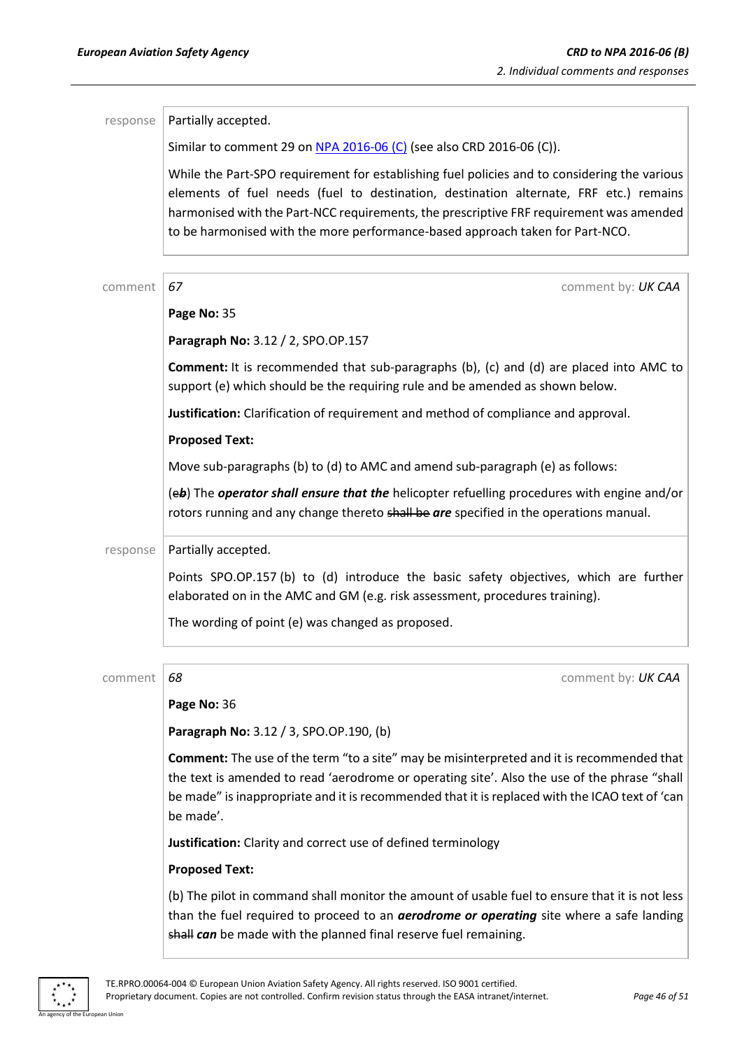response

Partially accepted.

Similar to comment 29 on [NPA 2016-06 (C)](#) (see also CRD 2016-06 (C)).

While the Part-SPO requirement for establishing fuel policies and to considering the various elements of fuel needs (fuel to destination, destination alternate, FRF etc.) remains harmonised with the Part-NCC requirements, the prescriptive FRF requirement was amended to be harmonised with the more performance-based approach taken for Part-NCO.

comment

*67* comment by: *UK CAA*

**Page No:** 35

**Paragraph No:** 3.12 / 2, SPO.OP.157

**Comment:** It is recommended that sub-paragraphs (b), (c) and (d) are placed into AMC to support (e) which should be the requiring rule and be amended as shown below.

**Justification:** Clarification of requirement and method of compliance and approval.

**Proposed Text:**

Move sub-paragraphs (b) to (d) to AMC and amend sub-paragraph (e) as follows:

(~~e~~***b***) The ***operator shall ensure that the*** helicopter refuelling procedures with engine and/or rotors running and any change thereto ~~shall be~~ ***are*** specified in the operations manual.

response

Partially accepted.

Points SPO.OP.157 (b) to (d) introduce the basic safety objectives, which are further elaborated on in the AMC and GM (e.g. risk assessment, procedures training).

The wording of point (e) was changed as proposed.

comment

*68* comment by: *UK CAA*

**Page No:** 36

**Paragraph No:** 3.12 / 3, SPO.OP.190, (b)

**Comment:** The use of the term "to a site" may be misinterpreted and it is recommended that the text is amended to read 'aerodrome or operating site'. Also the use of the phrase "shall be made" is inappropriate and it is recommended that it is replaced with the ICAO text of 'can be made'.

**Justification:** Clarity and correct use of defined terminology

**Proposed Text:**

(b) The pilot in command shall monitor the amount of usable fuel to ensure that it is not less than the fuel required to proceed to an ***aerodrome or operating*** site where a safe landing ~~shall~~ ***can*** be made with the planned final reserve fuel remaining.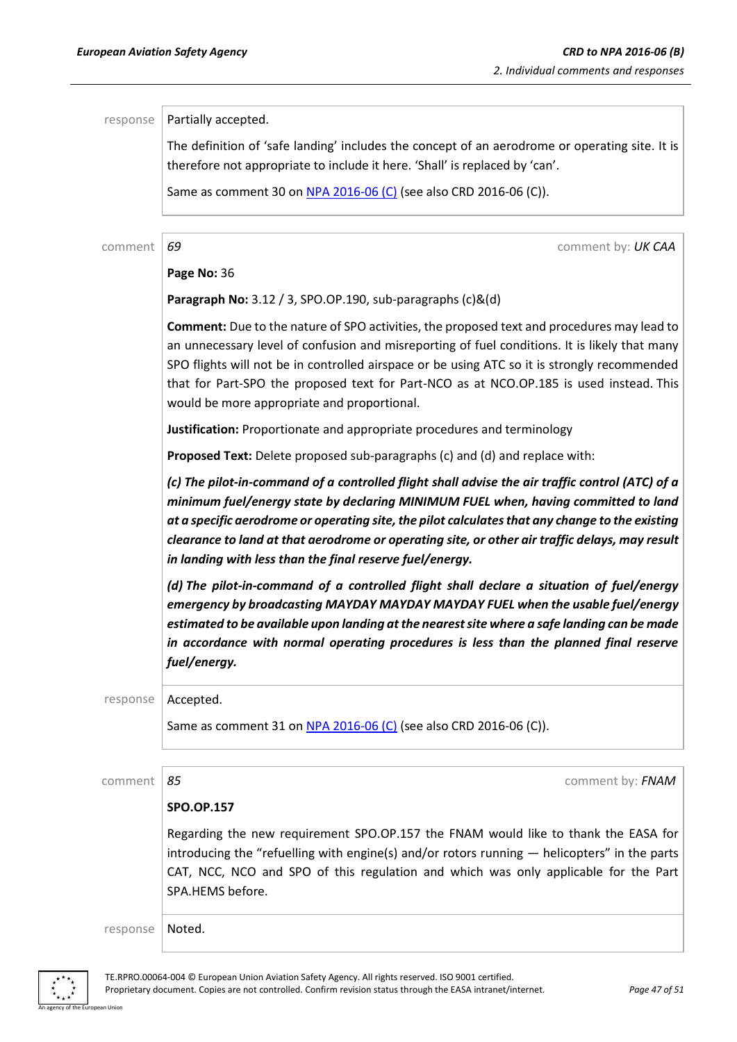response Partially accepted.

The definition of 'safe landing' includes the concept of an aerodrome or operating site. It is therefore not appropriate to include it here. 'Shall' is replaced by 'can'.

Same as comment 30 on NPA 2016-06 (C) (see also CRD 2016-06 (C)).

comment *69* comment by: *UK CAA*

**Page No:** 36

**Paragraph No:** 3.12 / 3, SPO.OP.190, sub-paragraphs (c)&(d)

**Comment:** Due to the nature of SPO activities, the proposed text and procedures may lead to an unnecessary level of confusion and misreporting of fuel conditions. It is likely that many SPO flights will not be in controlled airspace or be using ATC so it is strongly recommended that for Part-SPO the proposed text for Part-NCO as at NCO.OP.185 is used instead. This would be more appropriate and proportional.

**Justification:** Proportionate and appropriate procedures and terminology

**Proposed Text:** Delete proposed sub-paragraphs (c) and (d) and replace with:

***(c) The pilot-in-command of a controlled flight shall advise the air traffic control (ATC) of a minimum fuel/energy state by declaring MINIMUM FUEL when, having committed to land at a specific aerodrome or operating site, the pilot calculates that any change to the existing clearance to land at that aerodrome or operating site, or other air traffic delays, may result in landing with less than the final reserve fuel/energy.***

***(d) The pilot-in-command of a controlled flight shall declare a situation of fuel/energy emergency by broadcasting MAYDAY MAYDAY MAYDAY FUEL when the usable fuel/energy estimated to be available upon landing at the nearest site where a safe landing can be made in accordance with normal operating procedures is less than the planned final reserve fuel/energy.***

response Accepted.

Same as comment 31 on NPA 2016-06 (C) (see also CRD 2016-06 (C)).

comment *85* comment by: *FNAM*

**SPO.OP.157**

Regarding the new requirement SPO.OP.157 the FNAM would like to thank the EASA for introducing the "refuelling with engine(s) and/or rotors running — helicopters" in the parts CAT, NCC, NCO and SPO of this regulation and which was only applicable for the Part SPA.HEMS before.

response Noted.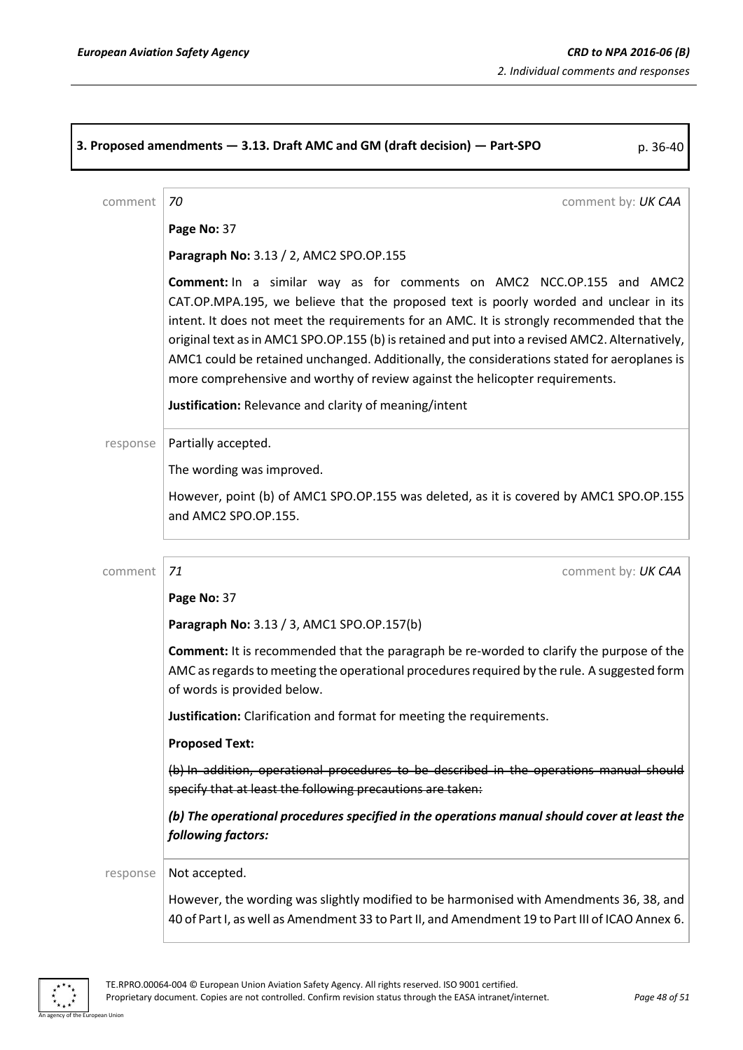**3. Proposed amendments — 3.13. Draft AMC and GM (draft decision) — Part-SPO** p. 36-40

comment *70* comment by: *UK CAA*

**Page No:** 37

**Paragraph No:** 3.13 / 2, AMC2 SPO.OP.155

**Comment:** In a similar way as for comments on AMC2 NCC.OP.155 and AMC2 CAT.OP.MPA.195, we believe that the proposed text is poorly worded and unclear in its intent. It does not meet the requirements for an AMC. It is strongly recommended that the original text as in AMC1 SPO.OP.155 (b) is retained and put into a revised AMC2. Alternatively, AMC1 could be retained unchanged. Additionally, the considerations stated for aeroplanes is more comprehensive and worthy of review against the helicopter requirements.

**Justification:** Relevance and clarity of meaning/intent

response Partially accepted.

The wording was improved.

However, point (b) of AMC1 SPO.OP.155 was deleted, as it is covered by AMC1 SPO.OP.155 and AMC2 SPO.OP.155.

comment *71* comment by: *UK CAA*

**Page No:** 37

**Paragraph No:** 3.13 / 3, AMC1 SPO.OP.157(b)

**Comment:** It is recommended that the paragraph be re-worded to clarify the purpose of the AMC as regards to meeting the operational procedures required by the rule. A suggested form of words is provided below.

**Justification:** Clarification and format for meeting the requirements.

**Proposed Text:**

~~(b) In addition, operational procedures to be described in the operations manual should specify that at least the following precautions are taken:~~

***(b) The operational procedures specified in the operations manual should cover at least the following factors:***

response Not accepted.

However, the wording was slightly modified to be harmonised with Amendments 36, 38, and 40 of Part I, as well as Amendment 33 to Part II, and Amendment 19 to Part III of ICAO Annex 6.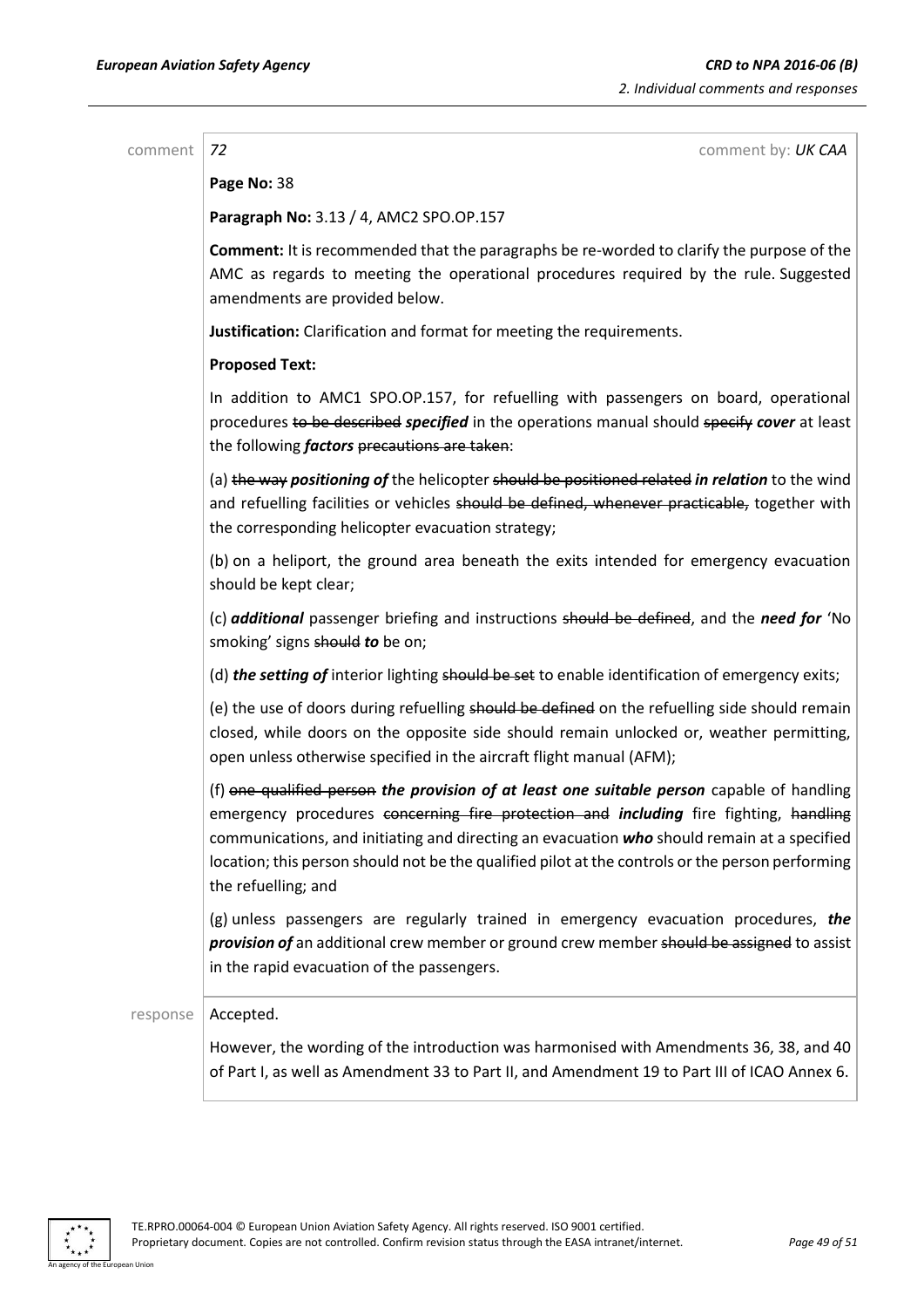comment | *72* | comment by: *UK CAA*

**Page No:** 38

**Paragraph No:** 3.13 / 4, AMC2 SPO.OP.157

**Comment:** It is recommended that the paragraphs be re-worded to clarify the purpose of the AMC as regards to meeting the operational procedures required by the rule. Suggested amendments are provided below.

**Justification:** Clarification and format for meeting the requirements.

**Proposed Text:**

In addition to AMC1 SPO.OP.157, for refuelling with passengers on board, operational procedures ~~to be described~~ ***specified*** in the operations manual should ~~specify~~ ***cover*** at least the following ***factors*** ~~precautions are taken~~:

(a) ~~the way~~ ***positioning of*** the helicopter ~~should be positioned related~~ ***in relation*** to the wind and refuelling facilities or vehicles ~~should be defined, whenever practicable,~~ together with the corresponding helicopter evacuation strategy;

(b) on a heliport, the ground area beneath the exits intended for emergency evacuation should be kept clear;

(c) ***additional*** passenger briefing and instructions ~~should be defined~~, and the ***need for*** 'No smoking' signs ~~should~~ ***to*** be on;

(d) ***the setting of*** interior lighting ~~should be set~~ to enable identification of emergency exits;

(e) the use of doors during refuelling ~~should be defined~~ on the refuelling side should remain closed, while doors on the opposite side should remain unlocked or, weather permitting, open unless otherwise specified in the aircraft flight manual (AFM);

(f) ~~one qualified person~~ ***the provision of at least one suitable person*** capable of handling emergency procedures ~~concerning fire protection and~~ ***including*** fire fighting, ~~handling~~ communications, and initiating and directing an evacuation ***who*** should remain at a specified location; this person should not be the qualified pilot at the controls or the person performing the refuelling; and

(g) unless passengers are regularly trained in emergency evacuation procedures, ***the provision of*** an additional crew member or ground crew member ~~should be assigned~~ to assist in the rapid evacuation of the passengers.

response | Accepted.

However, the wording of the introduction was harmonised with Amendments 36, 38, and 40 of Part I, as well as Amendment 33 to Part II, and Amendment 19 to Part III of ICAO Annex 6.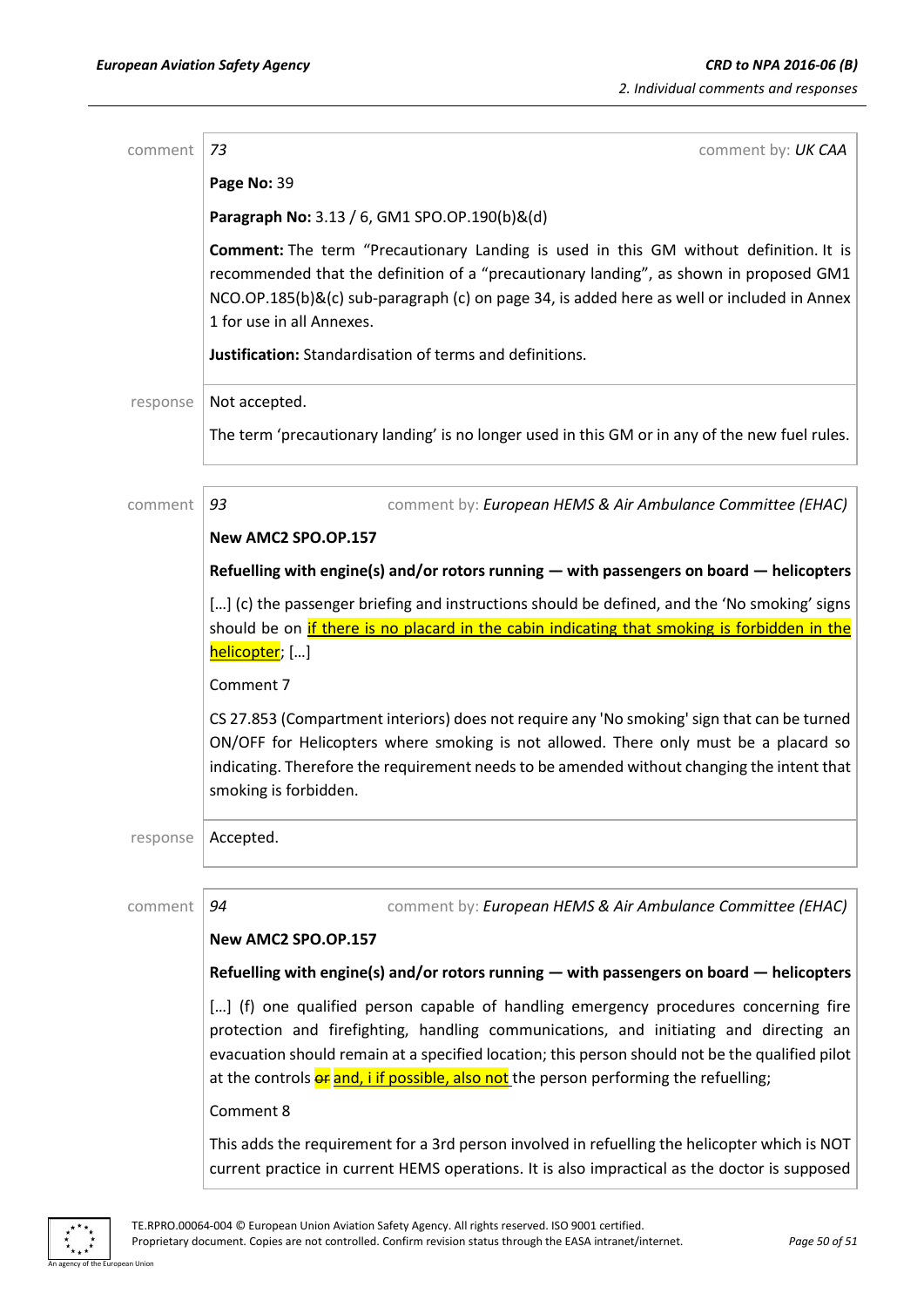comment | *73* | comment by: *UK CAA*

**Page No:** 39

**Paragraph No:** 3.13 / 6, GM1 SPO.OP.190(b)&(d)

**Comment:** The term "Precautionary Landing is used in this GM without definition. It is recommended that the definition of a "precautionary landing", as shown in proposed GM1 NCO.OP.185(b)&(c) sub-paragraph (c) on page 34, is added here as well or included in Annex 1 for use in all Annexes.

**Justification:** Standardisation of terms and definitions.

response | Not accepted.

The term 'precautionary landing' is no longer used in this GM or in any of the new fuel rules.

---

comment | *93* | comment by: *European HEMS & Air Ambulance Committee (EHAC)*

**New AMC2 SPO.OP.157**

**Refuelling with engine(s) and/or rotors running — with passengers on board — helicopters**

[…] (c) the passenger briefing and instructions should be defined, and the 'No smoking' signs should be on if there is no placard in the cabin indicating that smoking is forbidden in the helicopter; […]

Comment 7

CS 27.853 (Compartment interiors) does not require any 'No smoking' sign that can be turned ON/OFF for Helicopters where smoking is not allowed. There only must be a placard so indicating. Therefore the requirement needs to be amended without changing the intent that smoking is forbidden.

response | Accepted.

---

comment | *94* | comment by: *European HEMS & Air Ambulance Committee (EHAC)*

**New AMC2 SPO.OP.157**

**Refuelling with engine(s) and/or rotors running — with passengers on board — helicopters**

[…] (f) one qualified person capable of handling emergency procedures concerning fire protection and firefighting, handling communications, and initiating and directing an evacuation should remain at a specified location; this person should not be the qualified pilot at the controls ~~or~~ and, i if possible, also not the person performing the refuelling;

Comment 8

This adds the requirement for a 3rd person involved in refuelling the helicopter which is NOT current practice in current HEMS operations. It is also impractical as the doctor is supposed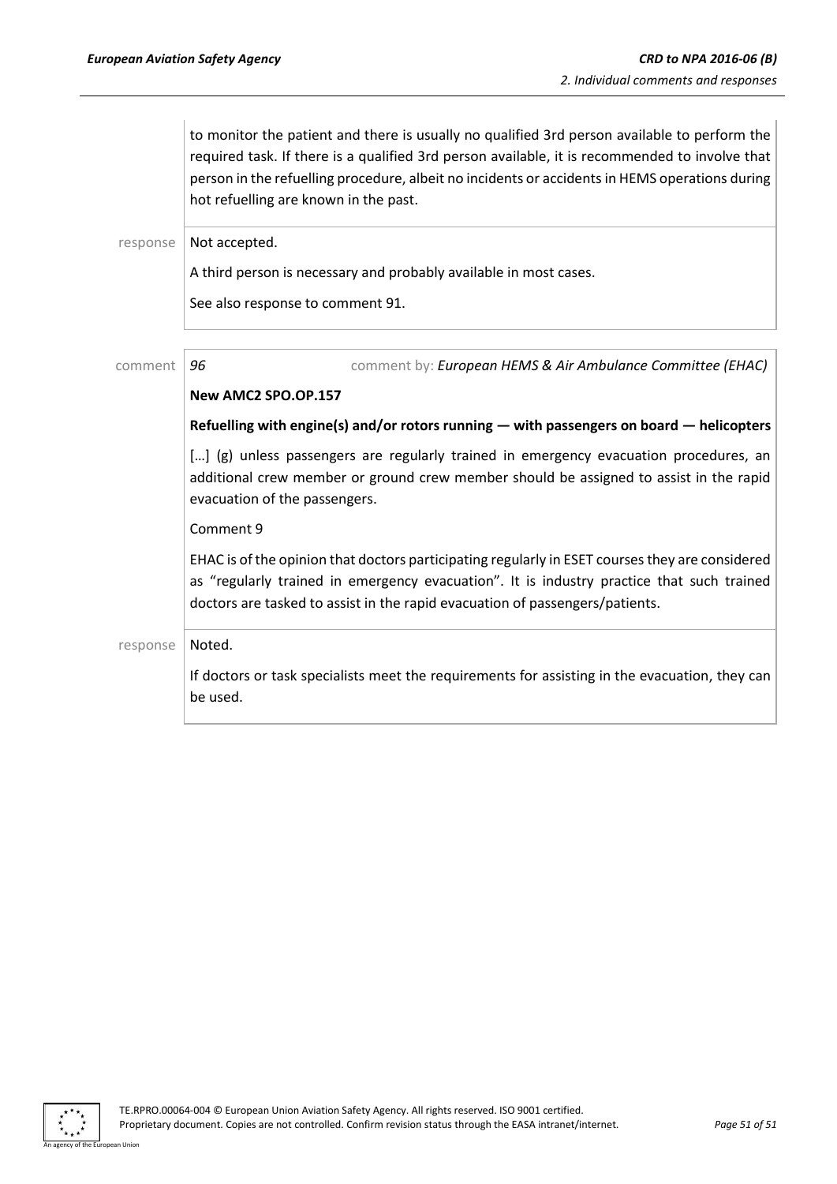to monitor the patient and there is usually no qualified 3rd person available to perform the required task. If there is a qualified 3rd person available, it is recommended to involve that person in the refuelling procedure, albeit no incidents or accidents in HEMS operations during hot refuelling are known in the past.

response Not accepted.

A third person is necessary and probably available in most cases.

See also response to comment 91.

comment 96 comment by: *European HEMS & Air Ambulance Committee (EHAC)*

**New AMC2 SPO.OP.157**

**Refuelling with engine(s) and/or rotors running — with passengers on board — helicopters**

[…] (g) unless passengers are regularly trained in emergency evacuation procedures, an additional crew member or ground crew member should be assigned to assist in the rapid evacuation of the passengers.

Comment 9

EHAC is of the opinion that doctors participating regularly in ESET courses they are considered as "regularly trained in emergency evacuation". It is industry practice that such trained doctors are tasked to assist in the rapid evacuation of passengers/patients.

response Noted.

If doctors or task specialists meet the requirements for assisting in the evacuation, they can be used.